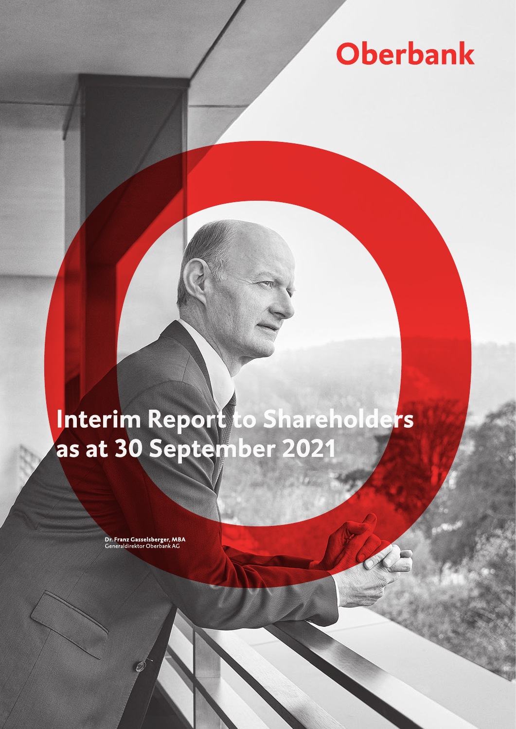Oberbank

# Interim Report to Shareholders as at 30 September 2021

**Dr. Franz Gasselsberger, MBA**
Generaldirektor Oberbank AG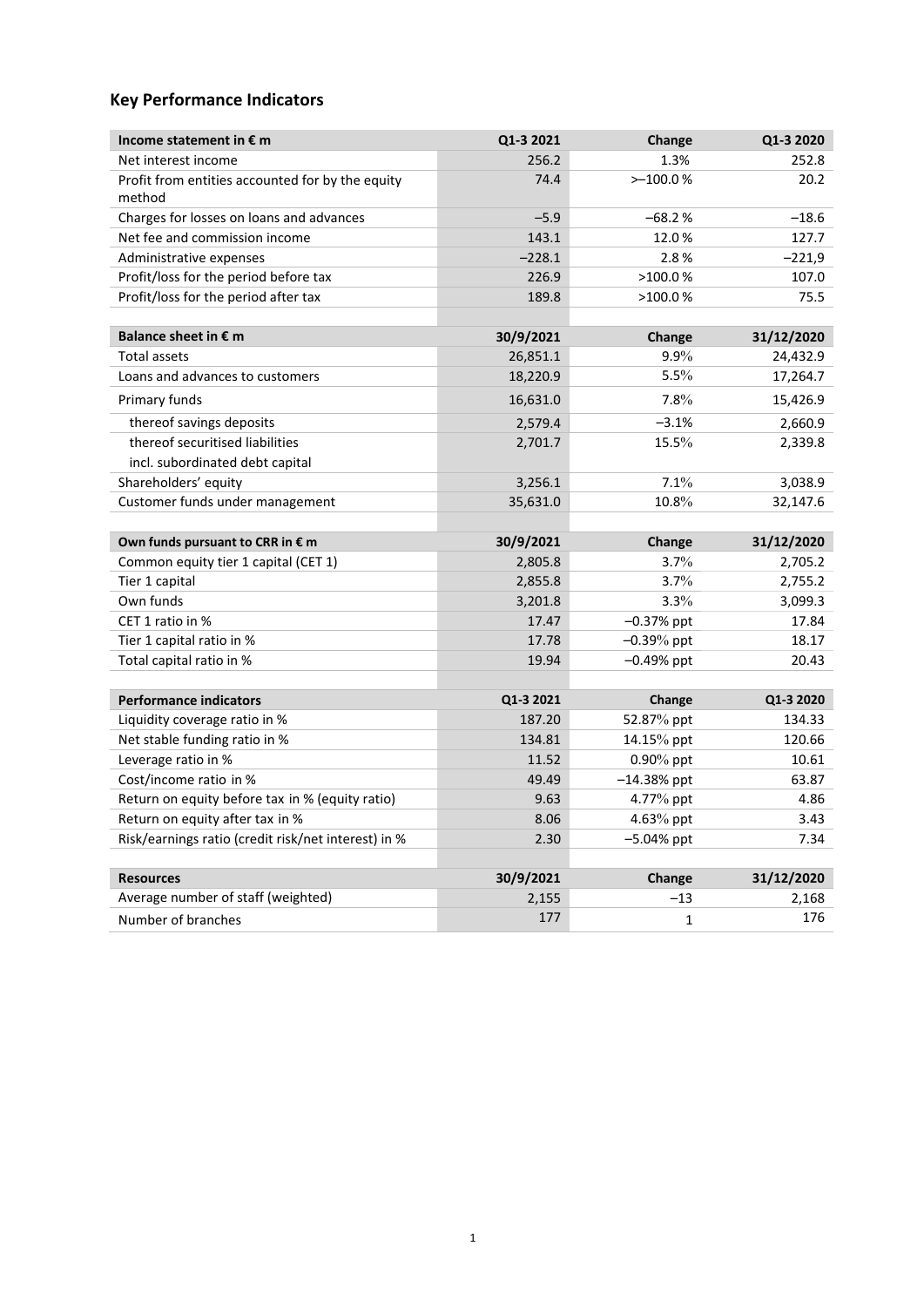## Key Performance Indicators

| Income statement in € m | Q1-3 2021 | Change | Q1-3 2020 |
|---|---|---|---|
| Net interest income | 256.2 | 1.3% | 252.8 |
| Profit from entities accounted for by the equity method | 74.4 | >–100.0 % | 20.2 |
| Charges for losses on loans and advances | –5.9 | –68.2 % | –18.6 |
| Net fee and commission income | 143.1 | 12.0 % | 127.7 |
| Administrative expenses | –228.1 | 2.8 % | –221,9 |
| Profit/loss for the period before tax | 226.9 | >100.0 % | 107.0 |
| Profit/loss for the period after tax | 189.8 | >100.0 % | 75.5 |
| | | | |
| **Balance sheet in € m** | **30/9/2021** | **Change** | **31/12/2020** |
| Total assets | 26,851.1 | 9.9% | 24,432.9 |
| Loans and advances to customers | 18,220.9 | 5.5% | 17,264.7 |
| Primary funds | 16,631.0 | 7.8% | 15,426.9 |
| thereof savings deposits | 2,579.4 | –3.1% | 2,660.9 |
| thereof securitised liabilities incl. subordinated debt capital | 2,701.7 | 15.5% | 2,339.8 |
| Shareholders' equity | 3,256.1 | 7.1% | 3,038.9 |
| Customer funds under management | 35,631.0 | 10.8% | 32,147.6 |
| | | | |
| **Own funds pursuant to CRR in € m** | **30/9/2021** | **Change** | **31/12/2020** |
| Common equity tier 1 capital (CET 1) | 2,805.8 | 3.7% | 2,705.2 |
| Tier 1 capital | 2,855.8 | 3.7% | 2,755.2 |
| Own funds | 3,201.8 | 3.3% | 3,099.3 |
| CET 1 ratio in % | 17.47 | –0.37% ppt | 17.84 |
| Tier 1 capital ratio in % | 17.78 | –0.39% ppt | 18.17 |
| Total capital ratio in % | 19.94 | –0.49% ppt | 20.43 |
| | | | |
| **Performance indicators** | **Q1-3 2021** | **Change** | **Q1-3 2020** |
| Liquidity coverage ratio in % | 187.20 | 52.87% ppt | 134.33 |
| Net stable funding ratio in % | 134.81 | 14.15% ppt | 120.66 |
| Leverage ratio in % | 11.52 | 0.90% ppt | 10.61 |
| Cost/income ratio in % | 49.49 | –14.38% ppt | 63.87 |
| Return on equity before tax in % (equity ratio) | 9.63 | 4.77% ppt | 4.86 |
| Return on equity after tax in % | 8.06 | 4.63% ppt | 3.43 |
| Risk/earnings ratio (credit risk/net interest) in % | 2.30 | –5.04% ppt | 7.34 |
| | | | |
| **Resources** | **30/9/2021** | **Change** | **31/12/2020** |
| Average number of staff (weighted) | 2,155 | –13 | 2,168 |
| Number of branches | 177 | 1 | 176 |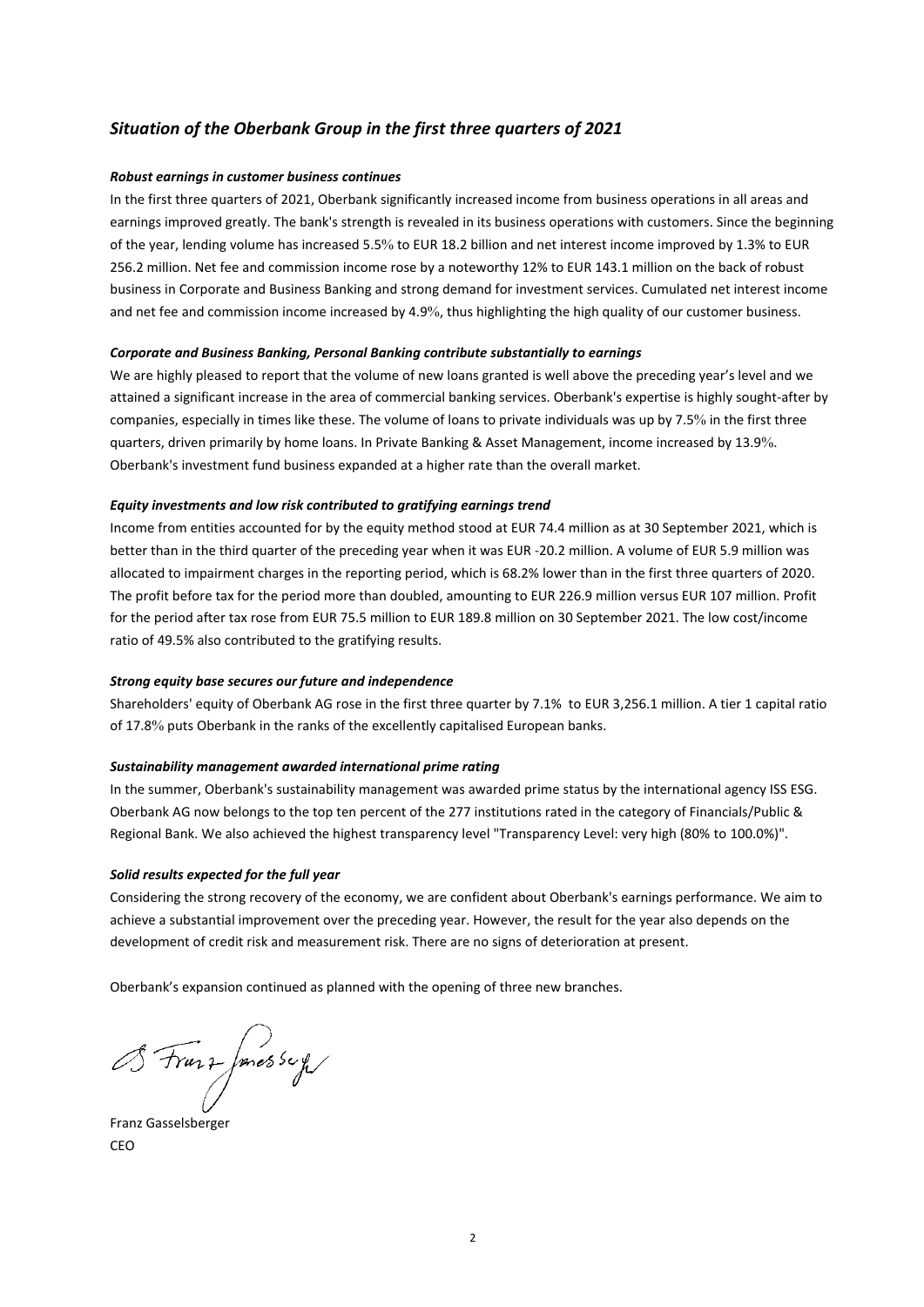## *Situation of the Oberbank Group in the first three quarters of 2021*

***Robust earnings in customer business continues***

In the first three quarters of 2021, Oberbank significantly increased income from business operations in all areas and earnings improved greatly. The bank's strength is revealed in its business operations with customers. Since the beginning of the year, lending volume has increased 5.5% to EUR 18.2 billion and net interest income improved by 1.3% to EUR 256.2 million. Net fee and commission income rose by a noteworthy 12% to EUR 143.1 million on the back of robust business in Corporate and Business Banking and strong demand for investment services. Cumulated net interest income and net fee and commission income increased by 4.9%, thus highlighting the high quality of our customer business.

***Corporate and Business Banking, Personal Banking contribute substantially to earnings***

We are highly pleased to report that the volume of new loans granted is well above the preceding year's level and we attained a significant increase in the area of commercial banking services. Oberbank's expertise is highly sought-after by companies, especially in times like these. The volume of loans to private individuals was up by 7.5% in the first three quarters, driven primarily by home loans. In Private Banking & Asset Management, income increased by 13.9%. Oberbank's investment fund business expanded at a higher rate than the overall market.

***Equity investments and low risk contributed to gratifying earnings trend***

Income from entities accounted for by the equity method stood at EUR 74.4 million as at 30 September 2021, which is better than in the third quarter of the preceding year when it was EUR -20.2 million. A volume of EUR 5.9 million was allocated to impairment charges in the reporting period, which is 68.2% lower than in the first three quarters of 2020. The profit before tax for the period more than doubled, amounting to EUR 226.9 million versus EUR 107 million. Profit for the period after tax rose from EUR 75.5 million to EUR 189.8 million on 30 September 2021. The low cost/income ratio of 49.5% also contributed to the gratifying results.

***Strong equity base secures our future and independence***

Shareholders' equity of Oberbank AG rose in the first three quarter by 7.1% to EUR 3,256.1 million. A tier 1 capital ratio of 17.8% puts Oberbank in the ranks of the excellently capitalised European banks.

***Sustainability management awarded international prime rating***

In the summer, Oberbank's sustainability management was awarded prime status by the international agency ISS ESG. Oberbank AG now belongs to the top ten percent of the 277 institutions rated in the category of Financials/Public & Regional Bank. We also achieved the highest transparency level "Transparency Level: very high (80% to 100.0%)".

***Solid results expected for the full year***

Considering the strong recovery of the economy, we are confident about Oberbank's earnings performance. We aim to achieve a substantial improvement over the preceding year. However, the result for the year also depends on the development of credit risk and measurement risk. There are no signs of deterioration at present.

Oberbank's expansion continued as planned with the opening of three new branches.

Franz Gasselsberger
CEO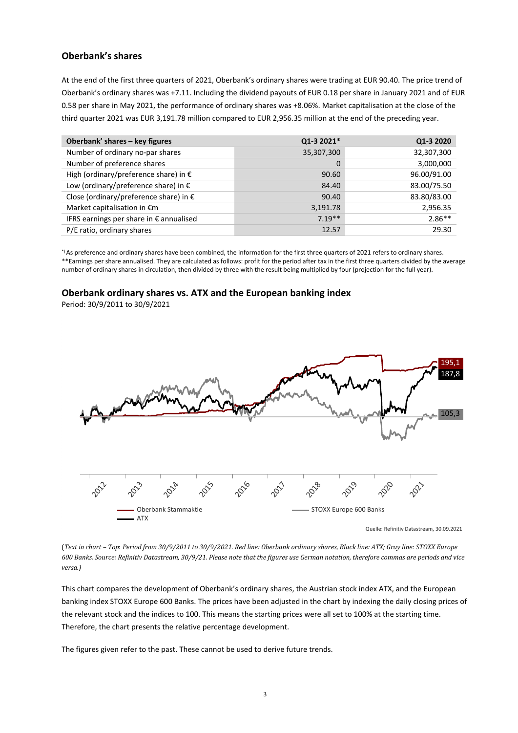## Oberbank's shares

At the end of the first three quarters of 2021, Oberbank's ordinary shares were trading at EUR 90.40. The price trend of Oberbank's ordinary shares was +7.11. Including the dividend payouts of EUR 0.18 per share in January 2021 and of EUR 0.58 per share in May 2021, the performance of ordinary shares was +8.06%. Market capitalisation at the close of the third quarter 2021 was EUR 3,191.78 million compared to EUR 2,956.35 million at the end of the preceding year.

| Oberbank' shares – key figures | Q1-3 2021* | Q1-3 2020 |
|---|---|---|
| Number of ordinary no-par shares | 35,307,300 | 32,307,300 |
| Number of preference shares | 0 | 3,000,000 |
| High (ordinary/preference share) in € | 90.60 | 96.00/91.00 |
| Low (ordinary/preference share) in € | 84.40 | 83.00/75.50 |
| Close (ordinary/preference share) in € | 90.40 | 83.80/83.00 |
| Market capitalisation in €m | 3,191.78 | 2,956.35 |
| IFRS earnings per share in € annualised | 7.19** | 2.86** |
| P/E ratio, ordinary shares | 12.57 | 29.30 |

*) As preference and ordinary shares have been combined, the information for the first three quarters of 2021 refers to ordinary shares.
**Earnings per share annualised. They are calculated as follows: profit for the period after tax in the first three quarters divided by the average number of ordinary shares in circulation, then divided by three with the result being multiplied by four (projection for the full year).

## Oberbank ordinary shares vs. ATX and the European banking index

Period: 30/9/2011 to 30/9/2021

(*Text in chart – Top: Period from 30/9/2011 to 30/9/2021. Red line: Oberbank ordinary shares, Black line: ATX; Gray line: STOXX Europe 600 Banks. Source: Refinitiv Datastream, 30/9/21. Please note that the figures use German notation, therefore commas are periods and vice versa.*)

This chart compares the development of Oberbank's ordinary shares, the Austrian stock index ATX, and the European banking index STOXX Europe 600 Banks. The prices have been adjusted in the chart by indexing the daily closing prices of the relevant stock and the indices to 100. This means the starting prices were all set to 100% at the starting time. Therefore, the chart presents the relative percentage development.

The figures given refer to the past. These cannot be used to derive future trends.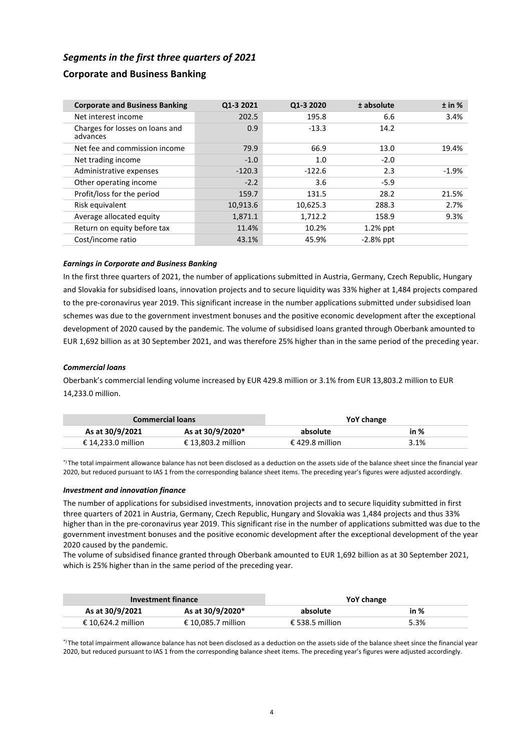## *Segments in the first three quarters of 2021*

### Corporate and Business Banking

| Corporate and Business Banking | Q1-3 2021 | Q1-3 2020 | ± absolute | ± in % |
|---|---|---|---|---|
| Net interest income | 202.5 | 195.8 | 6.6 | 3.4% |
| Charges for losses on loans and advances | 0.9 | -13.3 | 14.2 | |
| Net fee and commission income | 79.9 | 66.9 | 13.0 | 19.4% |
| Net trading income | -1.0 | 1.0 | -2.0 | |
| Administrative expenses | -120.3 | -122.6 | 2.3 | -1.9% |
| Other operating income | -2.2 | 3.6 | -5.9 | |
| Profit/loss for the period | 159.7 | 131.5 | 28.2 | 21.5% |
| Risk equivalent | 10,913.6 | 10,625.3 | 288.3 | 2.7% |
| Average allocated equity | 1,871.1 | 1,712.2 | 158.9 | 9.3% |
| Return on equity before tax | 11.4% | 10.2% | 1.2% ppt | |
| Cost/income ratio | 43.1% | 45.9% | -2.8% ppt | |

#### *Earnings in Corporate and Business Banking*

In the first three quarters of 2021, the number of applications submitted in Austria, Germany, Czech Republic, Hungary and Slovakia for subsidised loans, innovation projects and to secure liquidity was 33% higher at 1,484 projects compared to the pre-coronavirus year 2019. This significant increase in the number applications submitted under subsidised loan schemes was due to the government investment bonuses and the positive economic development after the exceptional development of 2020 caused by the pandemic. The volume of subsidised loans granted through Oberbank amounted to EUR 1,692 billion as at 30 September 2021, and was therefore 25% higher than in the same period of the preceding year.

#### *Commercial loans*

Oberbank's commercial lending volume increased by EUR 429.8 million or 3.1% from EUR 13,803.2 million to EUR 14,233.0 million.

| Commercial loans | | YoY change | |
|---|---|---|---|
| As at 30/9/2021 | As at 30/9/2020* | absolute | in % |
| € 14,233.0 million | € 13,803.2 million | € 429.8 million | 3.1% |

*) The total impairment allowance balance has not been disclosed as a deduction on the assets side of the balance sheet since the financial year 2020, but reduced pursuant to IAS 1 from the corresponding balance sheet items. The preceding year's figures were adjusted accordingly.

#### *Investment and innovation finance*

The number of applications for subsidised investments, innovation projects and to secure liquidity submitted in first three quarters of 2021 in Austria, Germany, Czech Republic, Hungary and Slovakia was 1,484 projects and thus 33% higher than in the pre-coronavirus year 2019. This significant rise in the number of applications submitted was due to the government investment bonuses and the positive economic development after the exceptional development of the year 2020 caused by the pandemic.
The volume of subsidised finance granted through Oberbank amounted to EUR 1,692 billion as at 30 September 2021, which is 25% higher than in the same period of the preceding year.

| Investment finance | | YoY change | |
|---|---|---|---|
| As at 30/9/2021 | As at 30/9/2020* | absolute | in % |
| € 10,624.2 million | € 10,085.7 million | € 538.5 million | 5.3% |

*) The total impairment allowance balance has not been disclosed as a deduction on the assets side of the balance sheet since the financial year 2020, but reduced pursuant to IAS 1 from the corresponding balance sheet items. The preceding year's figures were adjusted accordingly.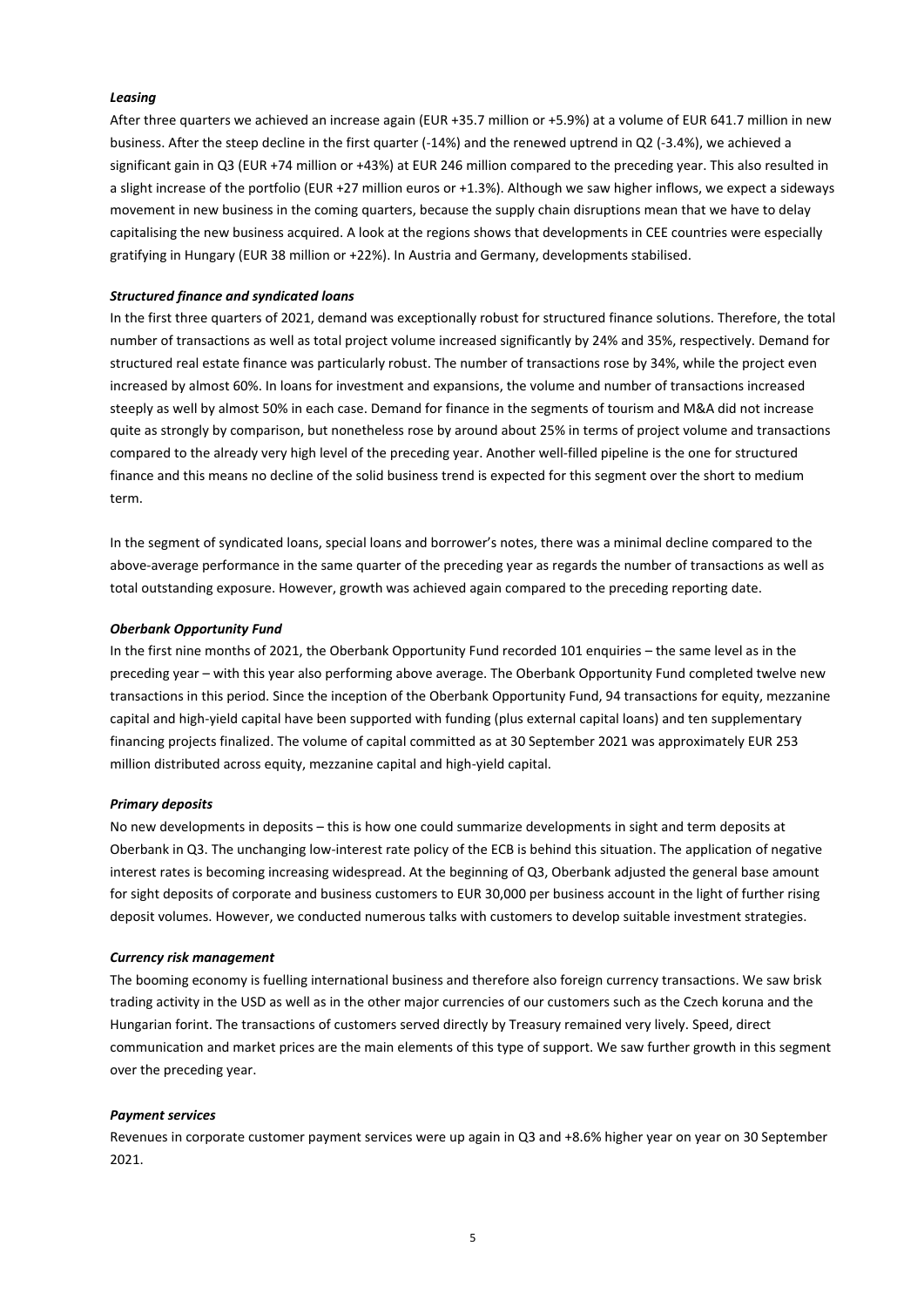***Leasing***

After three quarters we achieved an increase again (EUR +35.7 million or +5.9%) at a volume of EUR 641.7 million in new business. After the steep decline in the first quarter (-14%) and the renewed uptrend in Q2 (-3.4%), we achieved a significant gain in Q3 (EUR +74 million or +43%) at EUR 246 million compared to the preceding year. This also resulted in a slight increase of the portfolio (EUR +27 million euros or +1.3%). Although we saw higher inflows, we expect a sideways movement in new business in the coming quarters, because the supply chain disruptions mean that we have to delay capitalising the new business acquired. A look at the regions shows that developments in CEE countries were especially gratifying in Hungary (EUR 38 million or +22%). In Austria and Germany, developments stabilised.

***Structured finance and syndicated loans***

In the first three quarters of 2021, demand was exceptionally robust for structured finance solutions. Therefore, the total number of transactions as well as total project volume increased significantly by 24% and 35%, respectively. Demand for structured real estate finance was particularly robust. The number of transactions rose by 34%, while the project even increased by almost 60%. In loans for investment and expansions, the volume and number of transactions increased steeply as well by almost 50% in each case. Demand for finance in the segments of tourism and M&A did not increase quite as strongly by comparison, but nonetheless rose by around about 25% in terms of project volume and transactions compared to the already very high level of the preceding year. Another well-filled pipeline is the one for structured finance and this means no decline of the solid business trend is expected for this segment over the short to medium term.

In the segment of syndicated loans, special loans and borrower's notes, there was a minimal decline compared to the above-average performance in the same quarter of the preceding year as regards the number of transactions as well as total outstanding exposure. However, growth was achieved again compared to the preceding reporting date.

***Oberbank Opportunity Fund***

In the first nine months of 2021, the Oberbank Opportunity Fund recorded 101 enquiries – the same level as in the preceding year – with this year also performing above average. The Oberbank Opportunity Fund completed twelve new transactions in this period. Since the inception of the Oberbank Opportunity Fund, 94 transactions for equity, mezzanine capital and high-yield capital have been supported with funding (plus external capital loans) and ten supplementary financing projects finalized. The volume of capital committed as at 30 September 2021 was approximately EUR 253 million distributed across equity, mezzanine capital and high-yield capital.

***Primary deposits***

No new developments in deposits – this is how one could summarize developments in sight and term deposits at Oberbank in Q3. The unchanging low-interest rate policy of the ECB is behind this situation. The application of negative interest rates is becoming increasing widespread. At the beginning of Q3, Oberbank adjusted the general base amount for sight deposits of corporate and business customers to EUR 30,000 per business account in the light of further rising deposit volumes. However, we conducted numerous talks with customers to develop suitable investment strategies.

***Currency risk management***

The booming economy is fuelling international business and therefore also foreign currency transactions. We saw brisk trading activity in the USD as well as in the other major currencies of our customers such as the Czech koruna and the Hungarian forint. The transactions of customers served directly by Treasury remained very lively. Speed, direct communication and market prices are the main elements of this type of support. We saw further growth in this segment over the preceding year.

***Payment services***

Revenues in corporate customer payment services were up again in Q3 and +8.6% higher year on year on 30 September 2021.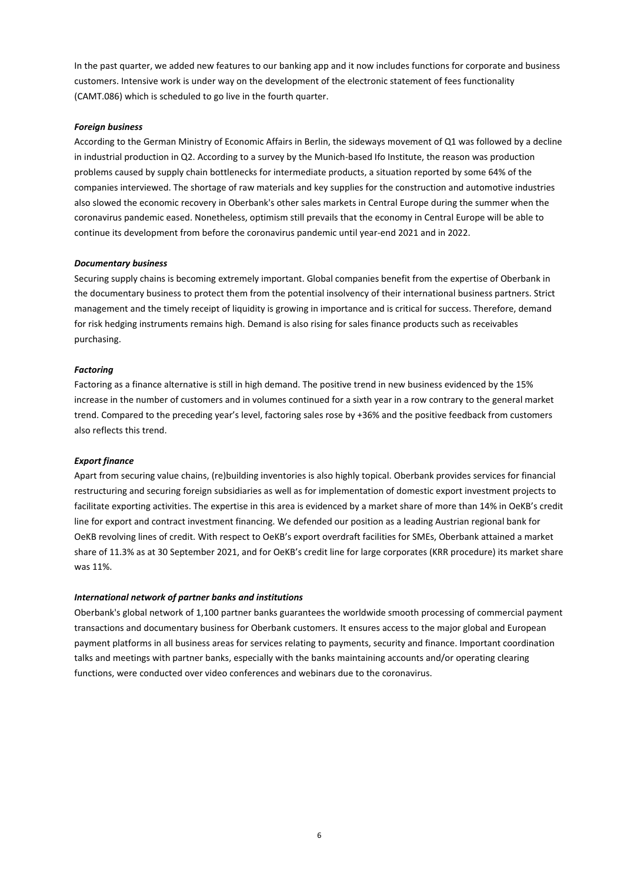In the past quarter, we added new features to our banking app and it now includes functions for corporate and business customers. Intensive work is under way on the development of the electronic statement of fees functionality (CAMT.086) which is scheduled to go live in the fourth quarter.

***Foreign business***

According to the German Ministry of Economic Affairs in Berlin, the sideways movement of Q1 was followed by a decline in industrial production in Q2. According to a survey by the Munich-based Ifo Institute, the reason was production problems caused by supply chain bottlenecks for intermediate products, a situation reported by some 64% of the companies interviewed. The shortage of raw materials and key supplies for the construction and automotive industries also slowed the economic recovery in Oberbank's other sales markets in Central Europe during the summer when the coronavirus pandemic eased. Nonetheless, optimism still prevails that the economy in Central Europe will be able to continue its development from before the coronavirus pandemic until year-end 2021 and in 2022.

***Documentary business***

Securing supply chains is becoming extremely important. Global companies benefit from the expertise of Oberbank in the documentary business to protect them from the potential insolvency of their international business partners. Strict management and the timely receipt of liquidity is growing in importance and is critical for success. Therefore, demand for risk hedging instruments remains high. Demand is also rising for sales finance products such as receivables purchasing.

***Factoring***

Factoring as a finance alternative is still in high demand. The positive trend in new business evidenced by the 15% increase in the number of customers and in volumes continued for a sixth year in a row contrary to the general market trend. Compared to the preceding year's level, factoring sales rose by +36% and the positive feedback from customers also reflects this trend.

***Export finance***

Apart from securing value chains, (re)building inventories is also highly topical. Oberbank provides services for financial restructuring and securing foreign subsidiaries as well as for implementation of domestic export investment projects to facilitate exporting activities. The expertise in this area is evidenced by a market share of more than 14% in OeKB's credit line for export and contract investment financing. We defended our position as a leading Austrian regional bank for OeKB revolving lines of credit. With respect to OeKB's export overdraft facilities for SMEs, Oberbank attained a market share of 11.3% as at 30 September 2021, and for OeKB's credit line for large corporates (KRR procedure) its market share was 11%.

***International network of partner banks and institutions***

Oberbank's global network of 1,100 partner banks guarantees the worldwide smooth processing of commercial payment transactions and documentary business for Oberbank customers. It ensures access to the major global and European payment platforms in all business areas for services relating to payments, security and finance. Important coordination talks and meetings with partner banks, especially with the banks maintaining accounts and/or operating clearing functions, were conducted over video conferences and webinars due to the coronavirus.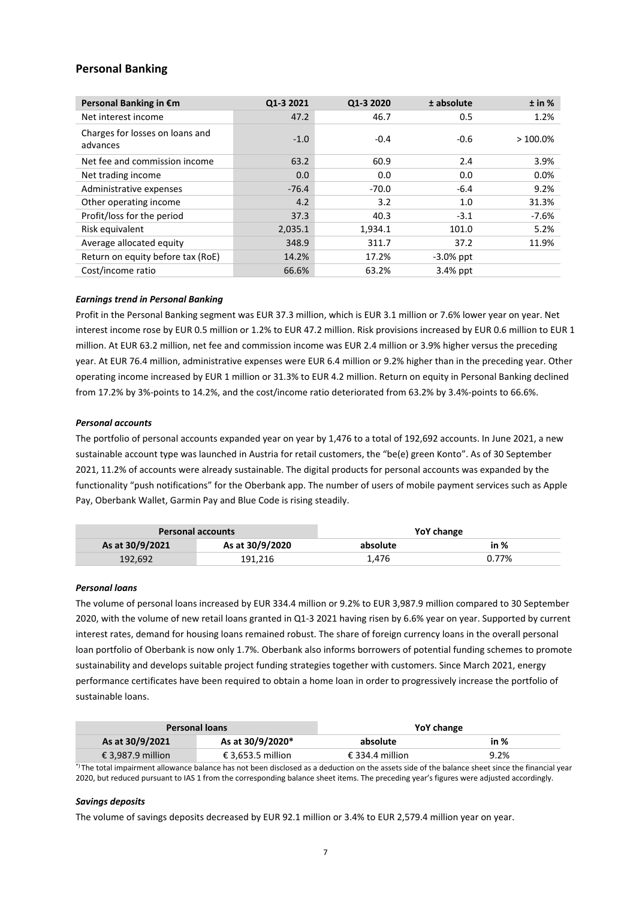## Personal Banking

| Personal Banking in €m | Q1-3 2021 | Q1-3 2020 | ± absolute | ± in % |
|---|---|---|---|---|
| Net interest income | 47.2 | 46.7 | 0.5 | 1.2% |
| Charges for losses on loans and advances | -1.0 | -0.4 | -0.6 | > 100.0% |
| Net fee and commission income | 63.2 | 60.9 | 2.4 | 3.9% |
| Net trading income | 0.0 | 0.0 | 0.0 | 0.0% |
| Administrative expenses | -76.4 | -70.0 | -6.4 | 9.2% |
| Other operating income | 4.2 | 3.2 | 1.0 | 31.3% |
| Profit/loss for the period | 37.3 | 40.3 | -3.1 | -7.6% |
| Risk equivalent | 2,035.1 | 1,934.1 | 101.0 | 5.2% |
| Average allocated equity | 348.9 | 311.7 | 37.2 | 11.9% |
| Return on equity before tax (RoE) | 14.2% | 17.2% | -3.0% ppt | |
| Cost/income ratio | 66.6% | 63.2% | 3.4% ppt | |

### *Earnings trend in Personal Banking*

Profit in the Personal Banking segment was EUR 37.3 million, which is EUR 3.1 million or 7.6% lower year on year. Net interest income rose by EUR 0.5 million or 1.2% to EUR 47.2 million. Risk provisions increased by EUR 0.6 million to EUR 1 million. At EUR 63.2 million, net fee and commission income was EUR 2.4 million or 3.9% higher versus the preceding year. At EUR 76.4 million, administrative expenses were EUR 6.4 million or 9.2% higher than in the preceding year. Other operating income increased by EUR 1 million or 31.3% to EUR 4.2 million. Return on equity in Personal Banking declined from 17.2% by 3%-points to 14.2%, and the cost/income ratio deteriorated from 63.2% by 3.4%-points to 66.6%.

### *Personal accounts*

The portfolio of personal accounts expanded year on year by 1,476 to a total of 192,692 accounts. In June 2021, a new sustainable account type was launched in Austria for retail customers, the "be(e) green Konto". As of 30 September 2021, 11.2% of accounts were already sustainable. The digital products for personal accounts was expanded by the functionality "push notifications" for the Oberbank app. The number of users of mobile payment services such as Apple Pay, Oberbank Wallet, Garmin Pay and Blue Code is rising steadily.

| Personal accounts | | YoY change | |
|---|---|---|---|
| **As at 30/9/2021** | **As at 30/9/2020** | **absolute** | **in %** |
| 192,692 | 191,216 | 1,476 | 0.77% |

### *Personal loans*

The volume of personal loans increased by EUR 334.4 million or 9.2% to EUR 3,987.9 million compared to 30 September 2020, with the volume of new retail loans granted in Q1-3 2021 having risen by 6.6% year on year. Supported by current interest rates, demand for housing loans remained robust. The share of foreign currency loans in the overall personal loan portfolio of Oberbank is now only 1.7%. Oberbank also informs borrowers of potential funding schemes to promote sustainability and develops suitable project funding strategies together with customers. Since March 2021, energy performance certificates have been required to obtain a home loan in order to progressively increase the portfolio of sustainable loans.

| Personal loans | | YoY change | |
|---|---|---|---|
| **As at 30/9/2021** | **As at 30/9/2020*** | **absolute** | **in %** |
| € 3,987.9 million | € 3,653.5 million | € 334.4 million | 9.2% |

*) The total impairment allowance balance has not been disclosed as a deduction on the assets side of the balance sheet since the financial year 2020, but reduced pursuant to IAS 1 from the corresponding balance sheet items. The preceding year's figures were adjusted accordingly.

### *Savings deposits*

The volume of savings deposits decreased by EUR 92.1 million or 3.4% to EUR 2,579.4 million year on year.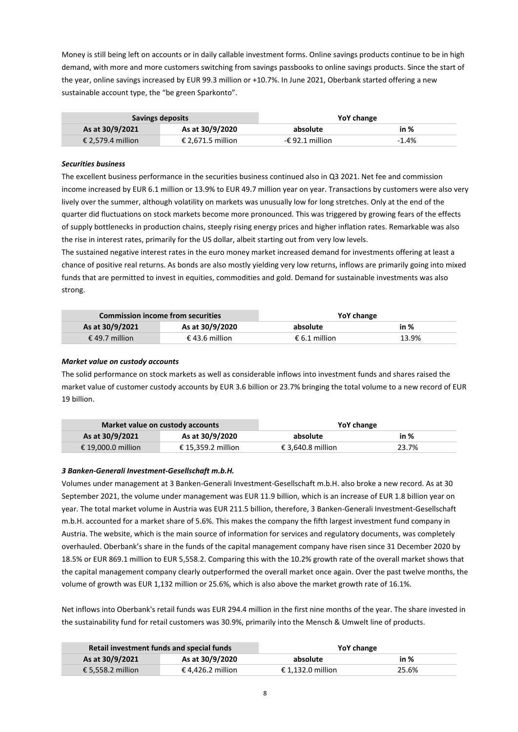Money is still being left on accounts or in daily callable investment forms. Online savings products continue to be in high demand, with more and more customers switching from savings passbooks to online savings products. Since the start of the year, online savings increased by EUR 99.3 million or +10.7%. In June 2021, Oberbank started offering a new sustainable account type, the "be green Sparkonto".

| Savings deposits | | YoY change | |
|---|---|---|---|
| As at 30/9/2021 | As at 30/9/2020 | absolute | in % |
| € 2,579.4 million | € 2,671.5 million | -€ 92.1 million | -1.4% |

***Securities business***

The excellent business performance in the securities business continued also in Q3 2021. Net fee and commission income increased by EUR 6.1 million or 13.9% to EUR 49.7 million year on year. Transactions by customers were also very lively over the summer, although volatility on markets was unusually low for long stretches. Only at the end of the quarter did fluctuations on stock markets become more pronounced. This was triggered by growing fears of the effects of supply bottlenecks in production chains, steeply rising energy prices and higher inflation rates. Remarkable was also the rise in interest rates, primarily for the US dollar, albeit starting out from very low levels.

The sustained negative interest rates in the euro money market increased demand for investments offering at least a chance of positive real returns. As bonds are also mostly yielding very low returns, inflows are primarily going into mixed funds that are permitted to invest in equities, commodities and gold. Demand for sustainable investments was also strong.

| Commission income from securities | | YoY change | |
|---|---|---|---|
| As at 30/9/2021 | As at 30/9/2020 | absolute | in % |
| € 49.7 million | € 43.6 million | € 6.1 million | 13.9% |

***Market value on custody accounts***

The solid performance on stock markets as well as considerable inflows into investment funds and shares raised the market value of customer custody accounts by EUR 3.6 billion or 23.7% bringing the total volume to a new record of EUR 19 billion.

| Market value on custody accounts | | YoY change | |
|---|---|---|---|
| As at 30/9/2021 | As at 30/9/2020 | absolute | in % |
| € 19,000.0 million | € 15,359.2 million | € 3,640.8 million | 23.7% |

***3 Banken-Generali Investment-Gesellschaft m.b.H.***

Volumes under management at 3 Banken-Generali Investment-Gesellschaft m.b.H. also broke a new record. As at 30 September 2021, the volume under management was EUR 11.9 billion, which is an increase of EUR 1.8 billion year on year. The total market volume in Austria was EUR 211.5 billion, therefore, 3 Banken-Generali Investment-Gesellschaft m.b.H. accounted for a market share of 5.6%. This makes the company the fifth largest investment fund company in Austria. The website, which is the main source of information for services and regulatory documents, was completely overhauled. Oberbank's share in the funds of the capital management company have risen since 31 December 2020 by 18.5% or EUR 869.1 million to EUR 5,558.2. Comparing this with the 10.2% growth rate of the overall market shows that the capital management company clearly outperformed the overall market once again. Over the past twelve months, the volume of growth was EUR 1,132 million or 25.6%, which is also above the market growth rate of 16.1%.

Net inflows into Oberbank's retail funds was EUR 294.4 million in the first nine months of the year. The share invested in the sustainability fund for retail customers was 30.9%, primarily into the Mensch & Umwelt line of products.

| Retail investment funds and special funds | | YoY change | |
|---|---|---|---|
| As at 30/9/2021 | As at 30/9/2020 | absolute | in % |
| € 5,558.2 million | € 4,426.2 million | € 1,132.0 million | 25.6% |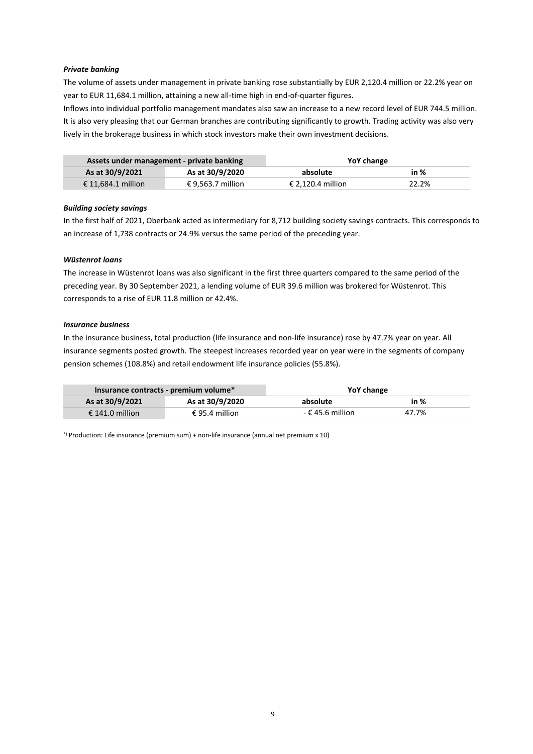***Private banking***

The volume of assets under management in private banking rose substantially by EUR 2,120.4 million or 22.2% year on year to EUR 11,684.1 million, attaining a new all-time high in end-of-quarter figures.

Inflows into individual portfolio management mandates also saw an increase to a new record level of EUR 744.5 million. It is also very pleasing that our German branches are contributing significantly to growth. Trading activity was also very lively in the brokerage business in which stock investors make their own investment decisions.

| Assets under management - private banking | | YoY change | |
|---|---|---|---|
| **As at 30/9/2021** | **As at 30/9/2020** | **absolute** | **in %** |
| € 11,684.1 million | € 9,563.7 million | € 2,120.4 million | 22.2% |

***Building society savings***

In the first half of 2021, Oberbank acted as intermediary for 8,712 building society savings contracts. This corresponds to an increase of 1,738 contracts or 24.9% versus the same period of the preceding year.

***Wüstenrot loans***

The increase in Wüstenrot loans was also significant in the first three quarters compared to the same period of the preceding year. By 30 September 2021, a lending volume of EUR 39.6 million was brokered for Wüstenrot. This corresponds to a rise of EUR 11.8 million or 42.4%.

***Insurance business***

In the insurance business, total production (life insurance and non-life insurance) rose by 47.7% year on year. All insurance segments posted growth. The steepest increases recorded year on year were in the segments of company pension schemes (108.8%) and retail endowment life insurance policies (55.8%).

| Insurance contracts - premium volume* | | YoY change | |
|---|---|---|---|
| **As at 30/9/2021** | **As at 30/9/2020** | **absolute** | **in %** |
| € 141.0 million | € 95.4 million | - € 45.6 million | 47.7% |

*) Production: Life insurance (premium sum) + non-life insurance (annual net premium x 10)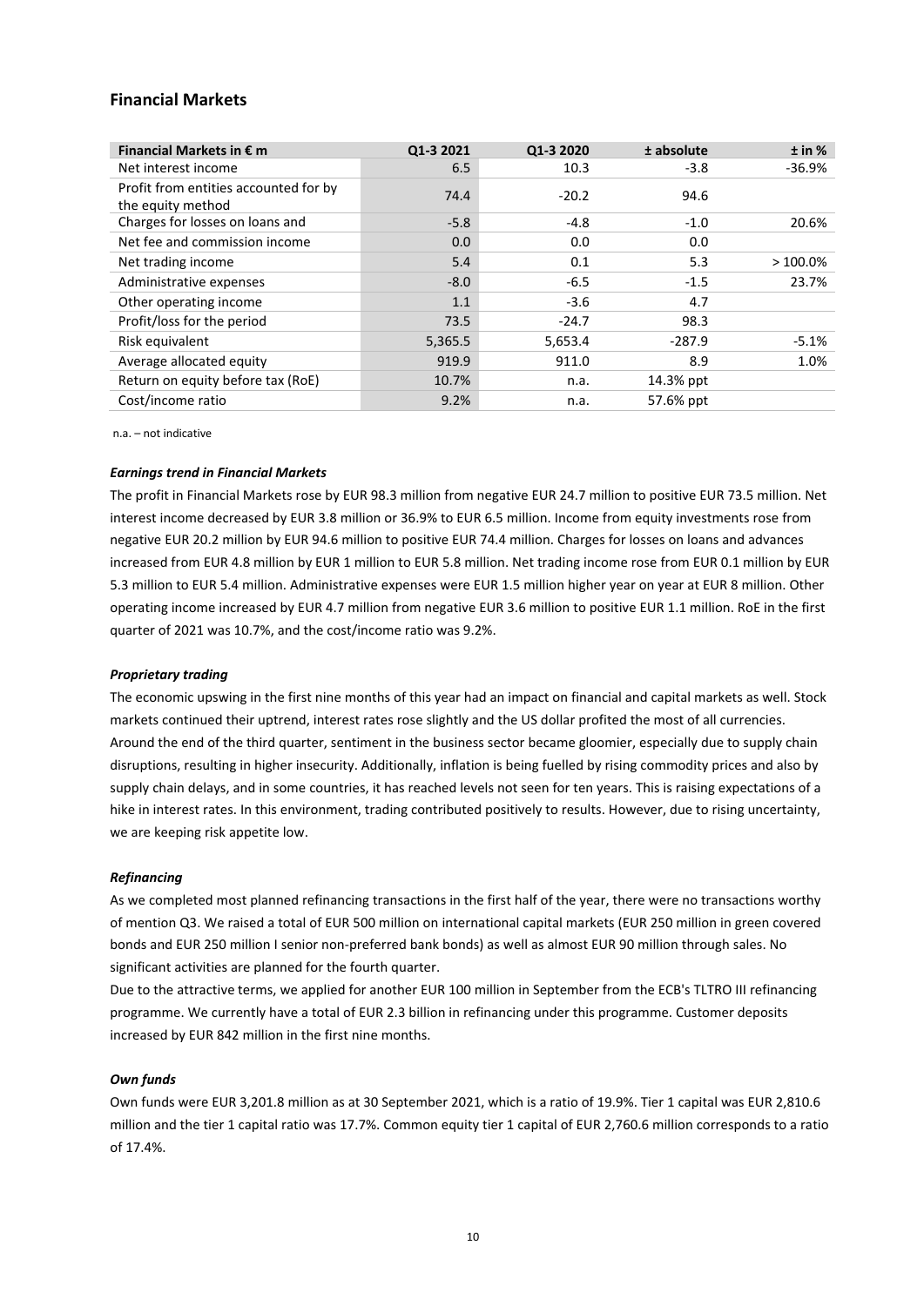## Financial Markets

| Financial Markets in € m | Q1-3 2021 | Q1-3 2020 | ± absolute | ± in % |
|---|---|---|---|---|
| Net interest income | 6.5 | 10.3 | -3.8 | -36.9% |
| Profit from entities accounted for by the equity method | 74.4 | -20.2 | 94.6 | |
| Charges for losses on loans and | -5.8 | -4.8 | -1.0 | 20.6% |
| Net fee and commission income | 0.0 | 0.0 | 0.0 | |
| Net trading income | 5.4 | 0.1 | 5.3 | > 100.0% |
| Administrative expenses | -8.0 | -6.5 | -1.5 | 23.7% |
| Other operating income | 1.1 | -3.6 | 4.7 | |
| Profit/loss for the period | 73.5 | -24.7 | 98.3 | |
| Risk equivalent | 5,365.5 | 5,653.4 | -287.9 | -5.1% |
| Average allocated equity | 919.9 | 911.0 | 8.9 | 1.0% |
| Return on equity before tax (RoE) | 10.7% | n.a. | 14.3% ppt | |
| Cost/income ratio | 9.2% | n.a. | 57.6% ppt | |

n.a. – not indicative

***Earnings trend in Financial Markets***

The profit in Financial Markets rose by EUR 98.3 million from negative EUR 24.7 million to positive EUR 73.5 million. Net interest income decreased by EUR 3.8 million or 36.9% to EUR 6.5 million. Income from equity investments rose from negative EUR 20.2 million by EUR 94.6 million to positive EUR 74.4 million. Charges for losses on loans and advances increased from EUR 4.8 million by EUR 1 million to EUR 5.8 million. Net trading income rose from EUR 0.1 million by EUR 5.3 million to EUR 5.4 million. Administrative expenses were EUR 1.5 million higher year on year at EUR 8 million. Other operating income increased by EUR 4.7 million from negative EUR 3.6 million to positive EUR 1.1 million. RoE in the first quarter of 2021 was 10.7%, and the cost/income ratio was 9.2%.

***Proprietary trading***

The economic upswing in the first nine months of this year had an impact on financial and capital markets as well. Stock markets continued their uptrend, interest rates rose slightly and the US dollar profited the most of all currencies. Around the end of the third quarter, sentiment in the business sector became gloomier, especially due to supply chain disruptions, resulting in higher insecurity. Additionally, inflation is being fuelled by rising commodity prices and also by supply chain delays, and in some countries, it has reached levels not seen for ten years. This is raising expectations of a hike in interest rates. In this environment, trading contributed positively to results. However, due to rising uncertainty, we are keeping risk appetite low.

***Refinancing***

As we completed most planned refinancing transactions in the first half of the year, there were no transactions worthy of mention Q3. We raised a total of EUR 500 million on international capital markets (EUR 250 million in green covered bonds and EUR 250 million I senior non-preferred bank bonds) as well as almost EUR 90 million through sales. No significant activities are planned for the fourth quarter.

Due to the attractive terms, we applied for another EUR 100 million in September from the ECB's TLTRO III refinancing programme. We currently have a total of EUR 2.3 billion in refinancing under this programme. Customer deposits increased by EUR 842 million in the first nine months.

***Own funds***

Own funds were EUR 3,201.8 million as at 30 September 2021, which is a ratio of 19.9%. Tier 1 capital was EUR 2,810.6 million and the tier 1 capital ratio was 17.7%. Common equity tier 1 capital of EUR 2,760.6 million corresponds to a ratio of 17.4%.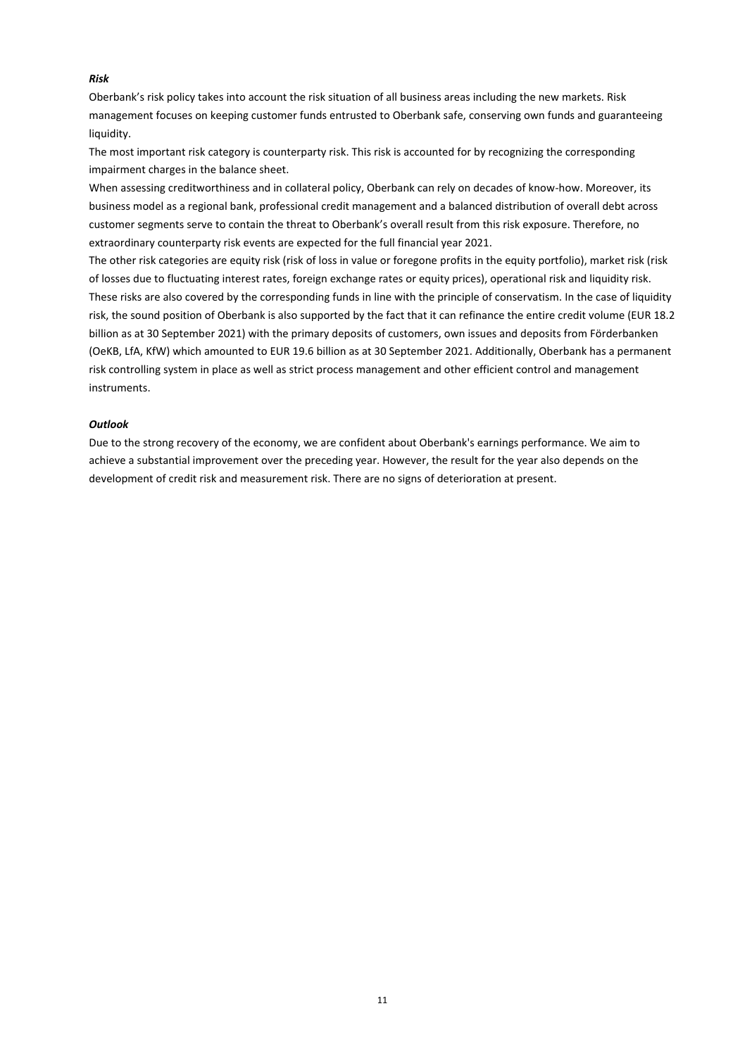***Risk***

Oberbank's risk policy takes into account the risk situation of all business areas including the new markets. Risk management focuses on keeping customer funds entrusted to Oberbank safe, conserving own funds and guaranteeing liquidity.

The most important risk category is counterparty risk. This risk is accounted for by recognizing the corresponding impairment charges in the balance sheet.

When assessing creditworthiness and in collateral policy, Oberbank can rely on decades of know-how. Moreover, its business model as a regional bank, professional credit management and a balanced distribution of overall debt across customer segments serve to contain the threat to Oberbank's overall result from this risk exposure. Therefore, no extraordinary counterparty risk events are expected for the full financial year 2021.

The other risk categories are equity risk (risk of loss in value or foregone profits in the equity portfolio), market risk (risk of losses due to fluctuating interest rates, foreign exchange rates or equity prices), operational risk and liquidity risk. These risks are also covered by the corresponding funds in line with the principle of conservatism. In the case of liquidity risk, the sound position of Oberbank is also supported by the fact that it can refinance the entire credit volume (EUR 18.2 billion as at 30 September 2021) with the primary deposits of customers, own issues and deposits from Förderbanken (OeKB, LfA, KfW) which amounted to EUR 19.6 billion as at 30 September 2021. Additionally, Oberbank has a permanent risk controlling system in place as well as strict process management and other efficient control and management instruments.

***Outlook***

Due to the strong recovery of the economy, we are confident about Oberbank's earnings performance. We aim to achieve a substantial improvement over the preceding year. However, the result for the year also depends on the development of credit risk and measurement risk. There are no signs of deterioration at present.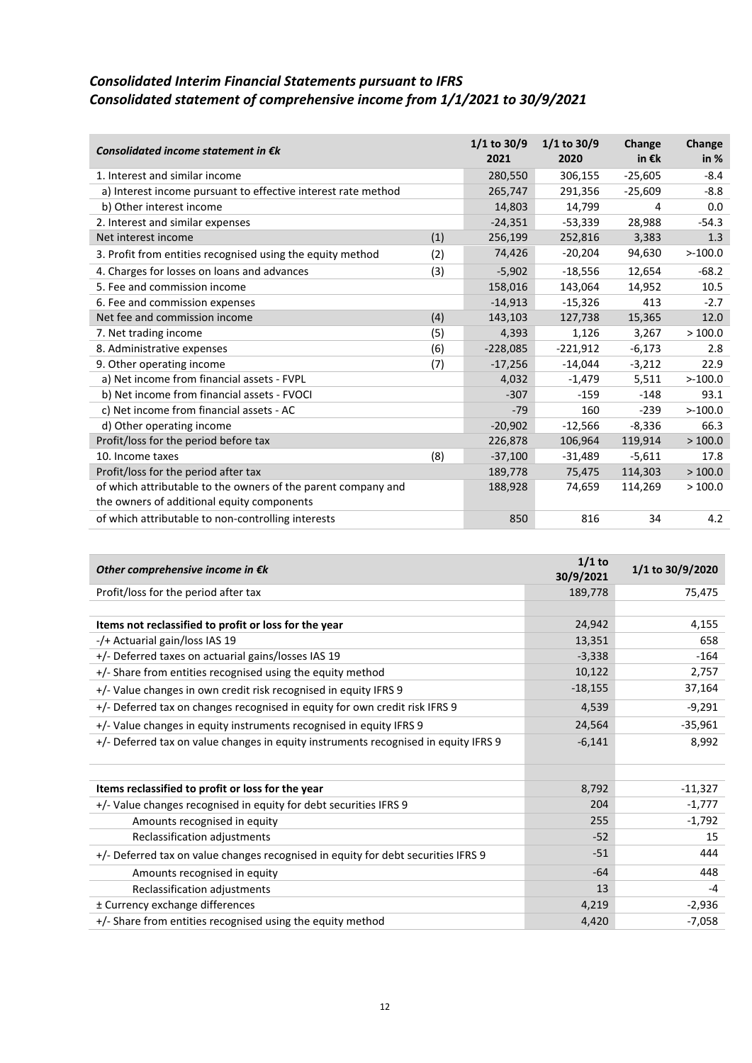## *Consolidated Interim Financial Statements pursuant to IFRS*
## *Consolidated statement of comprehensive income from 1/1/2021 to 30/9/2021*

| *Consolidated income statement in €k* | | 1/1 to 30/9 2021 | 1/1 to 30/9 2020 | Change in €k | Change in % |
|---|---|---|---|---|---|
| 1. Interest and similar income | | 280,550 | 306,155 | -25,605 | -8.4 |
| a) Interest income pursuant to effective interest rate method | | 265,747 | 291,356 | -25,609 | -8.8 |
| b) Other interest income | | 14,803 | 14,799 | 4 | 0.0 |
| 2. Interest and similar expenses | | -24,351 | -53,339 | 28,988 | -54.3 |
| Net interest income | (1) | 256,199 | 252,816 | 3,383 | 1.3 |
| 3. Profit from entities recognised using the equity method | (2) | 74,426 | -20,204 | 94,630 | >-100.0 |
| 4. Charges for losses on loans and advances | (3) | -5,902 | -18,556 | 12,654 | -68.2 |
| 5. Fee and commission income | | 158,016 | 143,064 | 14,952 | 10.5 |
| 6. Fee and commission expenses | | -14,913 | -15,326 | 413 | -2.7 |
| Net fee and commission income | (4) | 143,103 | 127,738 | 15,365 | 12.0 |
| 7. Net trading income | (5) | 4,393 | 1,126 | 3,267 | > 100.0 |
| 8. Administrative expenses | (6) | -228,085 | -221,912 | -6,173 | 2.8 |
| 9. Other operating income | (7) | -17,256 | -14,044 | -3,212 | 22.9 |
| a) Net income from financial assets - FVPL | | 4,032 | -1,479 | 5,511 | >-100.0 |
| b) Net income from financial assets - FVOCI | | -307 | -159 | -148 | 93.1 |
| c) Net income from financial assets - AC | | -79 | 160 | -239 | >-100.0 |
| d) Other operating income | | -20,902 | -12,566 | -8,336 | 66.3 |
| Profit/loss for the period before tax | | 226,878 | 106,964 | 119,914 | > 100.0 |
| 10. Income taxes | (8) | -37,100 | -31,489 | -5,611 | 17.8 |
| Profit/loss for the period after tax | | 189,778 | 75,475 | 114,303 | > 100.0 |
| of which attributable to the owners of the parent company and the owners of additional equity components | | 188,928 | 74,659 | 114,269 | > 100.0 |
| of which attributable to non-controlling interests | | 850 | 816 | 34 | 4.2 |

| *Other comprehensive income in €k* | 1/1 to 30/9/2021 | 1/1 to 30/9/2020 |
|---|---|---|
| Profit/loss for the period after tax | 189,778 | 75,475 |
| | | |
| **Items not reclassified to profit or loss for the year** | 24,942 | 4,155 |
| -/+ Actuarial gain/loss IAS 19 | 13,351 | 658 |
| +/- Deferred taxes on actuarial gains/losses IAS 19 | -3,338 | -164 |
| +/- Share from entities recognised using the equity method | 10,122 | 2,757 |
| +/- Value changes in own credit risk recognised in equity IFRS 9 | -18,155 | 37,164 |
| +/- Deferred tax on changes recognised in equity for own credit risk IFRS 9 | 4,539 | -9,291 |
| +/- Value changes in equity instruments recognised in equity IFRS 9 | 24,564 | -35,961 |
| +/- Deferred tax on value changes in equity instruments recognised in equity IFRS 9 | -6,141 | 8,992 |
| | | |
| **Items reclassified to profit or loss for the year** | 8,792 | -11,327 |
| +/- Value changes recognised in equity for debt securities IFRS 9 | 204 | -1,777 |
| Amounts recognised in equity | 255 | -1,792 |
| Reclassification adjustments | -52 | 15 |
| +/- Deferred tax on value changes recognised in equity for debt securities IFRS 9 | -51 | 444 |
| Amounts recognised in equity | -64 | 448 |
| Reclassification adjustments | 13 | -4 |
| ± Currency exchange differences | 4,219 | -2,936 |
| +/- Share from entities recognised using the equity method | 4,420 | -7,058 |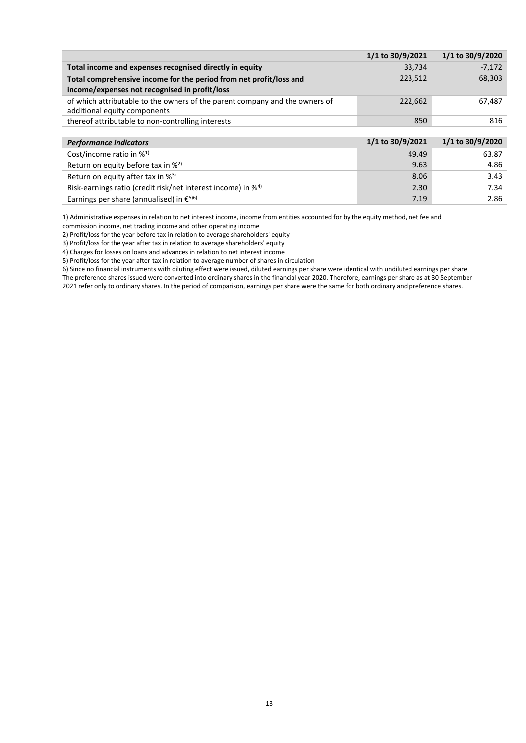| | 1/1 to 30/9/2021 | 1/1 to 30/9/2020 |
|---|---|---|
| **Total income and expenses recognised directly in equity** | 33,734 | -7,172 |
| **Total comprehensive income for the period from net profit/loss and income/expenses not recognised in profit/loss** | 223,512 | 68,303 |
| of which attributable to the owners of the parent company and the owners of additional equity components | 222,662 | 67,487 |
| thereof attributable to non-controlling interests | 850 | 816 |

| *Performance indicators* | 1/1 to 30/9/2021 | 1/1 to 30/9/2020 |
|---|---|---|
| Cost/income ratio in %[1] | 49.49 | 63.87 |
| Return on equity before tax in %[2] | 9.63 | 4.86 |
| Return on equity after tax in %[3] | 8.06 | 3.43 |
| Risk-earnings ratio (credit risk/net interest income) in %[4] | 2.30 | 7.34 |
| Earnings per share (annualised) in €[5][6] | 7.19 | 2.86 |

1) Administrative expenses in relation to net interest income, income from entities accounted for by the equity method, net fee and commission income, net trading income and other operating income

2) Profit/loss for the year before tax in relation to average shareholders' equity

3) Profit/loss for the year after tax in relation to average shareholders' equity

4) Charges for losses on loans and advances in relation to net interest income

5) Profit/loss for the year after tax in relation to average number of shares in circulation

6) Since no financial instruments with diluting effect were issued, diluted earnings per share were identical with undiluted earnings per share. The preference shares issued were converted into ordinary shares in the financial year 2020. Therefore, earnings per share as at 30 September 2021 refer only to ordinary shares. In the period of comparison, earnings per share were the same for both ordinary and preference shares.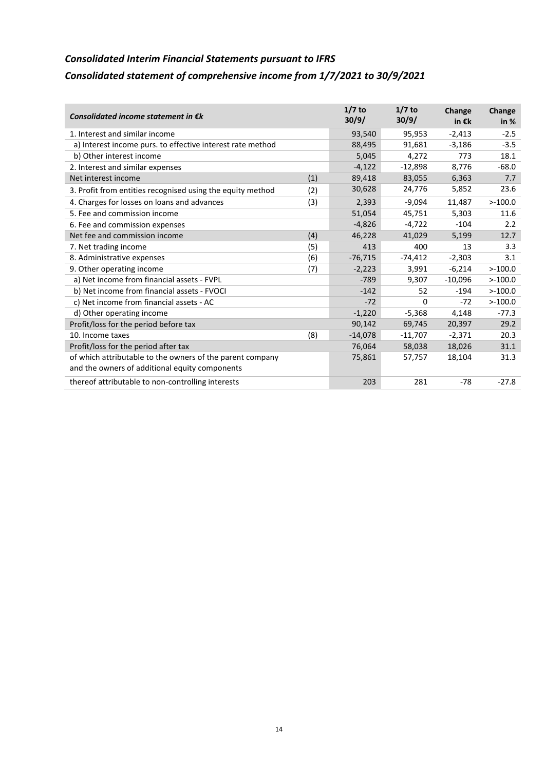## *Consolidated Interim Financial Statements pursuant to IFRS*

## *Consolidated statement of comprehensive income from 1/7/2021 to 30/9/2021*

| *Consolidated income statement in €k* | | 1/7 to 30/9/ | 1/7 to 30/9/ | Change in €k | Change in % |
|---|---|---|---|---|---|
| 1. Interest and similar income | | 93,540 | 95,953 | -2,413 | -2.5 |
| a) Interest income purs. to effective interest rate method | | 88,495 | 91,681 | -3,186 | -3.5 |
| b) Other interest income | | 5,045 | 4,272 | 773 | 18.1 |
| 2. Interest and similar expenses | | -4,122 | -12,898 | 8,776 | -68.0 |
| Net interest income | (1) | 89,418 | 83,055 | 6,363 | 7.7 |
| 3. Profit from entities recognised using the equity method | (2) | 30,628 | 24,776 | 5,852 | 23.6 |
| 4. Charges for losses on loans and advances | (3) | 2,393 | -9,094 | 11,487 | >-100.0 |
| 5. Fee and commission income | | 51,054 | 45,751 | 5,303 | 11.6 |
| 6. Fee and commission expenses | | -4,826 | -4,722 | -104 | 2.2 |
| Net fee and commission income | (4) | 46,228 | 41,029 | 5,199 | 12.7 |
| 7. Net trading income | (5) | 413 | 400 | 13 | 3.3 |
| 8. Administrative expenses | (6) | -76,715 | -74,412 | -2,303 | 3.1 |
| 9. Other operating income | (7) | -2,223 | 3,991 | -6,214 | >-100.0 |
| a) Net income from financial assets - FVPL | | -789 | 9,307 | -10,096 | >-100.0 |
| b) Net income from financial assets - FVOCI | | -142 | 52 | -194 | >-100.0 |
| c) Net income from financial assets - AC | | -72 | 0 | -72 | >-100.0 |
| d) Other operating income | | -1,220 | -5,368 | 4,148 | -77.3 |
| Profit/loss for the period before tax | | 90,142 | 69,745 | 20,397 | 29.2 |
| 10. Income taxes | (8) | -14,078 | -11,707 | -2,371 | 20.3 |
| Profit/loss for the period after tax | | 76,064 | 58,038 | 18,026 | 31.1 |
| of which attributable to the owners of the parent company and the owners of additional equity components | | 75,861 | 57,757 | 18,104 | 31.3 |
| thereof attributable to non-controlling interests | | 203 | 281 | -78 | -27.8 |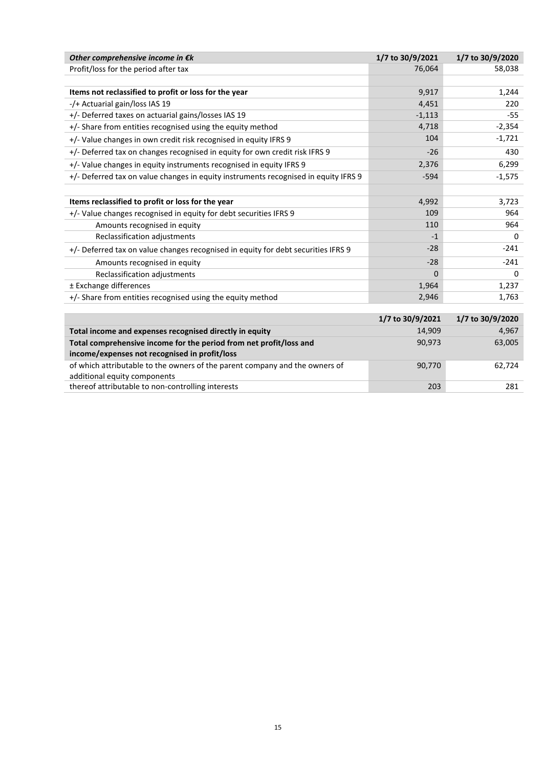| *Other comprehensive income in €k* | 1/7 to 30/9/2021 | 1/7 to 30/9/2020 |
|---|---|---|
| Profit/loss for the period after tax | 76,064 | 58,038 |
| | | |
| **Items not reclassified to profit or loss for the year** | 9,917 | 1,244 |
| -/+ Actuarial gain/loss IAS 19 | 4,451 | 220 |
| +/- Deferred taxes on actuarial gains/losses IAS 19 | -1,113 | -55 |
| +/- Share from entities recognised using the equity method | 4,718 | -2,354 |
| +/- Value changes in own credit risk recognised in equity IFRS 9 | 104 | -1,721 |
| +/- Deferred tax on changes recognised in equity for own credit risk IFRS 9 | -26 | 430 |
| +/- Value changes in equity instruments recognised in equity IFRS 9 | 2,376 | 6,299 |
| +/- Deferred tax on value changes in equity instruments recognised in equity IFRS 9 | -594 | -1,575 |
| | | |
| **Items reclassified to profit or loss for the year** | 4,992 | 3,723 |
| +/- Value changes recognised in equity for debt securities IFRS 9 | 109 | 964 |
| Amounts recognised in equity | 110 | 964 |
| Reclassification adjustments | -1 | 0 |
| +/- Deferred tax on value changes recognised in equity for debt securities IFRS 9 | -28 | -241 |
| Amounts recognised in equity | -28 | -241 |
| Reclassification adjustments | 0 | 0 |
| ± Exchange differences | 1,964 | 1,237 |
| +/- Share from entities recognised using the equity method | 2,946 | 1,763 |

| | 1/7 to 30/9/2021 | 1/7 to 30/9/2020 |
|---|---|---|
| **Total income and expenses recognised directly in equity** | 14,909 | 4,967 |
| **Total comprehensive income for the period from net profit/loss and income/expenses not recognised in profit/loss** | 90,973 | 63,005 |
| of which attributable to the owners of the parent company and the owners of additional equity components | 90,770 | 62,724 |
| thereof attributable to non-controlling interests | 203 | 281 |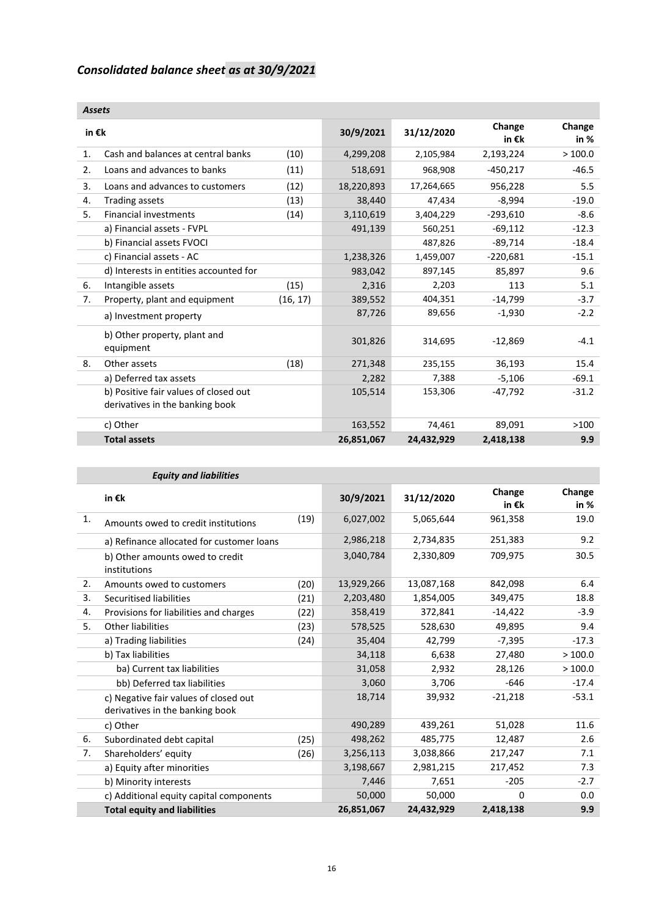# *Consolidated balance sheet as at 30/9/2021*

| *Assets* | | | | | | |
|---|---|---|---|---|---|---|
| **in €k** | | | **30/9/2021** | **31/12/2020** | **Change in €k** | **Change in %** |
| 1. | Cash and balances at central banks | (10) | 4,299,208 | 2,105,984 | 2,193,224 | > 100.0 |
| 2. | Loans and advances to banks | (11) | 518,691 | 968,908 | -450,217 | -46.5 |
| 3. | Loans and advances to customers | (12) | 18,220,893 | 17,264,665 | 956,228 | 5.5 |
| 4. | Trading assets | (13) | 38,440 | 47,434 | -8,994 | -19.0 |
| 5. | Financial investments | (14) | 3,110,619 | 3,404,229 | -293,610 | -8.6 |
| | a) Financial assets - FVPL | | 491,139 | 560,251 | -69,112 | -12.3 |
| | b) Financial assets FVOCI | | | 487,826 | -89,714 | -18.4 |
| | c) Financial assets - AC | | 1,238,326 | 1,459,007 | -220,681 | -15.1 |
| | d) Interests in entities accounted for | | 983,042 | 897,145 | 85,897 | 9.6 |
| 6. | Intangible assets | (15) | 2,316 | 2,203 | 113 | 5.1 |
| 7. | Property, plant and equipment | (16, 17) | 389,552 | 404,351 | -14,799 | -3.7 |
| | a) Investment property | | 87,726 | 89,656 | -1,930 | -2.2 |
| | b) Other property, plant and equipment | | 301,826 | 314,695 | -12,869 | -4.1 |
| 8. | Other assets | (18) | 271,348 | 235,155 | 36,193 | 15.4 |
| | a) Deferred tax assets | | 2,282 | 7,388 | -5,106 | -69.1 |
| | b) Positive fair values of closed out derivatives in the banking book | | 105,514 | 153,306 | -47,792 | -31.2 |
| | c) Other | | 163,552 | 74,461 | 89,091 | >100 |
| | **Total assets** | | **26,851,067** | **24,432,929** | **2,418,138** | **9.9** |

| | *Equity and liabilities* | | | | | |
|---|---|---|---|---|---|---|
| | **in €k** | | **30/9/2021** | **31/12/2020** | **Change in €k** | **Change in %** |
| 1. | Amounts owed to credit institutions | (19) | 6,027,002 | 5,065,644 | 961,358 | 19.0 |
| | a) Refinance allocated for customer loans | | 2,986,218 | 2,734,835 | 251,383 | 9.2 |
| | b) Other amounts owed to credit institutions | | 3,040,784 | 2,330,809 | 709,975 | 30.5 |
| 2. | Amounts owed to customers | (20) | 13,929,266 | 13,087,168 | 842,098 | 6.4 |
| 3. | Securitised liabilities | (21) | 2,203,480 | 1,854,005 | 349,475 | 18.8 |
| 4. | Provisions for liabilities and charges | (22) | 358,419 | 372,841 | -14,422 | -3.9 |
| 5. | Other liabilities | (23) | 578,525 | 528,630 | 49,895 | 9.4 |
| | a) Trading liabilities | (24) | 35,404 | 42,799 | -7,395 | -17.3 |
| | b) Tax liabilities | | 34,118 | 6,638 | 27,480 | > 100.0 |
| | ba) Current tax liabilities | | 31,058 | 2,932 | 28,126 | > 100.0 |
| | bb) Deferred tax liabilities | | 3,060 | 3,706 | -646 | -17.4 |
| | c) Negative fair values of closed out derivatives in the banking book | | 18,714 | 39,932 | -21,218 | -53.1 |
| | c) Other | | 490,289 | 439,261 | 51,028 | 11.6 |
| 6. | Subordinated debt capital | (25) | 498,262 | 485,775 | 12,487 | 2.6 |
| 7. | Shareholders' equity | (26) | 3,256,113 | 3,038,866 | 217,247 | 7.1 |
| | a) Equity after minorities | | 3,198,667 | 2,981,215 | 217,452 | 7.3 |
| | b) Minority interests | | 7,446 | 7,651 | -205 | -2.7 |
| | c) Additional equity capital components | | 50,000 | 50,000 | 0 | 0.0 |
| | **Total equity and liabilities** | | **26,851,067** | **24,432,929** | **2,418,138** | **9.9** |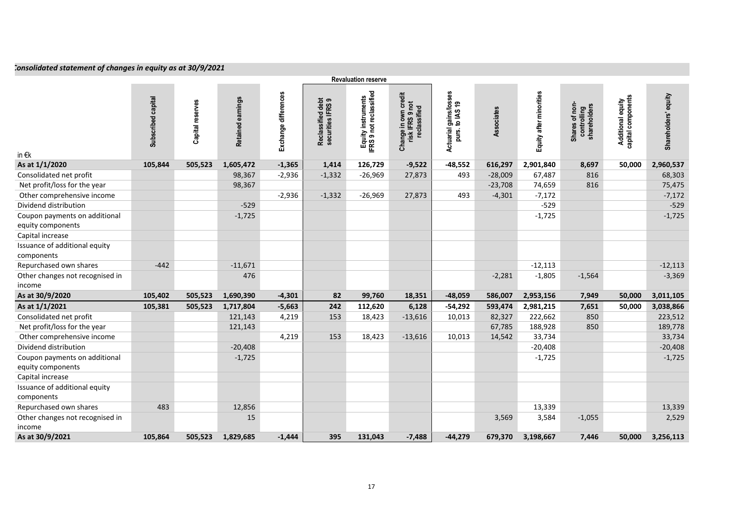## Consolidated statement of changes in equity as at 30/9/2021

| in €k | Subscribed capital | Capital reserves | Retained earnings | Exchange differences | Revaluation reserve: Reclassified debt securities IFRS 9 | Revaluation reserve: Equity instruments IFRS 9 not reclassified | Revaluation reserve: Change in own credit risk IFRS 9 not reclassified | Actuarial gains/losses purs. to IAS 19 | Associates | Equity after minorities | Shares of non-controlling shareholders | Additional equity capital components | Shareholders' equity |
|---|---|---|---|---|---|---|---|---|---|---|---|---|---|
| **As at 1/1/2020** | **105,844** | **505,523** | **1,605,472** | **-1,365** | **1,414** | **126,729** | **-9,522** | **-48,552** | **616,297** | **2,901,840** | **8,697** | **50,000** | **2,960,537** |
| Consolidated net profit | | | 98,367 | -2,936 | -1,332 | -26,969 | 27,873 | 493 | -28,009 | 67,487 | 816 | | 68,303 |
| Net profit/loss for the year | | | 98,367 | | | | | | -23,708 | 74,659 | 816 | | 75,475 |
| Other comprehensive income | | | | -2,936 | -1,332 | -26,969 | 27,873 | 493 | -4,301 | -7,172 | | | -7,172 |
| Dividend distribution | | | -529 | | | | | | | -529 | | | -529 |
| Coupon payments on additional equity components | | | -1,725 | | | | | | | -1,725 | | | -1,725 |
| Capital increase | | | | | | | | | | | | | |
| Issuance of additional equity components | | | | | | | | | | | | | |
| Repurchased own shares | -442 | | -11,671 | | | | | | | -12,113 | | | -12,113 |
| Other changes not recognised in income | | | 476 | | | | | | -2,281 | -1,805 | -1,564 | | -3,369 |
| **As at 30/9/2020** | **105,402** | **505,523** | **1,690,390** | **-4,301** | **82** | **99,760** | **18,351** | **-48,059** | **586,007** | **2,953,156** | **7,949** | **50,000** | **3,011,105** |
| **As at 1/1/2021** | **105,381** | **505,523** | **1,717,804** | **-5,663** | **242** | **112,620** | **6,128** | **-54,292** | **593,474** | **2,981,215** | **7,651** | **50,000** | **3,038,866** |
| Consolidated net profit | | | 121,143 | 4,219 | 153 | 18,423 | -13,616 | 10,013 | 82,327 | 222,662 | 850 | | 223,512 |
| Net profit/loss for the year | | | 121,143 | | | | | | 67,785 | 188,928 | 850 | | 189,778 |
| Other comprehensive income | | | | 4,219 | 153 | 18,423 | -13,616 | 10,013 | 14,542 | 33,734 | | | 33,734 |
| Dividend distribution | | | -20,408 | | | | | | | -20,408 | | | -20,408 |
| Coupon payments on additional equity components | | | -1,725 | | | | | | | -1,725 | | | -1,725 |
| Capital increase | | | | | | | | | | | | | |
| Issuance of additional equity components | | | | | | | | | | | | | |
| Repurchased own shares | 483 | | 12,856 | | | | | | | 13,339 | | | 13,339 |
| Other changes not recognised in income | | | 15 | | | | | | 3,569 | 3,584 | -1,055 | | 2,529 |
| **As at 30/9/2021** | **105,864** | **505,523** | **1,829,685** | **-1,444** | **395** | **131,043** | **-7,488** | **-44,279** | **679,370** | **3,198,667** | **7,446** | **50,000** | **3,256,113** |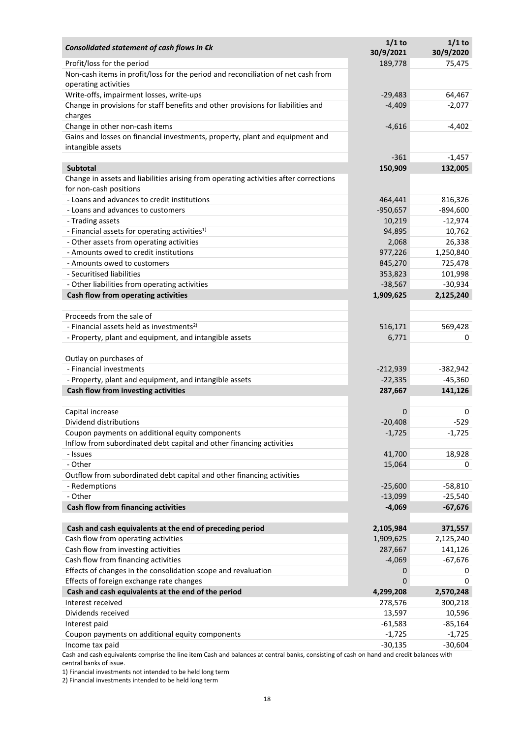| *Consolidated statement of cash flows in €k* | 1/1 to 30/9/2021 | 1/1 to 30/9/2020 |
|---|---|---|
| Profit/loss for the period | 189,778 | 75,475 |
| Non-cash items in profit/loss for the period and reconciliation of net cash from operating activities | | |
| Write-offs, impairment losses, write-ups | -29,483 | 64,467 |
| Change in provisions for staff benefits and other provisions for liabilities and charges | -4,409 | -2,077 |
| Change in other non-cash items | -4,616 | -4,402 |
| Gains and losses on financial investments, property, plant and equipment and intangible assets | -361 | -1,457 |
| **Subtotal** | **150,909** | **132,005** |
| Change in assets and liabilities arising from operating activities after corrections for non-cash positions | | |
| - Loans and advances to credit institutions | 464,441 | 816,326 |
| - Loans and advances to customers | -950,657 | -894,600 |
| - Trading assets | 10,219 | -12,974 |
| - Financial assets for operating activities[1] | 94,895 | 10,762 |
| - Other assets from operating activities | 2,068 | 26,338 |
| - Amounts owed to credit institutions | 977,226 | 1,250,840 |
| - Amounts owed to customers | 845,270 | 725,478 |
| - Securitised liabilities | 353,823 | 101,998 |
| - Other liabilities from operating activities | -38,567 | -30,934 |
| **Cash flow from operating activities** | **1,909,625** | **2,125,240** |
| | | |
| Proceeds from the sale of | | |
| - Financial assets held as investments[2] | 516,171 | 569,428 |
| - Property, plant and equipment, and intangible assets | 6,771 | 0 |
| | | |
| Outlay on purchases of | | |
| - Financial investments | -212,939 | -382,942 |
| - Property, plant and equipment, and intangible assets | -22,335 | -45,360 |
| **Cash flow from investing activities** | **287,667** | **141,126** |
| | | |
| Capital increase | 0 | 0 |
| Dividend distributions | -20,408 | -529 |
| Coupon payments on additional equity components | -1,725 | -1,725 |
| Inflow from subordinated debt capital and other financing activities | | |
| - Issues | 41,700 | 18,928 |
| - Other | 15,064 | 0 |
| Outflow from subordinated debt capital and other financing activities | | |
| - Redemptions | -25,600 | -58,810 |
| - Other | -13,099 | -25,540 |
| **Cash flow from financing activities** | **-4,069** | **-67,676** |
| | | |
| **Cash and cash equivalents at the end of preceding period** | **2,105,984** | **371,557** |
| Cash flow from operating activities | 1,909,625 | 2,125,240 |
| Cash flow from investing activities | 287,667 | 141,126 |
| Cash flow from financing activities | -4,069 | -67,676 |
| Effects of changes in the consolidation scope and revaluation | 0 | 0 |
| Effects of foreign exchange rate changes | 0 | 0 |
| **Cash and cash equivalents at the end of the period** | **4,299,208** | **2,570,248** |
| Interest received | 278,576 | 300,218 |
| Dividends received | 13,597 | 10,596 |
| Interest paid | -61,583 | -85,164 |
| Coupon payments on additional equity components | -1,725 | -1,725 |
| Income tax paid | -30,135 | -30,604 |

Cash and cash equivalents comprise the line item Cash and balances at central banks, consisting of cash on hand and credit balances with central banks of issue.

1) Financial investments not intended to be held long term

2) Financial investments intended to be held long term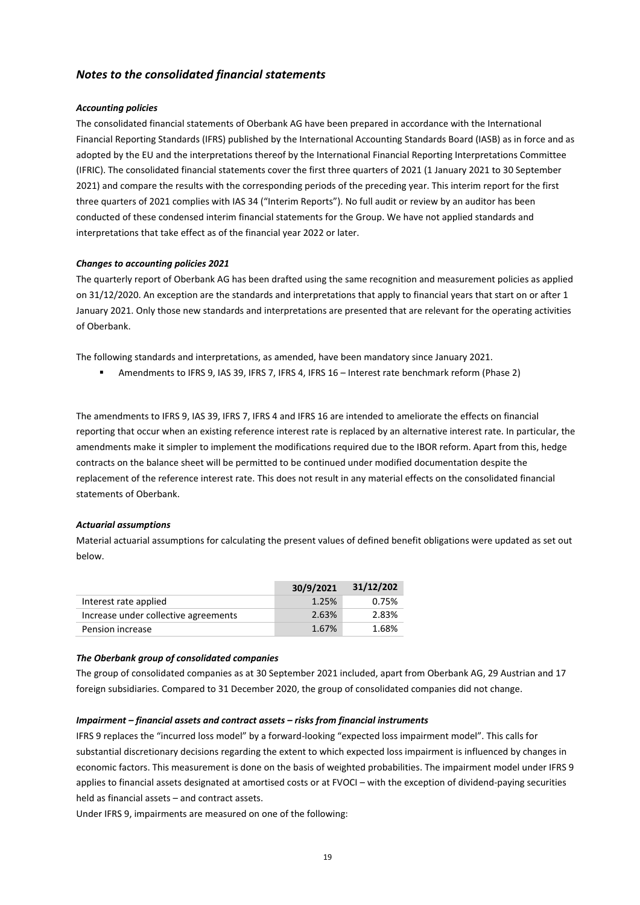## *Notes to the consolidated financial statements*

### *Accounting policies*

The consolidated financial statements of Oberbank AG have been prepared in accordance with the International Financial Reporting Standards (IFRS) published by the International Accounting Standards Board (IASB) as in force and as adopted by the EU and the interpretations thereof by the International Financial Reporting Interpretations Committee (IFRIC). The consolidated financial statements cover the first three quarters of 2021 (1 January 2021 to 30 September 2021) and compare the results with the corresponding periods of the preceding year. This interim report for the first three quarters of 2021 complies with IAS 34 ("Interim Reports"). No full audit or review by an auditor has been conducted of these condensed interim financial statements for the Group. We have not applied standards and interpretations that take effect as of the financial year 2022 or later.

### *Changes to accounting policies 2021*

The quarterly report of Oberbank AG has been drafted using the same recognition and measurement policies as applied on 31/12/2020. An exception are the standards and interpretations that apply to financial years that start on or after 1 January 2021. Only those new standards and interpretations are presented that are relevant for the operating activities of Oberbank.

The following standards and interpretations, as amended, have been mandatory since January 2021.

- Amendments to IFRS 9, IAS 39, IFRS 7, IFRS 4, IFRS 16 – Interest rate benchmark reform (Phase 2)

The amendments to IFRS 9, IAS 39, IFRS 7, IFRS 4 and IFRS 16 are intended to ameliorate the effects on financial reporting that occur when an existing reference interest rate is replaced by an alternative interest rate. In particular, the amendments make it simpler to implement the modifications required due to the IBOR reform. Apart from this, hedge contracts on the balance sheet will be permitted to be continued under modified documentation despite the replacement of the reference interest rate. This does not result in any material effects on the consolidated financial statements of Oberbank.

### *Actuarial assumptions*

Material actuarial assumptions for calculating the present values of defined benefit obligations were updated as set out below.

| | 30/9/2021 | 31/12/202 |
|---|---|---|
| Interest rate applied | 1.25% | 0.75% |
| Increase under collective agreements | 2.63% | 2.83% |
| Pension increase | 1.67% | 1.68% |

### *The Oberbank group of consolidated companies*

The group of consolidated companies as at 30 September 2021 included, apart from Oberbank AG, 29 Austrian and 17 foreign subsidiaries. Compared to 31 December 2020, the group of consolidated companies did not change.

### *Impairment – financial assets and contract assets – risks from financial instruments*

IFRS 9 replaces the "incurred loss model" by a forward-looking "expected loss impairment model". This calls for substantial discretionary decisions regarding the extent to which expected loss impairment is influenced by changes in economic factors. This measurement is done on the basis of weighted probabilities. The impairment model under IFRS 9 applies to financial assets designated at amortised costs or at FVOCI – with the exception of dividend-paying securities held as financial assets – and contract assets.

Under IFRS 9, impairments are measured on one of the following: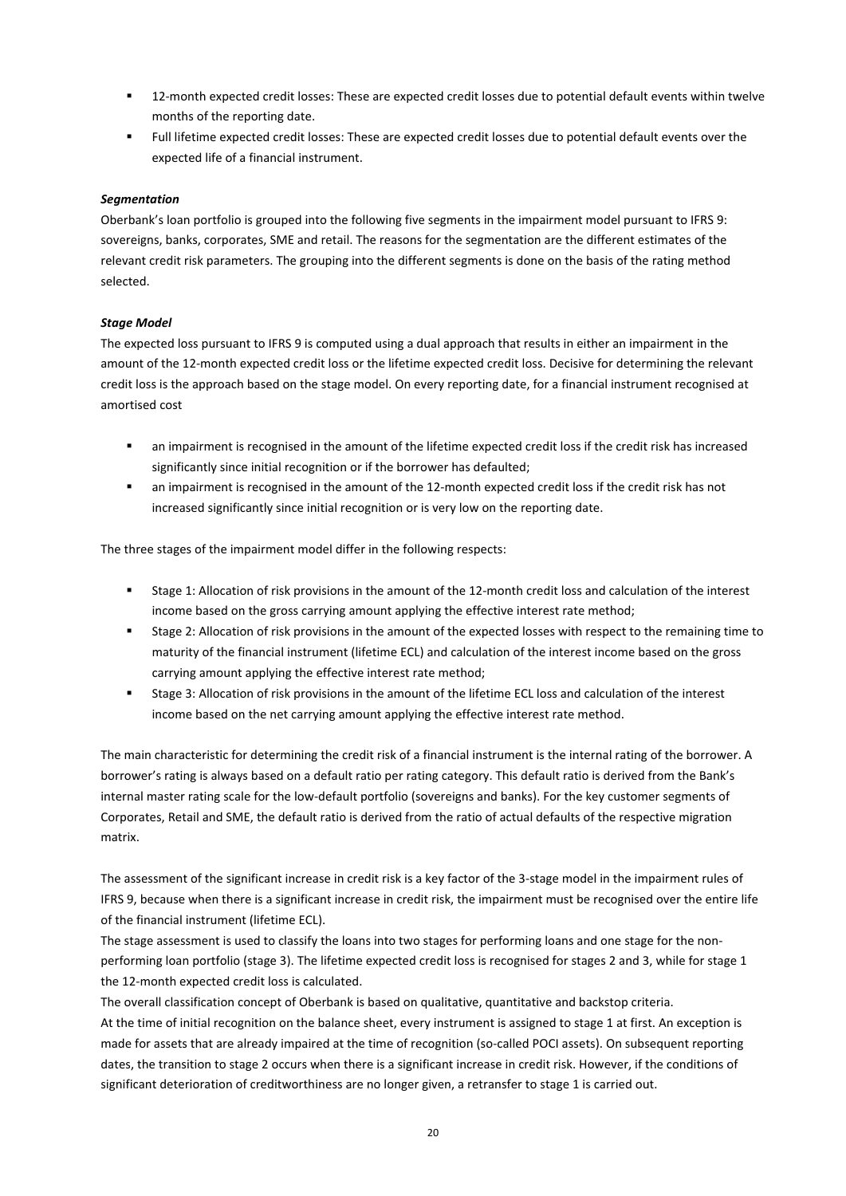- 12-month expected credit losses: These are expected credit losses due to potential default events within twelve months of the reporting date.
- Full lifetime expected credit losses: These are expected credit losses due to potential default events over the expected life of a financial instrument.

***Segmentation***

Oberbank's loan portfolio is grouped into the following five segments in the impairment model pursuant to IFRS 9: sovereigns, banks, corporates, SME and retail. The reasons for the segmentation are the different estimates of the relevant credit risk parameters. The grouping into the different segments is done on the basis of the rating method selected.

***Stage Model***

The expected loss pursuant to IFRS 9 is computed using a dual approach that results in either an impairment in the amount of the 12-month expected credit loss or the lifetime expected credit loss. Decisive for determining the relevant credit loss is the approach based on the stage model. On every reporting date, for a financial instrument recognised at amortised cost

- an impairment is recognised in the amount of the lifetime expected credit loss if the credit risk has increased significantly since initial recognition or if the borrower has defaulted;
- an impairment is recognised in the amount of the 12-month expected credit loss if the credit risk has not increased significantly since initial recognition or is very low on the reporting date.

The three stages of the impairment model differ in the following respects:

- Stage 1: Allocation of risk provisions in the amount of the 12-month credit loss and calculation of the interest income based on the gross carrying amount applying the effective interest rate method;
- Stage 2: Allocation of risk provisions in the amount of the expected losses with respect to the remaining time to maturity of the financial instrument (lifetime ECL) and calculation of the interest income based on the gross carrying amount applying the effective interest rate method;
- Stage 3: Allocation of risk provisions in the amount of the lifetime ECL loss and calculation of the interest income based on the net carrying amount applying the effective interest rate method.

The main characteristic for determining the credit risk of a financial instrument is the internal rating of the borrower. A borrower's rating is always based on a default ratio per rating category. This default ratio is derived from the Bank's internal master rating scale for the low-default portfolio (sovereigns and banks). For the key customer segments of Corporates, Retail and SME, the default ratio is derived from the ratio of actual defaults of the respective migration matrix.

The assessment of the significant increase in credit risk is a key factor of the 3-stage model in the impairment rules of IFRS 9, because when there is a significant increase in credit risk, the impairment must be recognised over the entire life of the financial instrument (lifetime ECL).
The stage assessment is used to classify the loans into two stages for performing loans and one stage for the non-performing loan portfolio (stage 3). The lifetime expected credit loss is recognised for stages 2 and 3, while for stage 1 the 12-month expected credit loss is calculated.
The overall classification concept of Oberbank is based on qualitative, quantitative and backstop criteria.
At the time of initial recognition on the balance sheet, every instrument is assigned to stage 1 at first. An exception is made for assets that are already impaired at the time of recognition (so-called POCI assets). On subsequent reporting dates, the transition to stage 2 occurs when there is a significant increase in credit risk. However, if the conditions of significant deterioration of creditworthiness are no longer given, a retransfer to stage 1 is carried out.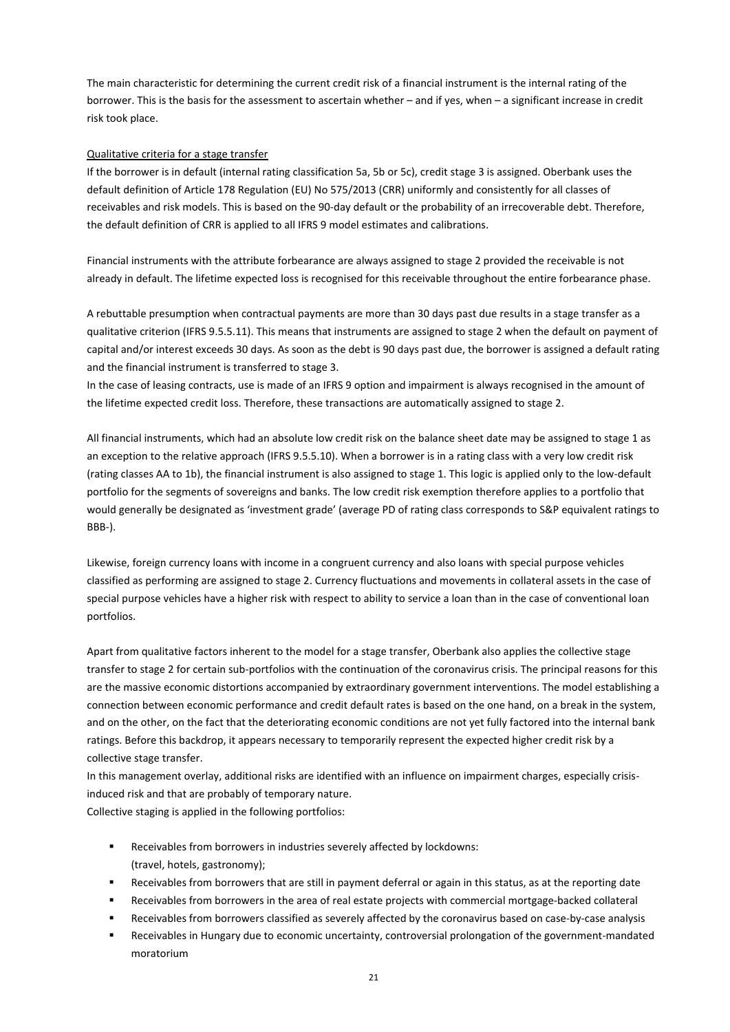The main characteristic for determining the current credit risk of a financial instrument is the internal rating of the borrower. This is the basis for the assessment to ascertain whether – and if yes, when – a significant increase in credit risk took place.

Qualitative criteria for a stage transfer

If the borrower is in default (internal rating classification 5a, 5b or 5c), credit stage 3 is assigned. Oberbank uses the default definition of Article 178 Regulation (EU) No 575/2013 (CRR) uniformly and consistently for all classes of receivables and risk models. This is based on the 90-day default or the probability of an irrecoverable debt. Therefore, the default definition of CRR is applied to all IFRS 9 model estimates and calibrations.

Financial instruments with the attribute forbearance are always assigned to stage 2 provided the receivable is not already in default. The lifetime expected loss is recognised for this receivable throughout the entire forbearance phase.

A rebuttable presumption when contractual payments are more than 30 days past due results in a stage transfer as a qualitative criterion (IFRS 9.5.5.11). This means that instruments are assigned to stage 2 when the default on payment of capital and/or interest exceeds 30 days. As soon as the debt is 90 days past due, the borrower is assigned a default rating and the financial instrument is transferred to stage 3.
In the case of leasing contracts, use is made of an IFRS 9 option and impairment is always recognised in the amount of the lifetime expected credit loss. Therefore, these transactions are automatically assigned to stage 2.

All financial instruments, which had an absolute low credit risk on the balance sheet date may be assigned to stage 1 as an exception to the relative approach (IFRS 9.5.5.10). When a borrower is in a rating class with a very low credit risk (rating classes AA to 1b), the financial instrument is also assigned to stage 1. This logic is applied only to the low-default portfolio for the segments of sovereigns and banks. The low credit risk exemption therefore applies to a portfolio that would generally be designated as 'investment grade' (average PD of rating class corresponds to S&P equivalent ratings to BBB-).

Likewise, foreign currency loans with income in a congruent currency and also loans with special purpose vehicles classified as performing are assigned to stage 2. Currency fluctuations and movements in collateral assets in the case of special purpose vehicles have a higher risk with respect to ability to service a loan than in the case of conventional loan portfolios.

Apart from qualitative factors inherent to the model for a stage transfer, Oberbank also applies the collective stage transfer to stage 2 for certain sub-portfolios with the continuation of the coronavirus crisis. The principal reasons for this are the massive economic distortions accompanied by extraordinary government interventions. The model establishing a connection between economic performance and credit default rates is based on the one hand, on a break in the system, and on the other, on the fact that the deteriorating economic conditions are not yet fully factored into the internal bank ratings. Before this backdrop, it appears necessary to temporarily represent the expected higher credit risk by a collective stage transfer.
In this management overlay, additional risks are identified with an influence on impairment charges, especially crisis-induced risk and that are probably of temporary nature.
Collective staging is applied in the following portfolios:

- Receivables from borrowers in industries severely affected by lockdowns: (travel, hotels, gastronomy);
- Receivables from borrowers that are still in payment deferral or again in this status, as at the reporting date
- Receivables from borrowers in the area of real estate projects with commercial mortgage-backed collateral
- Receivables from borrowers classified as severely affected by the coronavirus based on case-by-case analysis
- Receivables in Hungary due to economic uncertainty, controversial prolongation of the government-mandated moratorium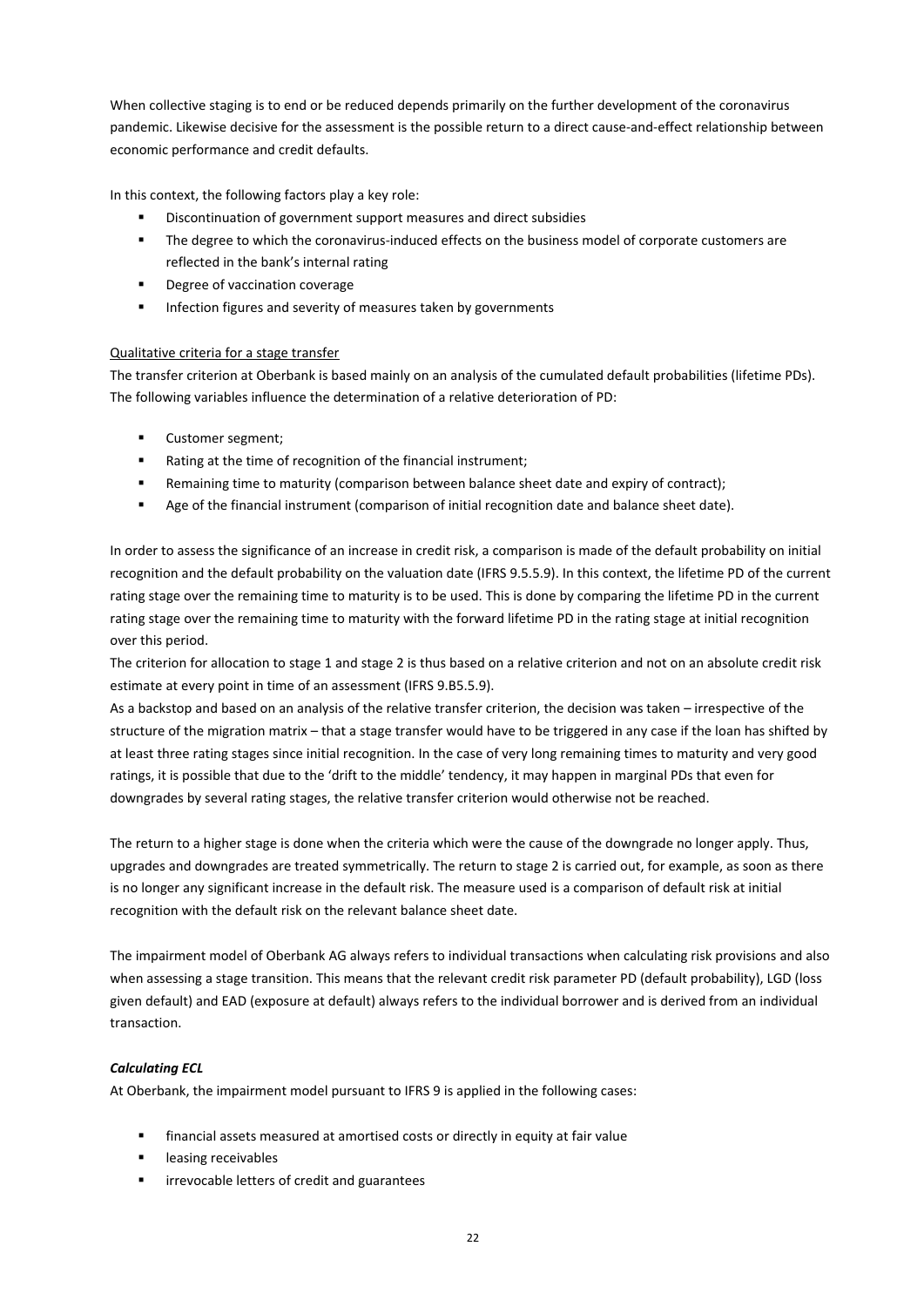When collective staging is to end or be reduced depends primarily on the further development of the coronavirus pandemic. Likewise decisive for the assessment is the possible return to a direct cause-and-effect relationship between economic performance and credit defaults.

In this context, the following factors play a key role:

- Discontinuation of government support measures and direct subsidies
- The degree to which the coronavirus-induced effects on the business model of corporate customers are reflected in the bank's internal rating
- Degree of vaccination coverage
- Infection figures and severity of measures taken by governments

<u>Qualitative criteria for a stage transfer</u>

The transfer criterion at Oberbank is based mainly on an analysis of the cumulated default probabilities (lifetime PDs). The following variables influence the determination of a relative deterioration of PD:

- Customer segment;
- Rating at the time of recognition of the financial instrument;
- Remaining time to maturity (comparison between balance sheet date and expiry of contract);
- Age of the financial instrument (comparison of initial recognition date and balance sheet date).

In order to assess the significance of an increase in credit risk, a comparison is made of the default probability on initial recognition and the default probability on the valuation date (IFRS 9.5.5.9). In this context, the lifetime PD of the current rating stage over the remaining time to maturity is to be used. This is done by comparing the lifetime PD in the current rating stage over the remaining time to maturity with the forward lifetime PD in the rating stage at initial recognition over this period.

The criterion for allocation to stage 1 and stage 2 is thus based on a relative criterion and not on an absolute credit risk estimate at every point in time of an assessment (IFRS 9.B5.5.9).

As a backstop and based on an analysis of the relative transfer criterion, the decision was taken – irrespective of the structure of the migration matrix – that a stage transfer would have to be triggered in any case if the loan has shifted by at least three rating stages since initial recognition. In the case of very long remaining times to maturity and very good ratings, it is possible that due to the 'drift to the middle' tendency, it may happen in marginal PDs that even for downgrades by several rating stages, the relative transfer criterion would otherwise not be reached.

The return to a higher stage is done when the criteria which were the cause of the downgrade no longer apply. Thus, upgrades and downgrades are treated symmetrically. The return to stage 2 is carried out, for example, as soon as there is no longer any significant increase in the default risk. The measure used is a comparison of default risk at initial recognition with the default risk on the relevant balance sheet date.

The impairment model of Oberbank AG always refers to individual transactions when calculating risk provisions and also when assessing a stage transition. This means that the relevant credit risk parameter PD (default probability), LGD (loss given default) and EAD (exposure at default) always refers to the individual borrower and is derived from an individual transaction.

***Calculating ECL***

At Oberbank, the impairment model pursuant to IFRS 9 is applied in the following cases:

- financial assets measured at amortised costs or directly in equity at fair value
- leasing receivables
- irrevocable letters of credit and guarantees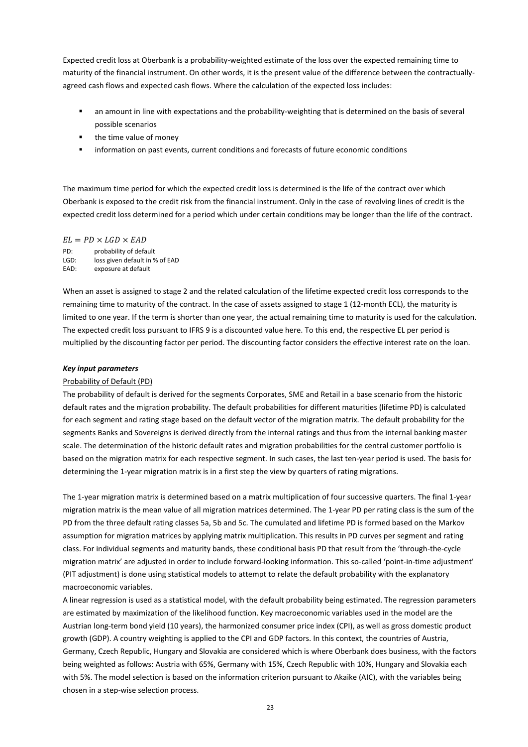Expected credit loss at Oberbank is a probability-weighted estimate of the loss over the expected remaining time to maturity of the financial instrument. On other words, it is the present value of the difference between the contractually-agreed cash flows and expected cash flows. Where the calculation of the expected loss includes:

- an amount in line with expectations and the probability-weighting that is determined on the basis of several possible scenarios
- the time value of money
- information on past events, current conditions and forecasts of future economic conditions

The maximum time period for which the expected credit loss is determined is the life of the contract over which Oberbank is exposed to the credit risk from the financial instrument. Only in the case of revolving lines of credit is the expected credit loss determined for a period which under certain conditions may be longer than the life of the contract.

$$EL = PD \times LGD \times EAD$$

PD: probability of default
LGD: loss given default in % of EAD
EAD: exposure at default

When an asset is assigned to stage 2 and the related calculation of the lifetime expected credit loss corresponds to the remaining time to maturity of the contract. In the case of assets assigned to stage 1 (12-month ECL), the maturity is limited to one year. If the term is shorter than one year, the actual remaining time to maturity is used for the calculation. The expected credit loss pursuant to IFRS 9 is a discounted value here. To this end, the respective EL per period is multiplied by the discounting factor per period. The discounting factor considers the effective interest rate on the loan.

***Key input parameters***

Probability of Default (PD)

The probability of default is derived for the segments Corporates, SME and Retail in a base scenario from the historic default rates and the migration probability. The default probabilities for different maturities (lifetime PD) is calculated for each segment and rating stage based on the default vector of the migration matrix. The default probability for the segments Banks and Sovereigns is derived directly from the internal ratings and thus from the internal banking master scale. The determination of the historic default rates and migration probabilities for the central customer portfolio is based on the migration matrix for each respective segment. In such cases, the last ten-year period is used. The basis for determining the 1-year migration matrix is in a first step the view by quarters of rating migrations.

The 1-year migration matrix is determined based on a matrix multiplication of four successive quarters. The final 1-year migration matrix is the mean value of all migration matrices determined. The 1-year PD per rating class is the sum of the PD from the three default rating classes 5a, 5b and 5c. The cumulated and lifetime PD is formed based on the Markov assumption for migration matrices by applying matrix multiplication. This results in PD curves per segment and rating class. For individual segments and maturity bands, these conditional basis PD that result from the 'through-the-cycle migration matrix' are adjusted in order to include forward-looking information. This so-called 'point-in-time adjustment' (PIT adjustment) is done using statistical models to attempt to relate the default probability with the explanatory macroeconomic variables.
A linear regression is used as a statistical model, with the default probability being estimated. The regression parameters are estimated by maximization of the likelihood function. Key macroeconomic variables used in the model are the Austrian long-term bond yield (10 years), the harmonized consumer price index (CPI), as well as gross domestic product growth (GDP). A country weighting is applied to the CPI and GDP factors. In this context, the countries of Austria, Germany, Czech Republic, Hungary and Slovakia are considered which is where Oberbank does business, with the factors being weighted as follows: Austria with 65%, Germany with 15%, Czech Republic with 10%, Hungary and Slovakia each with 5%. The model selection is based on the information criterion pursuant to Akaike (AIC), with the variables being chosen in a step-wise selection process.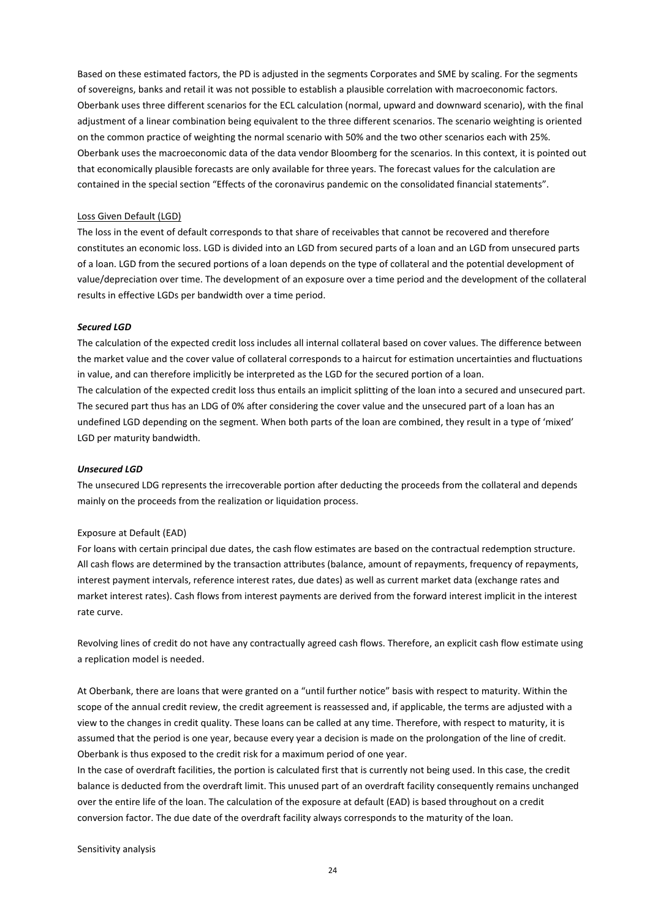Based on these estimated factors, the PD is adjusted in the segments Corporates and SME by scaling. For the segments of sovereigns, banks and retail it was not possible to establish a plausible correlation with macroeconomic factors. Oberbank uses three different scenarios for the ECL calculation (normal, upward and downward scenario), with the final adjustment of a linear combination being equivalent to the three different scenarios. The scenario weighting is oriented on the common practice of weighting the normal scenario with 50% and the two other scenarios each with 25%. Oberbank uses the macroeconomic data of the data vendor Bloomberg for the scenarios. In this context, it is pointed out that economically plausible forecasts are only available for three years. The forecast values for the calculation are contained in the special section "Effects of the coronavirus pandemic on the consolidated financial statements".

Loss Given Default (LGD)

The loss in the event of default corresponds to that share of receivables that cannot be recovered and therefore constitutes an economic loss. LGD is divided into an LGD from secured parts of a loan and an LGD from unsecured parts of a loan. LGD from the secured portions of a loan depends on the type of collateral and the potential development of value/depreciation over time. The development of an exposure over a time period and the development of the collateral results in effective LGDs per bandwidth over a time period.

***Secured LGD***

The calculation of the expected credit loss includes all internal collateral based on cover values. The difference between the market value and the cover value of collateral corresponds to a haircut for estimation uncertainties and fluctuations in value, and can therefore implicitly be interpreted as the LGD for the secured portion of a loan.
The calculation of the expected credit loss thus entails an implicit splitting of the loan into a secured and unsecured part. The secured part thus has an LDG of 0% after considering the cover value and the unsecured part of a loan has an undefined LGD depending on the segment. When both parts of the loan are combined, they result in a type of 'mixed' LGD per maturity bandwidth.

***Unsecured LGD***

The unsecured LDG represents the irrecoverable portion after deducting the proceeds from the collateral and depends mainly on the proceeds from the realization or liquidation process.

Exposure at Default (EAD)

For loans with certain principal due dates, the cash flow estimates are based on the contractual redemption structure. All cash flows are determined by the transaction attributes (balance, amount of repayments, frequency of repayments, interest payment intervals, reference interest rates, due dates) as well as current market data (exchange rates and market interest rates). Cash flows from interest payments are derived from the forward interest implicit in the interest rate curve.

Revolving lines of credit do not have any contractually agreed cash flows. Therefore, an explicit cash flow estimate using a replication model is needed.

At Oberbank, there are loans that were granted on a "until further notice" basis with respect to maturity. Within the scope of the annual credit review, the credit agreement is reassessed and, if applicable, the terms are adjusted with a view to the changes in credit quality. These loans can be called at any time. Therefore, with respect to maturity, it is assumed that the period is one year, because every year a decision is made on the prolongation of the line of credit. Oberbank is thus exposed to the credit risk for a maximum period of one year.
In the case of overdraft facilities, the portion is calculated first that is currently not being used. In this case, the credit balance is deducted from the overdraft limit. This unused part of an overdraft facility consequently remains unchanged over the entire life of the loan. The calculation of the exposure at default (EAD) is based throughout on a credit conversion factor. The due date of the overdraft facility always corresponds to the maturity of the loan.

Sensitivity analysis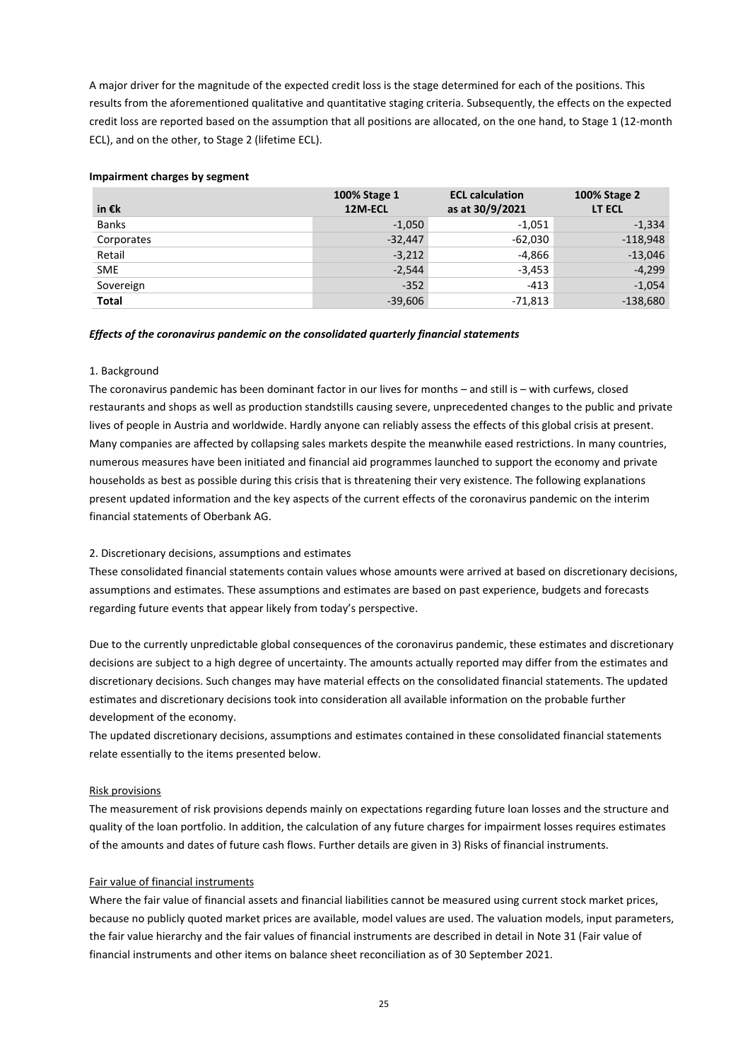A major driver for the magnitude of the expected credit loss is the stage determined for each of the positions. This results from the aforementioned qualitative and quantitative staging criteria. Subsequently, the effects on the expected credit loss are reported based on the assumption that all positions are allocated, on the one hand, to Stage 1 (12-month ECL), and on the other, to Stage 2 (lifetime ECL).

**Impairment charges by segment**

| in €k | 100% Stage 1 12M-ECL | ECL calculation as at 30/9/2021 | 100% Stage 2 LT ECL |
|---|---|---|---|
| Banks | -1,050 | -1,051 | -1,334 |
| Corporates | -32,447 | -62,030 | -118,948 |
| Retail | -3,212 | -4,866 | -13,046 |
| SME | -2,544 | -3,453 | -4,299 |
| Sovereign | -352 | -413 | -1,054 |
| **Total** | -39,606 | -71,813 | -138,680 |

***Effects of the coronavirus pandemic on the consolidated quarterly financial statements***

1. Background

The coronavirus pandemic has been dominant factor in our lives for months – and still is – with curfews, closed restaurants and shops as well as production standstills causing severe, unprecedented changes to the public and private lives of people in Austria and worldwide. Hardly anyone can reliably assess the effects of this global crisis at present. Many companies are affected by collapsing sales markets despite the meanwhile eased restrictions. In many countries, numerous measures have been initiated and financial aid programmes launched to support the economy and private households as best as possible during this crisis that is threatening their very existence. The following explanations present updated information and the key aspects of the current effects of the coronavirus pandemic on the interim financial statements of Oberbank AG.

2. Discretionary decisions, assumptions and estimates

These consolidated financial statements contain values whose amounts were arrived at based on discretionary decisions, assumptions and estimates. These assumptions and estimates are based on past experience, budgets and forecasts regarding future events that appear likely from today's perspective.

Due to the currently unpredictable global consequences of the coronavirus pandemic, these estimates and discretionary decisions are subject to a high degree of uncertainty. The amounts actually reported may differ from the estimates and discretionary decisions. Such changes may have material effects on the consolidated financial statements. The updated estimates and discretionary decisions took into consideration all available information on the probable further development of the economy.

The updated discretionary decisions, assumptions and estimates contained in these consolidated financial statements relate essentially to the items presented below.

Risk provisions

The measurement of risk provisions depends mainly on expectations regarding future loan losses and the structure and quality of the loan portfolio. In addition, the calculation of any future charges for impairment losses requires estimates of the amounts and dates of future cash flows. Further details are given in 3) Risks of financial instruments.

Fair value of financial instruments

Where the fair value of financial assets and financial liabilities cannot be measured using current stock market prices, because no publicly quoted market prices are available, model values are used. The valuation models, input parameters, the fair value hierarchy and the fair values of financial instruments are described in detail in Note 31 (Fair value of financial instruments and other items on balance sheet reconciliation as of 30 September 2021.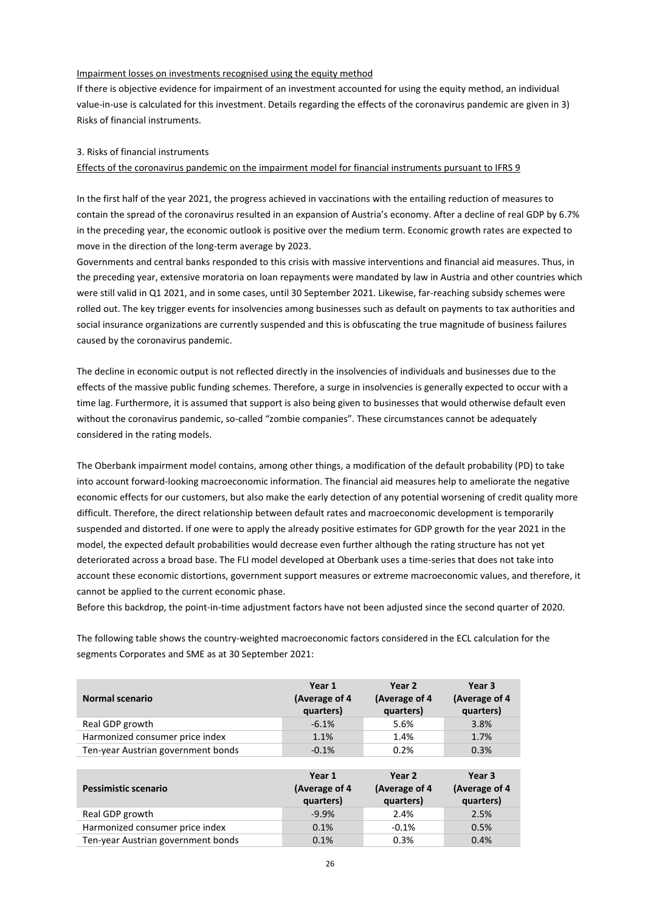Impairment losses on investments recognised using the equity method

If there is objective evidence for impairment of an investment accounted for using the equity method, an individual value-in-use is calculated for this investment. Details regarding the effects of the coronavirus pandemic are given in 3) Risks of financial instruments.

3. Risks of financial instruments

Effects of the coronavirus pandemic on the impairment model for financial instruments pursuant to IFRS 9

In the first half of the year 2021, the progress achieved in vaccinations with the entailing reduction of measures to contain the spread of the coronavirus resulted in an expansion of Austria's economy. After a decline of real GDP by 6.7% in the preceding year, the economic outlook is positive over the medium term. Economic growth rates are expected to move in the direction of the long-term average by 2023.

Governments and central banks responded to this crisis with massive interventions and financial aid measures. Thus, in the preceding year, extensive moratoria on loan repayments were mandated by law in Austria and other countries which were still valid in Q1 2021, and in some cases, until 30 September 2021. Likewise, far-reaching subsidy schemes were rolled out. The key trigger events for insolvencies among businesses such as default on payments to tax authorities and social insurance organizations are currently suspended and this is obfuscating the true magnitude of business failures caused by the coronavirus pandemic.

The decline in economic output is not reflected directly in the insolvencies of individuals and businesses due to the effects of the massive public funding schemes. Therefore, a surge in insolvencies is generally expected to occur with a time lag. Furthermore, it is assumed that support is also being given to businesses that would otherwise default even without the coronavirus pandemic, so-called "zombie companies". These circumstances cannot be adequately considered in the rating models.

The Oberbank impairment model contains, among other things, a modification of the default probability (PD) to take into account forward-looking macroeconomic information. The financial aid measures help to ameliorate the negative economic effects for our customers, but also make the early detection of any potential worsening of credit quality more difficult. Therefore, the direct relationship between default rates and macroeconomic development is temporarily suspended and distorted. If one were to apply the already positive estimates for GDP growth for the year 2021 in the model, the expected default probabilities would decrease even further although the rating structure has not yet deteriorated across a broad base. The FLI model developed at Oberbank uses a time-series that does not take into account these economic distortions, government support measures or extreme macroeconomic values, and therefore, it cannot be applied to the current economic phase.

Before this backdrop, the point-in-time adjustment factors have not been adjusted since the second quarter of 2020.

The following table shows the country-weighted macroeconomic factors considered in the ECL calculation for the segments Corporates and SME as at 30 September 2021:

| Normal scenario | Year 1 (Average of 4 quarters) | Year 2 (Average of 4 quarters) | Year 3 (Average of 4 quarters) |
|---|---|---|---|
| Real GDP growth | -6.1% | 5.6% | 3.8% |
| Harmonized consumer price index | 1.1% | 1.4% | 1.7% |
| Ten-year Austrian government bonds | -0.1% | 0.2% | 0.3% |

| Pessimistic scenario | Year 1 (Average of 4 quarters) | Year 2 (Average of 4 quarters) | Year 3 (Average of 4 quarters) |
|---|---|---|---|
| Real GDP growth | -9.9% | 2.4% | 2.5% |
| Harmonized consumer price index | 0.1% | -0.1% | 0.5% |
| Ten-year Austrian government bonds | 0.1% | 0.3% | 0.4% |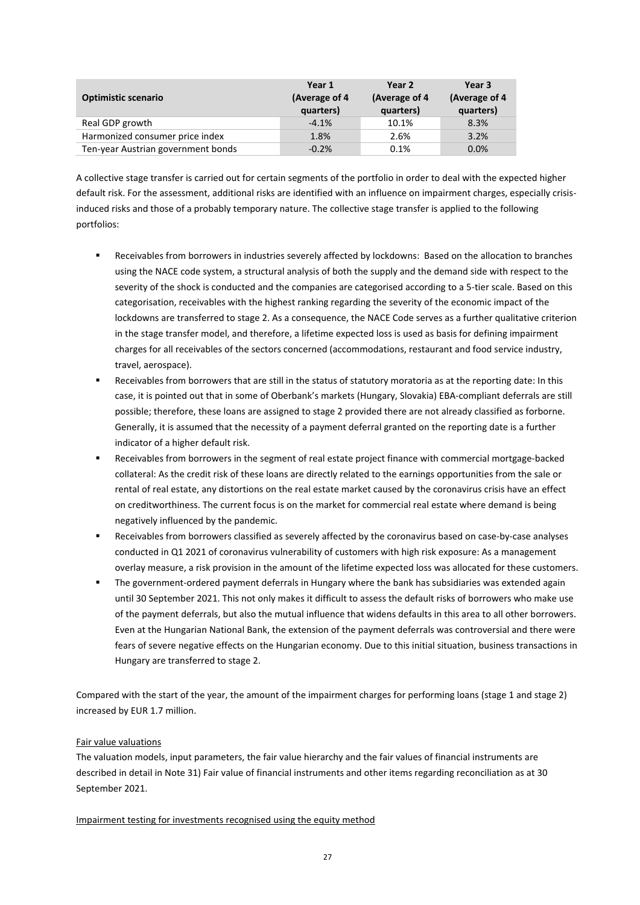| Optimistic scenario | Year 1 (Average of 4 quarters) | Year 2 (Average of 4 quarters) | Year 3 (Average of 4 quarters) |
|---|---|---|---|
| Real GDP growth | -4.1% | 10.1% | 8.3% |
| Harmonized consumer price index | 1.8% | 2.6% | 3.2% |
| Ten-year Austrian government bonds | -0.2% | 0.1% | 0.0% |

A collective stage transfer is carried out for certain segments of the portfolio in order to deal with the expected higher default risk. For the assessment, additional risks are identified with an influence on impairment charges, especially crisis-induced risks and those of a probably temporary nature. The collective stage transfer is applied to the following portfolios:

- Receivables from borrowers in industries severely affected by lockdowns: Based on the allocation to branches using the NACE code system, a structural analysis of both the supply and the demand side with respect to the severity of the shock is conducted and the companies are categorised according to a 5-tier scale. Based on this categorisation, receivables with the highest ranking regarding the severity of the economic impact of the lockdowns are transferred to stage 2. As a consequence, the NACE Code serves as a further qualitative criterion in the stage transfer model, and therefore, a lifetime expected loss is used as basis for defining impairment charges for all receivables of the sectors concerned (accommodations, restaurant and food service industry, travel, aerospace).
- Receivables from borrowers that are still in the status of statutory moratoria as at the reporting date: In this case, it is pointed out that in some of Oberbank's markets (Hungary, Slovakia) EBA-compliant deferrals are still possible; therefore, these loans are assigned to stage 2 provided there are not already classified as forborne. Generally, it is assumed that the necessity of a payment deferral granted on the reporting date is a further indicator of a higher default risk.
- Receivables from borrowers in the segment of real estate project finance with commercial mortgage-backed collateral: As the credit risk of these loans are directly related to the earnings opportunities from the sale or rental of real estate, any distortions on the real estate market caused by the coronavirus crisis have an effect on creditworthiness. The current focus is on the market for commercial real estate where demand is being negatively influenced by the pandemic.
- Receivables from borrowers classified as severely affected by the coronavirus based on case-by-case analyses conducted in Q1 2021 of coronavirus vulnerability of customers with high risk exposure: As a management overlay measure, a risk provision in the amount of the lifetime expected loss was allocated for these customers.
- The government-ordered payment deferrals in Hungary where the bank has subsidiaries was extended again until 30 September 2021. This not only makes it difficult to assess the default risks of borrowers who make use of the payment deferrals, but also the mutual influence that widens defaults in this area to all other borrowers. Even at the Hungarian National Bank, the extension of the payment deferrals was controversial and there were fears of severe negative effects on the Hungarian economy. Due to this initial situation, business transactions in Hungary are transferred to stage 2.

Compared with the start of the year, the amount of the impairment charges for performing loans (stage 1 and stage 2) increased by EUR 1.7 million.

Fair value valuations

The valuation models, input parameters, the fair value hierarchy and the fair values of financial instruments are described in detail in Note 31) Fair value of financial instruments and other items regarding reconciliation as at 30 September 2021.

Impairment testing for investments recognised using the equity method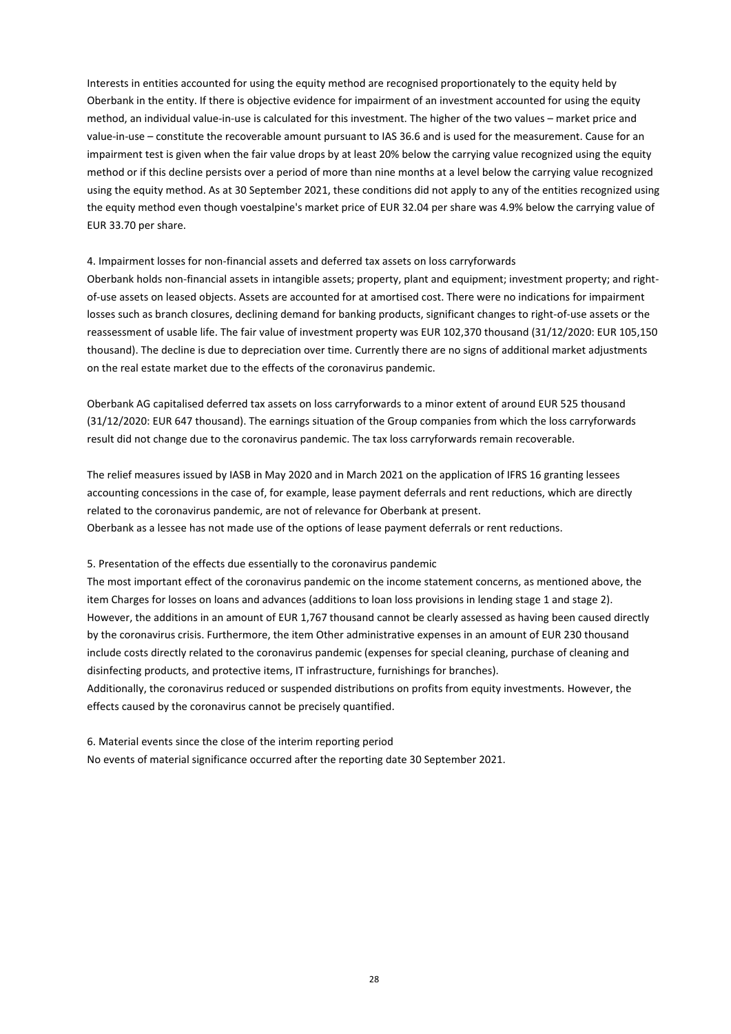Interests in entities accounted for using the equity method are recognised proportionately to the equity held by Oberbank in the entity. If there is objective evidence for impairment of an investment accounted for using the equity method, an individual value-in-use is calculated for this investment. The higher of the two values – market price and value-in-use – constitute the recoverable amount pursuant to IAS 36.6 and is used for the measurement. Cause for an impairment test is given when the fair value drops by at least 20% below the carrying value recognized using the equity method or if this decline persists over a period of more than nine months at a level below the carrying value recognized using the equity method. As at 30 September 2021, these conditions did not apply to any of the entities recognized using the equity method even though voestalpine's market price of EUR 32.04 per share was 4.9% below the carrying value of EUR 33.70 per share.

## 4. Impairment losses for non-financial assets and deferred tax assets on loss carryforwards

Oberbank holds non-financial assets in intangible assets; property, plant and equipment; investment property; and right-of-use assets on leased objects. Assets are accounted for at amortised cost. There were no indications for impairment losses such as branch closures, declining demand for banking products, significant changes to right-of-use assets or the reassessment of usable life. The fair value of investment property was EUR 102,370 thousand (31/12/2020: EUR 105,150 thousand). The decline is due to depreciation over time. Currently there are no signs of additional market adjustments on the real estate market due to the effects of the coronavirus pandemic.

Oberbank AG capitalised deferred tax assets on loss carryforwards to a minor extent of around EUR 525 thousand (31/12/2020: EUR 647 thousand). The earnings situation of the Group companies from which the loss carryforwards result did not change due to the coronavirus pandemic. The tax loss carryforwards remain recoverable.

The relief measures issued by IASB in May 2020 and in March 2021 on the application of IFRS 16 granting lessees accounting concessions in the case of, for example, lease payment deferrals and rent reductions, which are directly related to the coronavirus pandemic, are not of relevance for Oberbank at present.
Oberbank as a lessee has not made use of the options of lease payment deferrals or rent reductions.

## 5. Presentation of the effects due essentially to the coronavirus pandemic

The most important effect of the coronavirus pandemic on the income statement concerns, as mentioned above, the item Charges for losses on loans and advances (additions to loan loss provisions in lending stage 1 and stage 2). However, the additions in an amount of EUR 1,767 thousand cannot be clearly assessed as having been caused directly by the coronavirus crisis. Furthermore, the item Other administrative expenses in an amount of EUR 230 thousand include costs directly related to the coronavirus pandemic (expenses for special cleaning, purchase of cleaning and disinfecting products, and protective items, IT infrastructure, furnishings for branches).
Additionally, the coronavirus reduced or suspended distributions on profits from equity investments. However, the effects caused by the coronavirus cannot be precisely quantified.

## 6. Material events since the close of the interim reporting period

No events of material significance occurred after the reporting date 30 September 2021.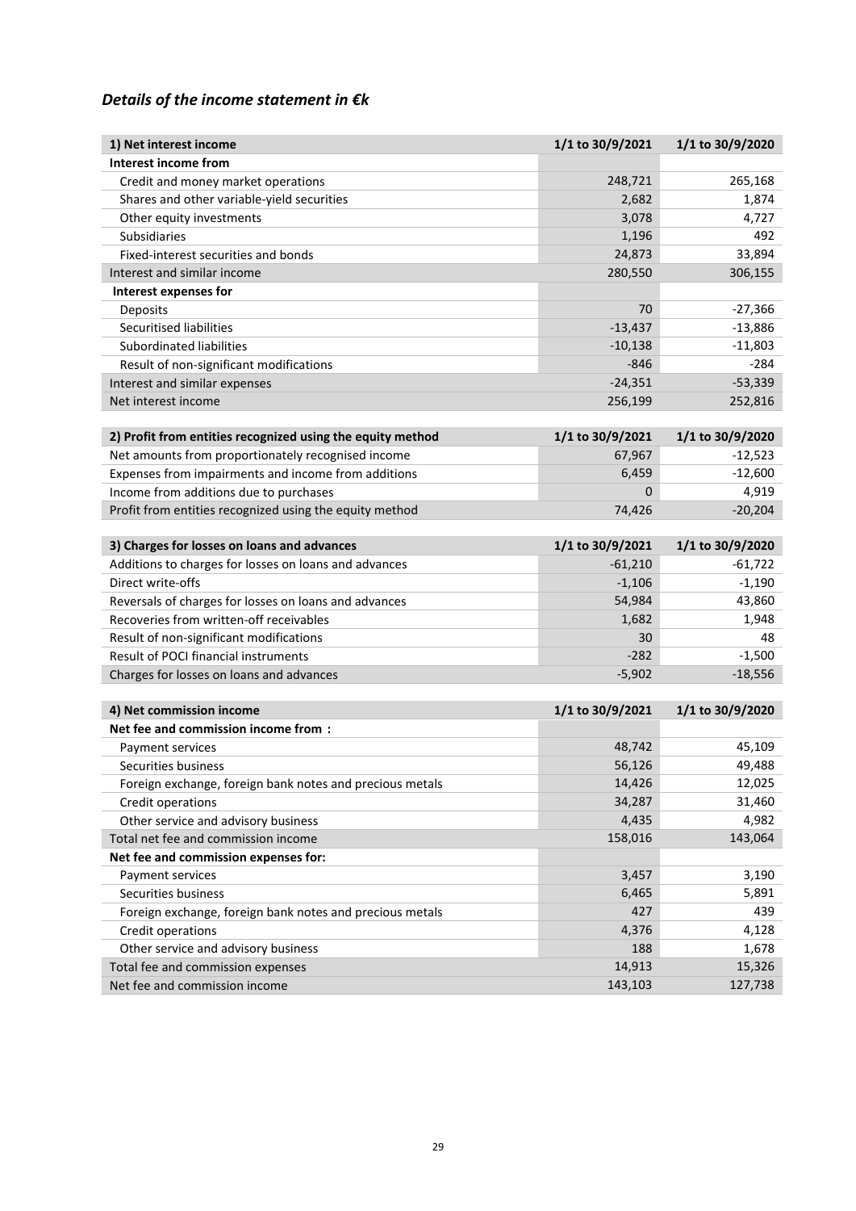## *Details of the income statement in €k*

| 1) Net interest income | 1/1 to 30/9/2021 | 1/1 to 30/9/2020 |
|---|---|---|
| **Interest income from** | | |
| Credit and money market operations | 248,721 | 265,168 |
| Shares and other variable-yield securities | 2,682 | 1,874 |
| Other equity investments | 3,078 | 4,727 |
| Subsidiaries | 1,196 | 492 |
| Fixed-interest securities and bonds | 24,873 | 33,894 |
| Interest and similar income | 280,550 | 306,155 |
| **Interest expenses for** | | |
| Deposits | 70 | -27,366 |
| Securitised liabilities | -13,437 | -13,886 |
| Subordinated liabilities | -10,138 | -11,803 |
| Result of non-significant modifications | -846 | -284 |
| Interest and similar expenses | -24,351 | -53,339 |
| Net interest income | 256,199 | 252,816 |

| 2) Profit from entities recognized using the equity method | 1/1 to 30/9/2021 | 1/1 to 30/9/2020 |
|---|---|---|
| Net amounts from proportionately recognised income | 67,967 | -12,523 |
| Expenses from impairments and income from additions | 6,459 | -12,600 |
| Income from additions due to purchases | 0 | 4,919 |
| Profit from entities recognized using the equity method | 74,426 | -20,204 |

| 3) Charges for losses on loans and advances | 1/1 to 30/9/2021 | 1/1 to 30/9/2020 |
|---|---|---|
| Additions to charges for losses on loans and advances | -61,210 | -61,722 |
| Direct write-offs | -1,106 | -1,190 |
| Reversals of charges for losses on loans and advances | 54,984 | 43,860 |
| Recoveries from written-off receivables | 1,682 | 1,948 |
| Result of non-significant modifications | 30 | 48 |
| Result of POCI financial instruments | -282 | -1,500 |
| Charges for losses on loans and advances | -5,902 | -18,556 |

| 4) Net commission income | 1/1 to 30/9/2021 | 1/1 to 30/9/2020 |
|---|---|---|
| **Net fee and commission income from :** | | |
| Payment services | 48,742 | 45,109 |
| Securities business | 56,126 | 49,488 |
| Foreign exchange, foreign bank notes and precious metals | 14,426 | 12,025 |
| Credit operations | 34,287 | 31,460 |
| Other service and advisory business | 4,435 | 4,982 |
| Total net fee and commission income | 158,016 | 143,064 |
| **Net fee and commission expenses for:** | | |
| Payment services | 3,457 | 3,190 |
| Securities business | 6,465 | 5,891 |
| Foreign exchange, foreign bank notes and precious metals | 427 | 439 |
| Credit operations | 4,376 | 4,128 |
| Other service and advisory business | 188 | 1,678 |
| Total fee and commission expenses | 14,913 | 15,326 |
| Net fee and commission income | 143,103 | 127,738 |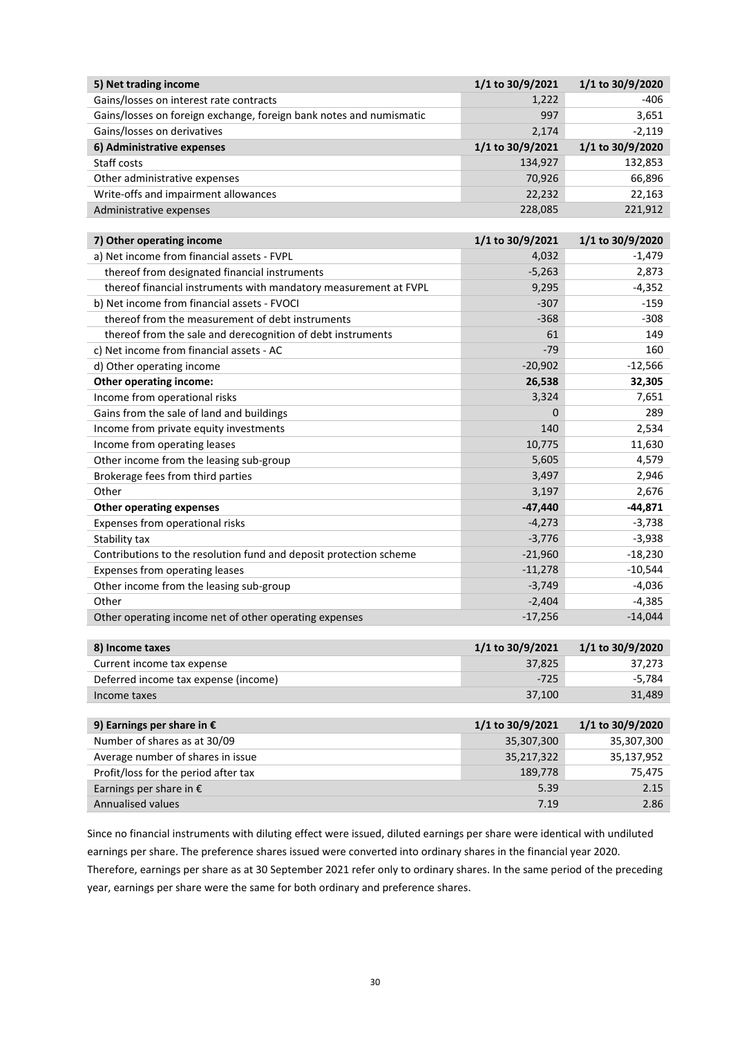| 5) Net trading income | 1/1 to 30/9/2021 | 1/1 to 30/9/2020 |
|---|---|---|
| Gains/losses on interest rate contracts | 1,222 | -406 |
| Gains/losses on foreign exchange, foreign bank notes and numismatic | 997 | 3,651 |
| Gains/losses on derivatives | 2,174 | -2,119 |

| 6) Administrative expenses | 1/1 to 30/9/2021 | 1/1 to 30/9/2020 |
|---|---|---|
| Staff costs | 134,927 | 132,853 |
| Other administrative expenses | 70,926 | 66,896 |
| Write-offs and impairment allowances | 22,232 | 22,163 |
| Administrative expenses | 228,085 | 221,912 |

| 7) Other operating income | 1/1 to 30/9/2021 | 1/1 to 30/9/2020 |
|---|---|---|
| a) Net income from financial assets - FVPL | 4,032 | -1,479 |
| thereof from designated financial instruments | -5,263 | 2,873 |
| thereof financial instruments with mandatory measurement at FVPL | 9,295 | -4,352 |
| b) Net income from financial assets - FVOCI | -307 | -159 |
| thereof from the measurement of debt instruments | -368 | -308 |
| thereof from the sale and derecognition of debt instruments | 61 | 149 |
| c) Net income from financial assets - AC | -79 | 160 |
| d) Other operating income | -20,902 | -12,566 |
| **Other operating income:** | **26,538** | **32,305** |
| Income from operational risks | 3,324 | 7,651 |
| Gains from the sale of land and buildings | 0 | 289 |
| Income from private equity investments | 140 | 2,534 |
| Income from operating leases | 10,775 | 11,630 |
| Other income from the leasing sub-group | 5,605 | 4,579 |
| Brokerage fees from third parties | 3,497 | 2,946 |
| Other | 3,197 | 2,676 |
| **Other operating expenses** | **-47,440** | **-44,871** |
| Expenses from operational risks | -4,273 | -3,738 |
| Stability tax | -3,776 | -3,938 |
| Contributions to the resolution fund and deposit protection scheme | -21,960 | -18,230 |
| Expenses from operating leases | -11,278 | -10,544 |
| Other income from the leasing sub-group | -3,749 | -4,036 |
| Other | -2,404 | -4,385 |
| Other operating income net of other operating expenses | -17,256 | -14,044 |

| 8) Income taxes | 1/1 to 30/9/2021 | 1/1 to 30/9/2020 |
|---|---|---|
| Current income tax expense | 37,825 | 37,273 |
| Deferred income tax expense (income) | -725 | -5,784 |
| Income taxes | 37,100 | 31,489 |

| 9) Earnings per share in € | 1/1 to 30/9/2021 | 1/1 to 30/9/2020 |
|---|---|---|
| Number of shares as at 30/09 | 35,307,300 | 35,307,300 |
| Average number of shares in issue | 35,217,322 | 35,137,952 |
| Profit/loss for the period after tax | 189,778 | 75,475 |
| Earnings per share in € | 5.39 | 2.15 |
| Annualised values | 7.19 | 2.86 |

Since no financial instruments with diluting effect were issued, diluted earnings per share were identical with undiluted earnings per share. The preference shares issued were converted into ordinary shares in the financial year 2020. Therefore, earnings per share as at 30 September 2021 refer only to ordinary shares. In the same period of the preceding year, earnings per share were the same for both ordinary and preference shares.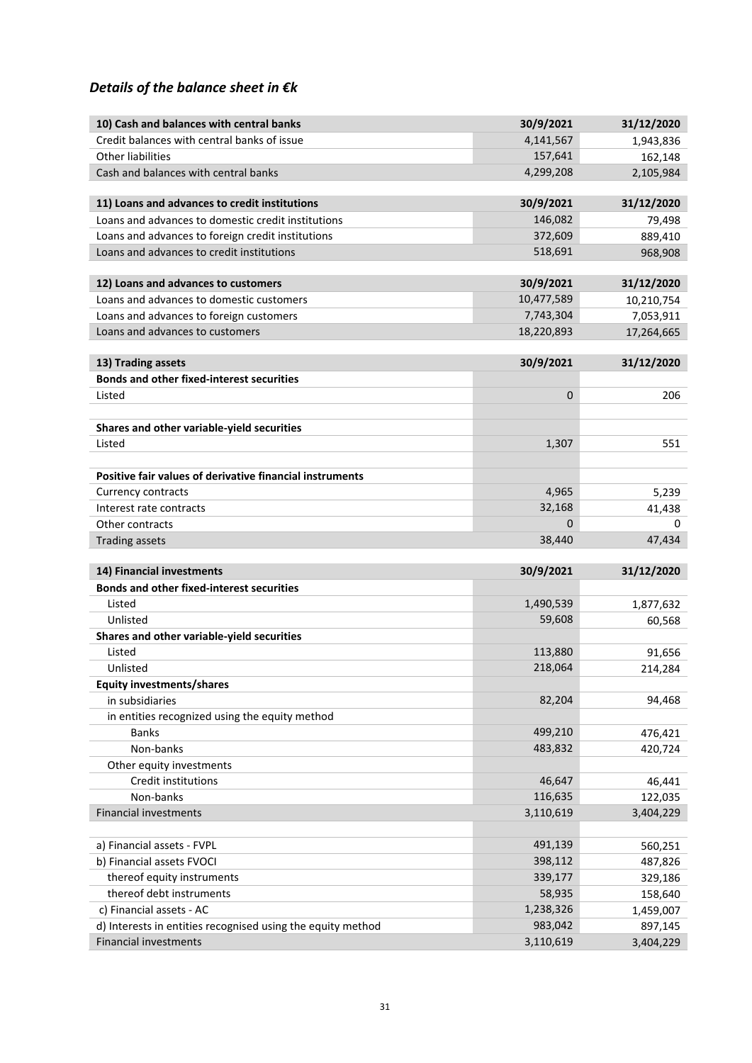## *Details of the balance sheet in €k*

| 10) Cash and balances with central banks | 30/9/2021 | 31/12/2020 |
|---|---|---|
| Credit balances with central banks of issue | 4,141,567 | 1,943,836 |
| Other liabilities | 157,641 | 162,148 |
| Cash and balances with central banks | 4,299,208 | 2,105,984 |

| 11) Loans and advances to credit institutions | 30/9/2021 | 31/12/2020 |
|---|---|---|
| Loans and advances to domestic credit institutions | 146,082 | 79,498 |
| Loans and advances to foreign credit institutions | 372,609 | 889,410 |
| Loans and advances to credit institutions | 518,691 | 968,908 |

| 12) Loans and advances to customers | 30/9/2021 | 31/12/2020 |
|---|---|---|
| Loans and advances to domestic customers | 10,477,589 | 10,210,754 |
| Loans and advances to foreign customers | 7,743,304 | 7,053,911 |
| Loans and advances to customers | 18,220,893 | 17,264,665 |

| 13) Trading assets | 30/9/2021 | 31/12/2020 |
|---|---|---|
| **Bonds and other fixed-interest securities** | | |
| Listed | 0 | 206 |
| | | |
| **Shares and other variable-yield securities** | | |
| Listed | 1,307 | 551 |
| | | |
| **Positive fair values of derivative financial instruments** | | |
| Currency contracts | 4,965 | 5,239 |
| Interest rate contracts | 32,168 | 41,438 |
| Other contracts | 0 | 0 |
| Trading assets | 38,440 | 47,434 |

| 14) Financial investments | 30/9/2021 | 31/12/2020 |
|---|---|---|
| **Bonds and other fixed-interest securities** | | |
| Listed | 1,490,539 | 1,877,632 |
| Unlisted | 59,608 | 60,568 |
| **Shares and other variable-yield securities** | | |
| Listed | 113,880 | 91,656 |
| Unlisted | 218,064 | 214,284 |
| **Equity investments/shares** | | |
| in subsidiaries | 82,204 | 94,468 |
| in entities recognized using the equity method | | |
| Banks | 499,210 | 476,421 |
| Non-banks | 483,832 | 420,724 |
| Other equity investments | | |
| Credit institutions | 46,647 | 46,441 |
| Non-banks | 116,635 | 122,035 |
| Financial investments | 3,110,619 | 3,404,229 |
| | | |
| a) Financial assets - FVPL | 491,139 | 560,251 |
| b) Financial assets FVOCI | 398,112 | 487,826 |
| thereof equity instruments | 339,177 | 329,186 |
| thereof debt instruments | 58,935 | 158,640 |
| c) Financial assets - AC | 1,238,326 | 1,459,007 |
| d) Interests in entities recognised using the equity method | 983,042 | 897,145 |
| Financial investments | 3,110,619 | 3,404,229 |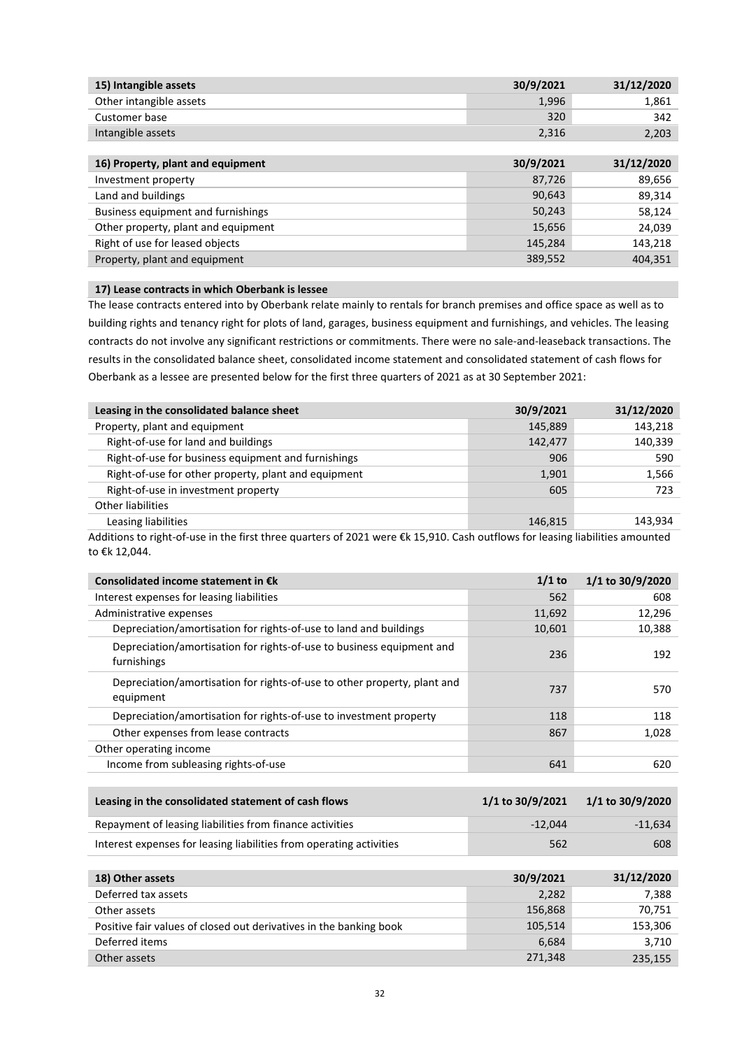| 15) Intangible assets | 30/9/2021 | 31/12/2020 |
|---|---|---|
| Other intangible assets | 1,996 | 1,861 |
| Customer base | 320 | 342 |
| Intangible assets | 2,316 | 2,203 |

| 16) Property, plant and equipment | 30/9/2021 | 31/12/2020 |
|---|---|---|
| Investment property | 87,726 | 89,656 |
| Land and buildings | 90,643 | 89,314 |
| Business equipment and furnishings | 50,243 | 58,124 |
| Other property, plant and equipment | 15,656 | 24,039 |
| Right of use for leased objects | 145,284 | 143,218 |
| Property, plant and equipment | 389,552 | 404,351 |

**17) Lease contracts in which Oberbank is lessee**

The lease contracts entered into by Oberbank relate mainly to rentals for branch premises and office space as well as to building rights and tenancy right for plots of land, garages, business equipment and furnishings, and vehicles. The leasing contracts do not involve any significant restrictions or commitments. There were no sale-and-leaseback transactions. The results in the consolidated balance sheet, consolidated income statement and consolidated statement of cash flows for Oberbank as a lessee are presented below for the first three quarters of 2021 as at 30 September 2021:

| Leasing in the consolidated balance sheet | 30/9/2021 | 31/12/2020 |
|---|---|---|
| Property, plant and equipment | 145,889 | 143,218 |
| Right-of-use for land and buildings | 142,477 | 140,339 |
| Right-of-use for business equipment and furnishings | 906 | 590 |
| Right-of-use for other property, plant and equipment | 1,901 | 1,566 |
| Right-of-use in investment property | 605 | 723 |
| Other liabilities | | |
| Leasing liabilities | 146,815 | 143,934 |

Additions to right-of-use in the first three quarters of 2021 were €k 15,910. Cash outflows for leasing liabilities amounted to €k 12,044.

| Consolidated income statement in €k | 1/1 to | 1/1 to 30/9/2020 |
|---|---|---|
| Interest expenses for leasing liabilities | 562 | 608 |
| Administrative expenses | 11,692 | 12,296 |
| Depreciation/amortisation for rights-of-use to land and buildings | 10,601 | 10,388 |
| Depreciation/amortisation for rights-of-use to business equipment and furnishings | 236 | 192 |
| Depreciation/amortisation for rights-of-use to other property, plant and equipment | 737 | 570 |
| Depreciation/amortisation for rights-of-use to investment property | 118 | 118 |
| Other expenses from lease contracts | 867 | 1,028 |
| Other operating income | | |
| Income from subleasing rights-of-use | 641 | 620 |

| Leasing in the consolidated statement of cash flows | 1/1 to 30/9/2021 | 1/1 to 30/9/2020 |
|---|---|---|
| Repayment of leasing liabilities from finance activities | -12,044 | -11,634 |
| Interest expenses for leasing liabilities from operating activities | 562 | 608 |

| 18) Other assets | 30/9/2021 | 31/12/2020 |
|---|---|---|
| Deferred tax assets | 2,282 | 7,388 |
| Other assets | 156,868 | 70,751 |
| Positive fair values of closed out derivatives in the banking book | 105,514 | 153,306 |
| Deferred items | 6,684 | 3,710 |
| Other assets | 271,348 | 235,155 |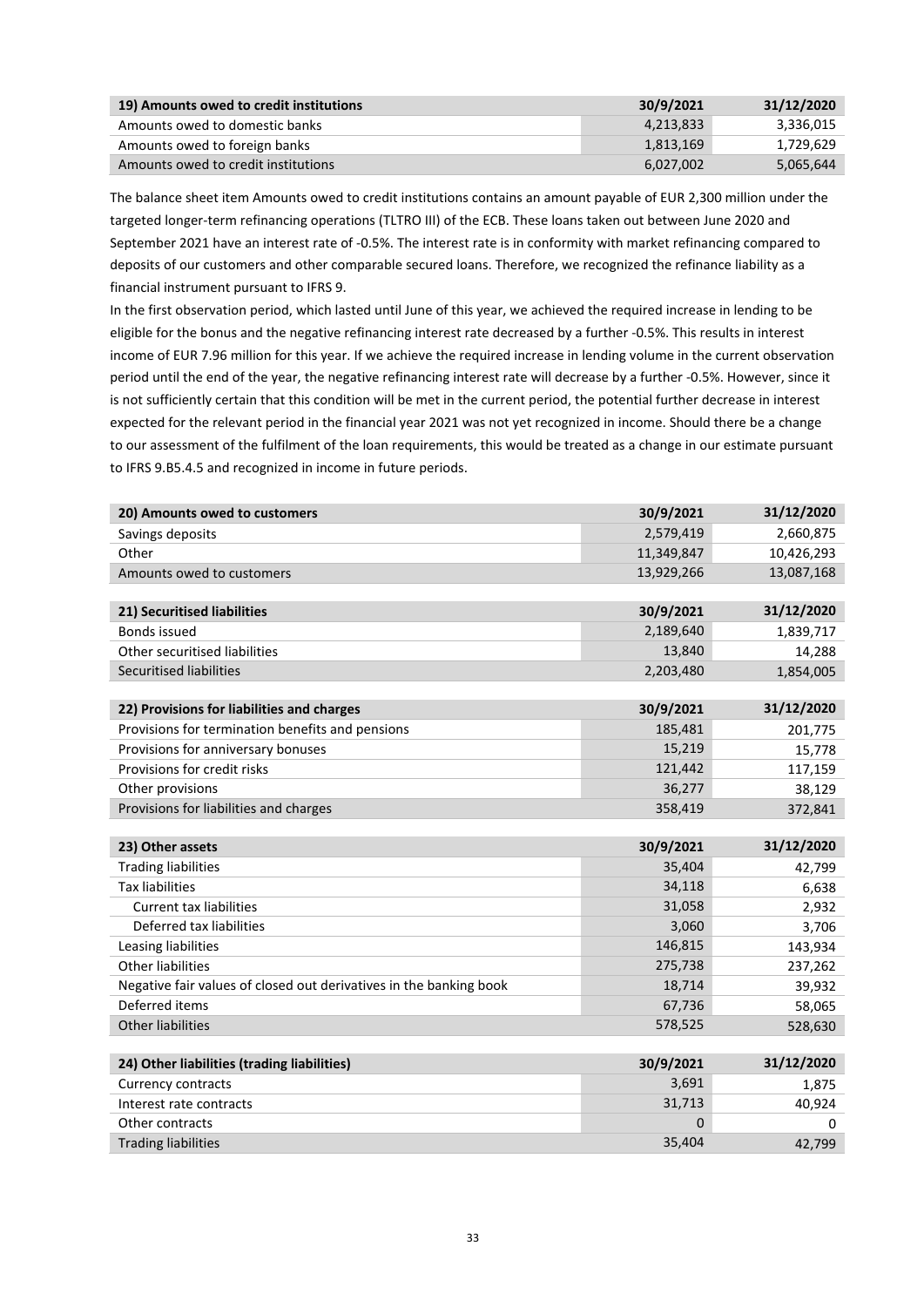| 19) Amounts owed to credit institutions | 30/9/2021 | 31/12/2020 |
|---|---|---|
| Amounts owed to domestic banks | 4,213,833 | 3,336,015 |
| Amounts owed to foreign banks | 1,813,169 | 1,729,629 |
| Amounts owed to credit institutions | 6,027,002 | 5,065,644 |

The balance sheet item Amounts owed to credit institutions contains an amount payable of EUR 2,300 million under the targeted longer-term refinancing operations (TLTRO III) of the ECB. These loans taken out between June 2020 and September 2021 have an interest rate of -0.5%. The interest rate is in conformity with market refinancing compared to deposits of our customers and other comparable secured loans. Therefore, we recognized the refinance liability as a financial instrument pursuant to IFRS 9.

In the first observation period, which lasted until June of this year, we achieved the required increase in lending to be eligible for the bonus and the negative refinancing interest rate decreased by a further -0.5%. This results in interest income of EUR 7.96 million for this year. If we achieve the required increase in lending volume in the current observation period until the end of the year, the negative refinancing interest rate will decrease by a further -0.5%. However, since it is not sufficiently certain that this condition will be met in the current period, the potential further decrease in interest expected for the relevant period in the financial year 2021 was not yet recognized in income. Should there be a change to our assessment of the fulfilment of the loan requirements, this would be treated as a change in our estimate pursuant to IFRS 9.B5.4.5 and recognized in income in future periods.

| 20) Amounts owed to customers | 30/9/2021 | 31/12/2020 |
|---|---|---|
| Savings deposits | 2,579,419 | 2,660,875 |
| Other | 11,349,847 | 10,426,293 |
| Amounts owed to customers | 13,929,266 | 13,087,168 |

| 21) Securitised liabilities | 30/9/2021 | 31/12/2020 |
|---|---|---|
| Bonds issued | 2,189,640 | 1,839,717 |
| Other securitised liabilities | 13,840 | 14,288 |
| Securitised liabilities | 2,203,480 | 1,854,005 |

| 22) Provisions for liabilities and charges | 30/9/2021 | 31/12/2020 |
|---|---|---|
| Provisions for termination benefits and pensions | 185,481 | 201,775 |
| Provisions for anniversary bonuses | 15,219 | 15,778 |
| Provisions for credit risks | 121,442 | 117,159 |
| Other provisions | 36,277 | 38,129 |
| Provisions for liabilities and charges | 358,419 | 372,841 |

| 23) Other assets | 30/9/2021 | 31/12/2020 |
|---|---|---|
| Trading liabilities | 35,404 | 42,799 |
| Tax liabilities | 34,118 | 6,638 |
| Current tax liabilities | 31,058 | 2,932 |
| Deferred tax liabilities | 3,060 | 3,706 |
| Leasing liabilities | 146,815 | 143,934 |
| Other liabilities | 275,738 | 237,262 |
| Negative fair values of closed out derivatives in the banking book | 18,714 | 39,932 |
| Deferred items | 67,736 | 58,065 |
| Other liabilities | 578,525 | 528,630 |

| 24) Other liabilities (trading liabilities) | 30/9/2021 | 31/12/2020 |
|---|---|---|
| Currency contracts | 3,691 | 1,875 |
| Interest rate contracts | 31,713 | 40,924 |
| Other contracts | 0 | 0 |
| Trading liabilities | 35,404 | 42,799 |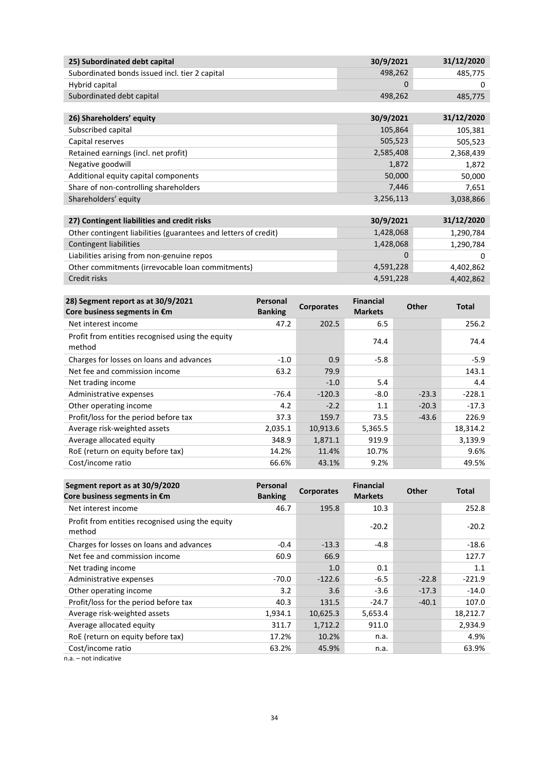| 25) Subordinated debt capital | 30/9/2021 | 31/12/2020 |
|---|---|---|
| Subordinated bonds issued incl. tier 2 capital | 498,262 | 485,775 |
| Hybrid capital | 0 | 0 |
| Subordinated debt capital | 498,262 | 485,775 |

| 26) Shareholders' equity | 30/9/2021 | 31/12/2020 |
|---|---|---|
| Subscribed capital | 105,864 | 105,381 |
| Capital reserves | 505,523 | 505,523 |
| Retained earnings (incl. net profit) | 2,585,408 | 2,368,439 |
| Negative goodwill | 1,872 | 1,872 |
| Additional equity capital components | 50,000 | 50,000 |
| Share of non-controlling shareholders | 7,446 | 7,651 |
| Shareholders' equity | 3,256,113 | 3,038,866 |

| 27) Contingent liabilities and credit risks | 30/9/2021 | 31/12/2020 |
|---|---|---|
| Other contingent liabilities (guarantees and letters of credit) | 1,428,068 | 1,290,784 |
| Contingent liabilities | 1,428,068 | 1,290,784 |
| Liabilities arising from non-genuine repos | 0 | 0 |
| Other commitments (irrevocable loan commitments) | 4,591,228 | 4,402,862 |
| Credit risks | 4,591,228 | 4,402,862 |

| 28) Segment report as at 30/9/2021<br>Core business segments in €m | Personal Banking | Corporates | Financial Markets | Other | Total |
|---|---|---|---|---|---|
| Net interest income | 47.2 | 202.5 | 6.5 | | 256.2 |
| Profit from entities recognised using the equity method | | | 74.4 | | 74.4 |
| Charges for losses on loans and advances | -1.0 | 0.9 | -5.8 | | -5.9 |
| Net fee and commission income | 63.2 | 79.9 | | | 143.1 |
| Net trading income | | -1.0 | 5.4 | | 4.4 |
| Administrative expenses | -76.4 | -120.3 | -8.0 | -23.3 | -228.1 |
| Other operating income | 4.2 | -2.2 | 1.1 | -20.3 | -17.3 |
| Profit/loss for the period before tax | 37.3 | 159.7 | 73.5 | -43.6 | 226.9 |
| Average risk-weighted assets | 2,035.1 | 10,913.6 | 5,365.5 | | 18,314.2 |
| Average allocated equity | 348.9 | 1,871.1 | 919.9 | | 3,139.9 |
| RoE (return on equity before tax) | 14.2% | 11.4% | 10.7% | | 9.6% |
| Cost/income ratio | 66.6% | 43.1% | 9.2% | | 49.5% |

| Segment report as at 30/9/2020<br>Core business segments in €m | Personal Banking | Corporates | Financial Markets | Other | Total |
|---|---|---|---|---|---|
| Net interest income | 46.7 | 195.8 | 10.3 | | 252.8 |
| Profit from entities recognised using the equity method | | | -20.2 | | -20.2 |
| Charges for losses on loans and advances | -0.4 | -13.3 | -4.8 | | -18.6 |
| Net fee and commission income | 60.9 | 66.9 | | | 127.7 |
| Net trading income | | 1.0 | 0.1 | | 1.1 |
| Administrative expenses | -70.0 | -122.6 | -6.5 | -22.8 | -221.9 |
| Other operating income | 3.2 | 3.6 | -3.6 | -17.3 | -14.0 |
| Profit/loss for the period before tax | 40.3 | 131.5 | -24.7 | -40.1 | 107.0 |
| Average risk-weighted assets | 1,934.1 | 10,625.3 | 5,653.4 | | 18,212.7 |
| Average allocated equity | 311.7 | 1,712.2 | 911.0 | | 2,934.9 |
| RoE (return on equity before tax) | 17.2% | 10.2% | n.a. | | 4.9% |
| Cost/income ratio | 63.2% | 45.9% | n.a. | | 63.9% |

n.a. – not indicative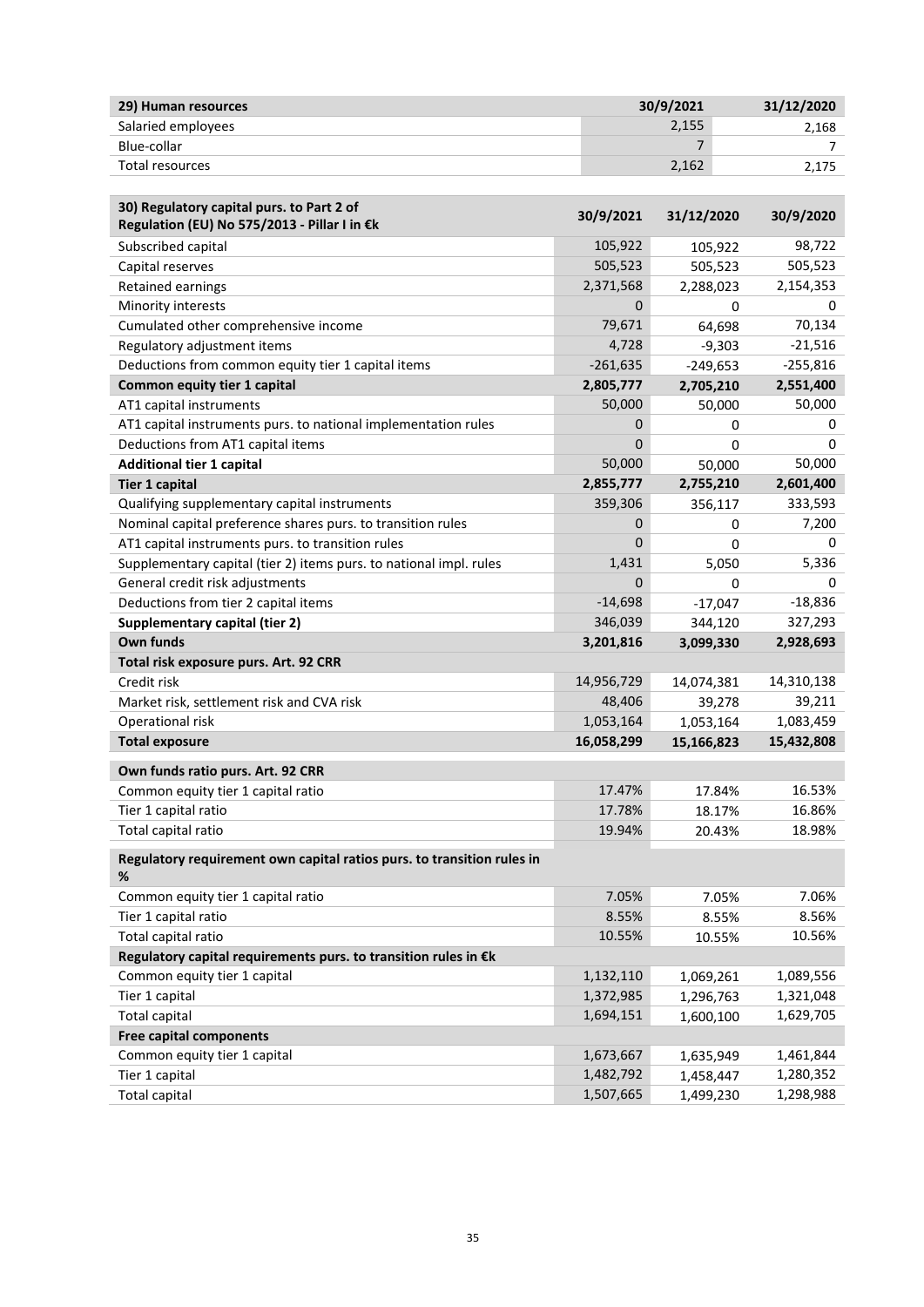| 29) Human resources | 30/9/2021 | 31/12/2020 |
| --- | --- | --- |
| Salaried employees | 2,155 | 2,168 |
| Blue-collar | 7 | 7 |
| Total resources | 2,162 | 2,175 |

| 30) Regulatory capital purs. to Part 2 of Regulation (EU) No 575/2013 - Pillar I in €k | 30/9/2021 | 31/12/2020 | 30/9/2020 |
| --- | --- | --- | --- |
| Subscribed capital | 105,922 | 105,922 | 98,722 |
| Capital reserves | 505,523 | 505,523 | 505,523 |
| Retained earnings | 2,371,568 | 2,288,023 | 2,154,353 |
| Minority interests | 0 | 0 | 0 |
| Cumulated other comprehensive income | 79,671 | 64,698 | 70,134 |
| Regulatory adjustment items | 4,728 | -9,303 | -21,516 |
| Deductions from common equity tier 1 capital items | -261,635 | -249,653 | -255,816 |
| **Common equity tier 1 capital** | **2,805,777** | **2,705,210** | **2,551,400** |
| AT1 capital instruments | 50,000 | 50,000 | 50,000 |
| AT1 capital instruments purs. to national implementation rules | 0 | 0 | 0 |
| Deductions from AT1 capital items | 0 | 0 | 0 |
| **Additional tier 1 capital** | 50,000 | 50,000 | 50,000 |
| **Tier 1 capital** | **2,855,777** | **2,755,210** | **2,601,400** |
| Qualifying supplementary capital instruments | 359,306 | 356,117 | 333,593 |
| Nominal capital preference shares purs. to transition rules | 0 | 0 | 7,200 |
| AT1 capital instruments purs. to transition rules | 0 | 0 | 0 |
| Supplementary capital (tier 2) items purs. to national impl. rules | 1,431 | 5,050 | 5,336 |
| General credit risk adjustments | 0 | 0 | 0 |
| Deductions from tier 2 capital items | -14,698 | -17,047 | -18,836 |
| **Supplementary capital (tier 2)** | 346,039 | 344,120 | 327,293 |
| **Own funds** | **3,201,816** | **3,099,330** | **2,928,693** |
| **Total risk exposure purs. Art. 92 CRR** | | | |
| Credit risk | 14,956,729 | 14,074,381 | 14,310,138 |
| Market risk, settlement risk and CVA risk | 48,406 | 39,278 | 39,211 |
| Operational risk | 1,053,164 | 1,053,164 | 1,083,459 |
| **Total exposure** | **16,058,299** | **15,166,823** | **15,432,808** |
| **Own funds ratio purs. Art. 92 CRR** | | | |
| Common equity tier 1 capital ratio | 17.47% | 17.84% | 16.53% |
| Tier 1 capital ratio | 17.78% | 18.17% | 16.86% |
| Total capital ratio | 19.94% | 20.43% | 18.98% |
| **Regulatory requirement own capital ratios purs. to transition rules in %** | | | |
| Common equity tier 1 capital ratio | 7.05% | 7.05% | 7.06% |
| Tier 1 capital ratio | 8.55% | 8.55% | 8.56% |
| Total capital ratio | 10.55% | 10.55% | 10.56% |
| **Regulatory capital requirements purs. to transition rules in €k** | | | |
| Common equity tier 1 capital | 1,132,110 | 1,069,261 | 1,089,556 |
| Tier 1 capital | 1,372,985 | 1,296,763 | 1,321,048 |
| Total capital | 1,694,151 | 1,600,100 | 1,629,705 |
| **Free capital components** | | | |
| Common equity tier 1 capital | 1,673,667 | 1,635,949 | 1,461,844 |
| Tier 1 capital | 1,482,792 | 1,458,447 | 1,280,352 |
| Total capital | 1,507,665 | 1,499,230 | 1,298,988 |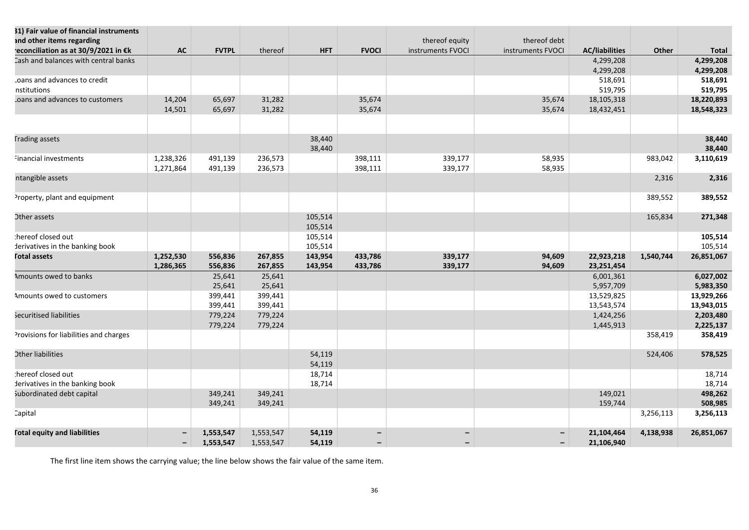| 31) Fair value of financial instruments and other items regarding reconciliation as at 30/9/2021 in €k | AC | FVTPL | thereof | HFT | FVOCI | thereof equity instruments FVOCI | thereof debt instruments FVOCI | AC/liabilities | Other | Total |
|---|---|---|---|---|---|---|---|---|---|---|
| Cash and balances with central banks | | | | | | | | 4,299,208 | | **4,299,208** |
| | | | | | | | | 4,299,208 | | **4,299,208** |
| Loans and advances to credit institutions | | | | | | | | 518,691 | | **518,691** |
| | | | | | | | | 519,795 | | **519,795** |
| Loans and advances to customers | 14,204 | 65,697 | 31,282 | | 35,674 | | 35,674 | 18,105,318 | | **18,220,893** |
| | 14,501 | 65,697 | 31,282 | | 35,674 | | 35,674 | 18,432,451 | | **18,548,323** |
| Trading assets | | | | 38,440 | | | | | | **38,440** |
| | | | | 38,440 | | | | | | **38,440** |
| Financial investments | 1,238,326 | 491,139 | 236,573 | | 398,111 | 339,177 | 58,935 | | 983,042 | **3,110,619** |
| | 1,271,864 | 491,139 | 236,573 | | 398,111 | 339,177 | 58,935 | | | |
| Intangible assets | | | | | | | | | 2,316 | **2,316** |
| Property, plant and equipment | | | | | | | | | 389,552 | **389,552** |
| Other assets | | | | 105,514 | | | | | 165,834 | **271,348** |
| | | | | 105,514 | | | | | | |
| thereof closed out derivatives in the banking book | | | | 105,514 | | | | | | **105,514** |
| | | | | 105,514 | | | | | | 105,514 |
| **Total assets** | **1,252,530** | **556,836** | **267,855** | **143,954** | **433,786** | **339,177** | **94,609** | **22,923,218** | **1,540,744** | **26,851,067** |
| | **1,286,365** | **556,836** | **267,855** | **143,954** | **433,786** | **339,177** | **94,609** | **23,251,454** | | |
| Amounts owed to banks | | 25,641 | 25,641 | | | | | 6,001,361 | | **6,027,002** |
| | | 25,641 | 25,641 | | | | | 5,957,709 | | **5,983,350** |
| Amounts owed to customers | | 399,441 | 399,441 | | | | | 13,529,825 | | **13,929,266** |
| | | 399,441 | 399,441 | | | | | 13,543,574 | | **13,943,015** |
| Securitised liabilities | | 779,224 | 779,224 | | | | | 1,424,256 | | **2,203,480** |
| | | 779,224 | 779,224 | | | | | 1,445,913 | | **2,225,137** |
| Provisions for liabilities and charges | | | | | | | | | 358,419 | **358,419** |
| Other liabilities | | | | 54,119 | | | | | 524,406 | **578,525** |
| | | | | 54,119 | | | | | | |
| thereof closed out derivatives in the banking book | | | | 18,714 | | | | | | 18,714 |
| | | | | 18,714 | | | | | | 18,714 |
| Subordinated debt capital | | 349,241 | 349,241 | | | | | 149,021 | | **498,262** |
| | | 349,241 | 349,241 | | | | | 159,744 | | **508,985** |
| Capital | | | | | | | | | 3,256,113 | **3,256,113** |
| **Total equity and liabilities** | **–** | **1,553,547** | 1,553,547 | **54,119** | **–** | **–** | **–** | **21,104,464** | **4,138,938** | **26,851,067** |
| | **–** | **1,553,547** | 1,553,547 | **54,119** | **–** | **–** | **–** | **21,106,940** | | |

The first line item shows the carrying value; the line below shows the fair value of the same item.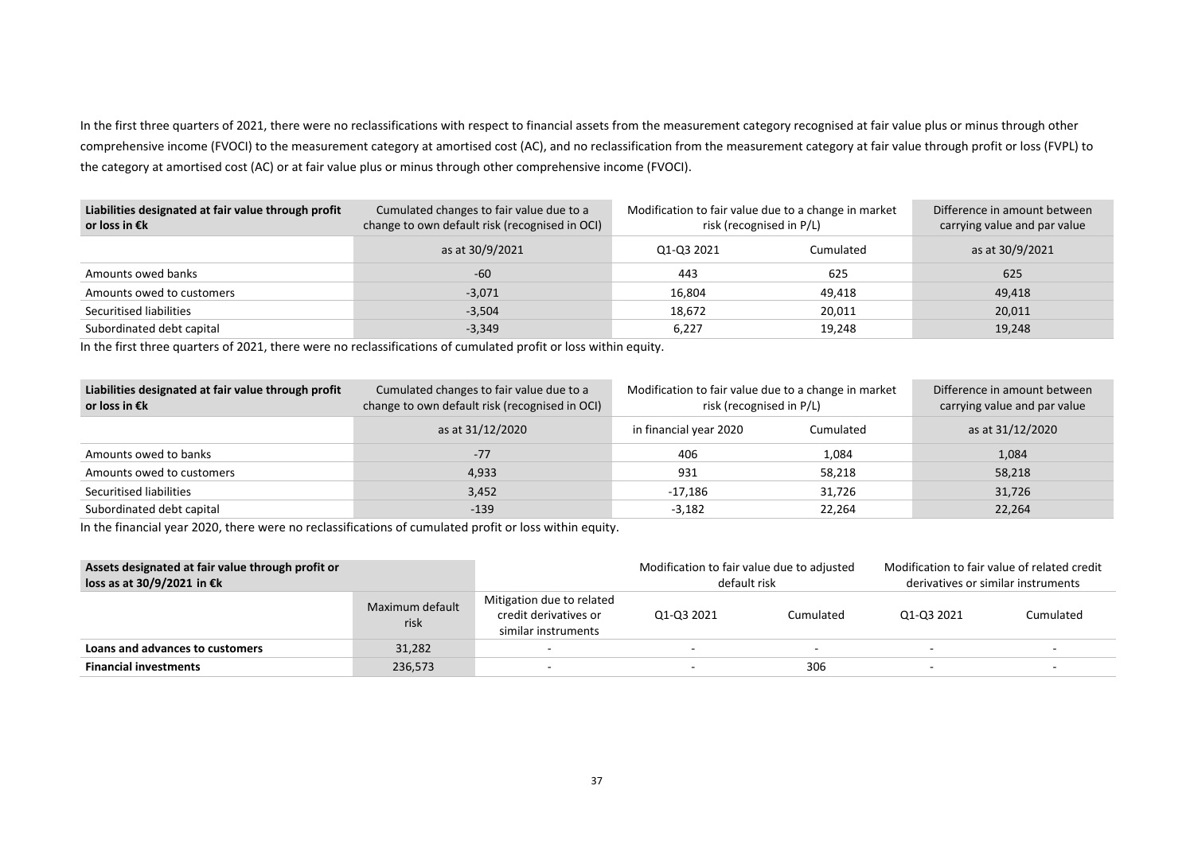In the first three quarters of 2021, there were no reclassifications with respect to financial assets from the measurement category recognised at fair value plus or minus through other comprehensive income (FVOCI) to the measurement category at amortised cost (AC), and no reclassification from the measurement category at fair value through profit or loss (FVPL) to the category at amortised cost (AC) or at fair value plus or minus through other comprehensive income (FVOCI).

| **Liabilities designated at fair value through profit or loss in €k** | Cumulated changes to fair value due to a change to own default risk (recognised in OCI) | Modification to fair value due to a change in market risk (recognised in P/L) | | Difference in amount between carrying value and par value |
|---|---|---|---|---|
| | as at 30/9/2021 | Q1-Q3 2021 | Cumulated | as at 30/9/2021 |
| Amounts owed banks | -60 | 443 | 625 | 625 |
| Amounts owed to customers | -3,071 | 16,804 | 49,418 | 49,418 |
| Securitised liabilities | -3,504 | 18,672 | 20,011 | 20,011 |
| Subordinated debt capital | -3,349 | 6,227 | 19,248 | 19,248 |

In the first three quarters of 2021, there were no reclassifications of cumulated profit or loss within equity.

| **Liabilities designated at fair value through profit or loss in €k** | Cumulated changes to fair value due to a change to own default risk (recognised in OCI) | Modification to fair value due to a change in market risk (recognised in P/L) | | Difference in amount between carrying value and par value |
|---|---|---|---|---|
| | as at 31/12/2020 | in financial year 2020 | Cumulated | as at 31/12/2020 |
| Amounts owed to banks | -77 | 406 | 1,084 | 1,084 |
| Amounts owed to customers | 4,933 | 931 | 58,218 | 58,218 |
| Securitised liabilities | 3,452 | -17,186 | 31,726 | 31,726 |
| Subordinated debt capital | -139 | -3,182 | 22,264 | 22,264 |

In the financial year 2020, there were no reclassifications of cumulated profit or loss within equity.

| **Assets designated at fair value through profit or loss as at 30/9/2021 in €k** | | | Modification to fair value due to adjusted default risk | | Modification to fair value of related credit derivatives or similar instruments | |
|---|---|---|---|---|---|---|
| | Maximum default risk | Mitigation due to related credit derivatives or similar instruments | Q1-Q3 2021 | Cumulated | Q1-Q3 2021 | Cumulated |
| **Loans and advances to customers** | 31,282 | - | - | - | - | - |
| **Financial investments** | 236,573 | - | - | 306 | - | - |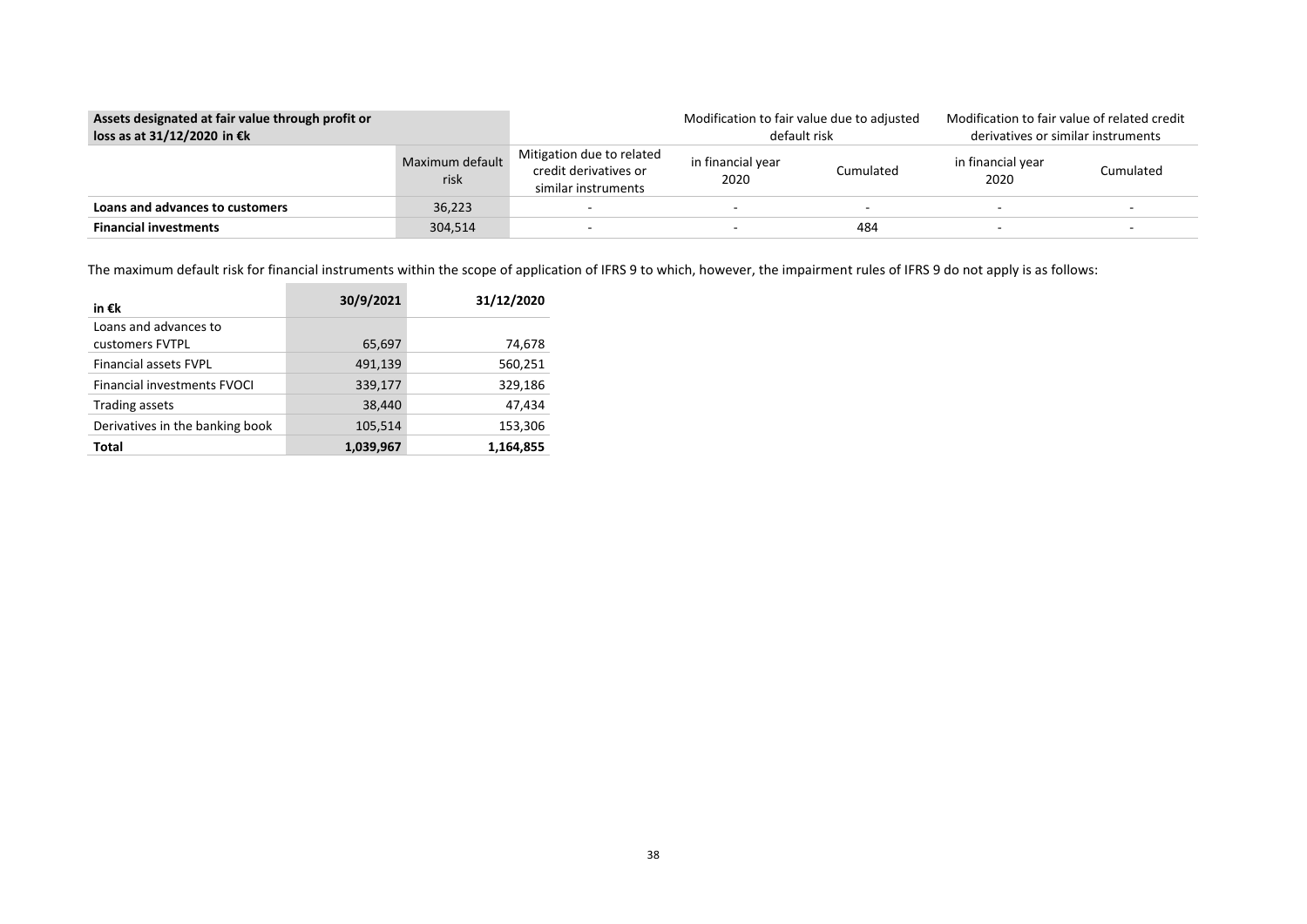| Assets designated at fair value through profit or loss as at 31/12/2020 in €k | | | Modification to fair value due to adjusted default risk | | Modification to fair value of related credit derivatives or similar instruments | |
|---|---|---|---|---|---|---|
| | Maximum default risk | Mitigation due to related credit derivatives or similar instruments | in financial year 2020 | Cumulated | in financial year 2020 | Cumulated |
| **Loans and advances to customers** | 36,223 | - | - | - | - | - |
| **Financial investments** | 304,514 | - | - | 484 | - | - |

The maximum default risk for financial instruments within the scope of application of IFRS 9 to which, however, the impairment rules of IFRS 9 do not apply is as follows:

| in €k | 30/9/2021 | 31/12/2020 |
|---|---|---|
| Loans and advances to customers FVTPL | 65,697 | 74,678 |
| Financial assets FVPL | 491,139 | 560,251 |
| Financial investments FVOCI | 339,177 | 329,186 |
| Trading assets | 38,440 | 47,434 |
| Derivatives in the banking book | 105,514 | 153,306 |
| **Total** | **1,039,967** | **1,164,855** |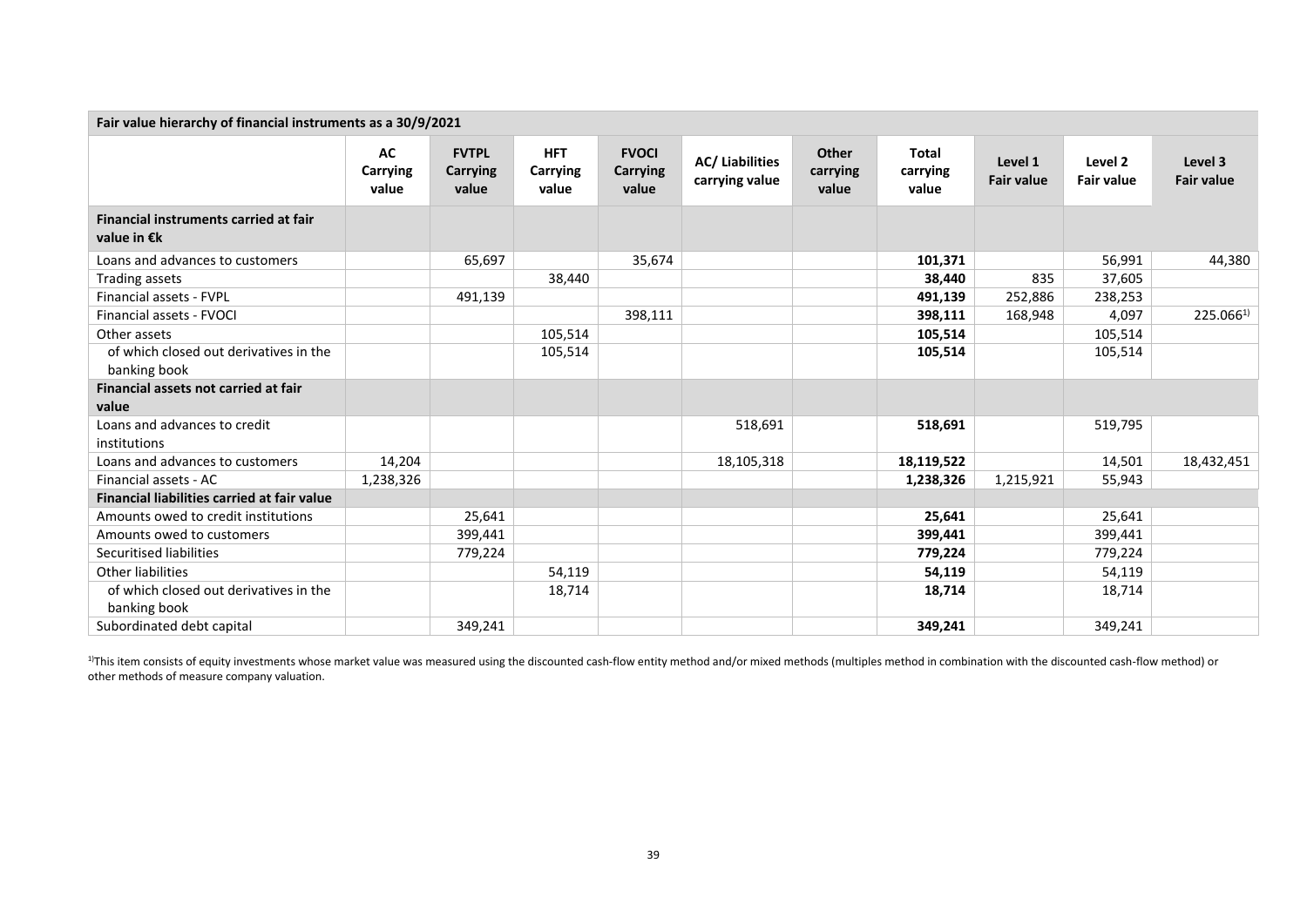| Fair value hierarchy of financial instruments as a 30/9/2021 | | | | | | | | | | |
|---|---|---|---|---|---|---|---|---|---|---|
| | AC Carrying value | FVTPL Carrying value | HFT Carrying value | FVOCI Carrying value | AC/ Liabilities carrying value | Other carrying value | Total carrying value | Level 1 Fair value | Level 2 Fair value | Level 3 Fair value |
| **Financial instruments carried at fair value in €k** | | | | | | | | | | |
| Loans and advances to customers | | 65,697 | | 35,674 | | | **101,371** | | 56,991 | 44,380 |
| Trading assets | | | 38,440 | | | | **38,440** | 835 | 37,605 | |
| Financial assets - FVPL | | 491,139 | | | | | **491,139** | 252,886 | 238,253 | |
| Financial assets - FVOCI | | | | 398,111 | | | **398,111** | 168,948 | 4,097 | 225.066[1)] |
| Other assets | | | 105,514 | | | | **105,514** | | 105,514 | |
| of which closed out derivatives in the banking book | | | 105,514 | | | | **105,514** | | 105,514 | |
| **Financial assets not carried at fair value** | | | | | | | | | | |
| Loans and advances to credit institutions | | | | | 518,691 | | **518,691** | | 519,795 | |
| Loans and advances to customers | 14,204 | | | | 18,105,318 | | **18,119,522** | | 14,501 | 18,432,451 |
| Financial assets - AC | 1,238,326 | | | | | | **1,238,326** | 1,215,921 | 55,943 | |
| **Financial liabilities carried at fair value** | | | | | | | | | | |
| Amounts owed to credit institutions | | 25,641 | | | | | **25,641** | | 25,641 | |
| Amounts owed to customers | | 399,441 | | | | | **399,441** | | 399,441 | |
| Securitised liabilities | | 779,224 | | | | | **779,224** | | 779,224 | |
| Other liabilities | | | 54,119 | | | | **54,119** | | 54,119 | |
| of which closed out derivatives in the banking book | | | 18,714 | | | | **18,714** | | 18,714 | |
| Subordinated debt capital | | 349,241 | | | | | **349,241** | | 349,241 | |

[1)]This item consists of equity investments whose market value was measured using the discounted cash-flow entity method and/or mixed methods (multiples method in combination with the discounted cash-flow method) or other methods of measure company valuation.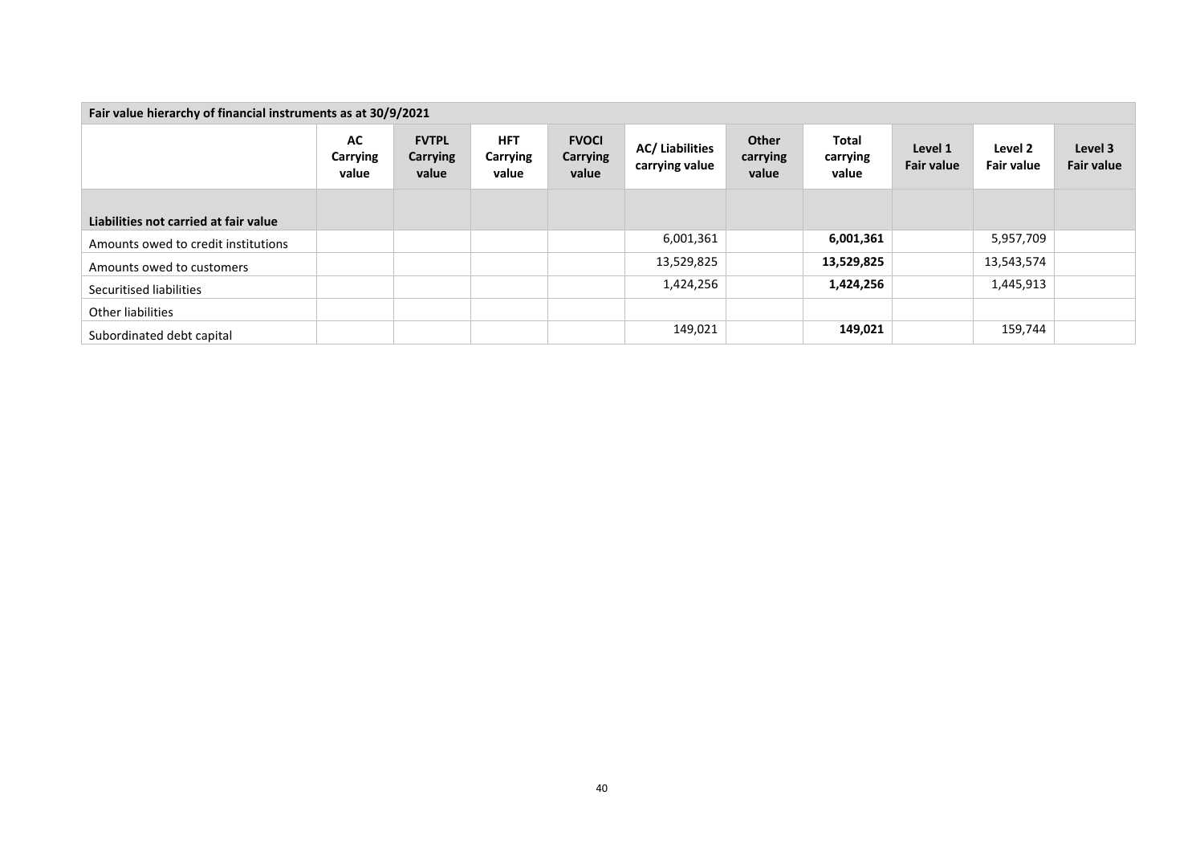| Fair value hierarchy of financial instruments as at 30/9/2021 | | | | | | | | | | |
|---|---|---|---|---|---|---|---|---|---|---|
| | AC Carrying value | FVTPL Carrying value | HFT Carrying value | FVOCI Carrying value | AC/ Liabilities carrying value | Other carrying value | Total carrying value | Level 1 Fair value | Level 2 Fair value | Level 3 Fair value |
| **Liabilities not carried at fair value** | | | | | | | | | | |
| Amounts owed to credit institutions | | | | | 6,001,361 | | **6,001,361** | | 5,957,709 | |
| Amounts owed to customers | | | | | 13,529,825 | | **13,529,825** | | 13,543,574 | |
| Securitised liabilities | | | | | 1,424,256 | | **1,424,256** | | 1,445,913 | |
| Other liabilities | | | | | | | | | | |
| Subordinated debt capital | | | | | 149,021 | | **149,021** | | 159,744 | |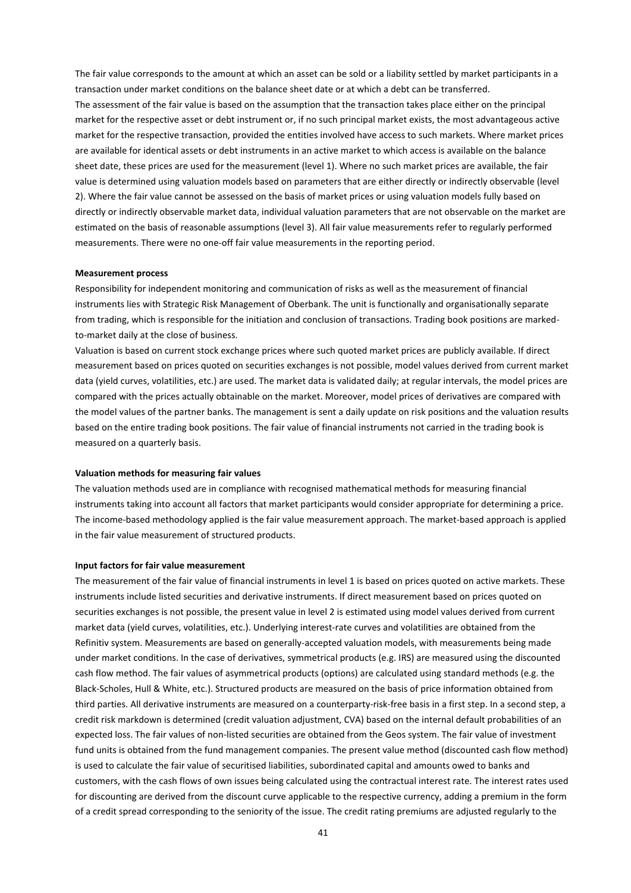The fair value corresponds to the amount at which an asset can be sold or a liability settled by market participants in a transaction under market conditions on the balance sheet date or at which a debt can be transferred.
The assessment of the fair value is based on the assumption that the transaction takes place either on the principal market for the respective asset or debt instrument or, if no such principal market exists, the most advantageous active market for the respective transaction, provided the entities involved have access to such markets. Where market prices are available for identical assets or debt instruments in an active market to which access is available on the balance sheet date, these prices are used for the measurement (level 1). Where no such market prices are available, the fair value is determined using valuation models based on parameters that are either directly or indirectly observable (level 2). Where the fair value cannot be assessed on the basis of market prices or using valuation models fully based on directly or indirectly observable market data, individual valuation parameters that are not observable on the market are estimated on the basis of reasonable assumptions (level 3). All fair value measurements refer to regularly performed measurements. There were no one-off fair value measurements in the reporting period.

**Measurement process**

Responsibility for independent monitoring and communication of risks as well as the measurement of financial instruments lies with Strategic Risk Management of Oberbank. The unit is functionally and organisationally separate from trading, which is responsible for the initiation and conclusion of transactions. Trading book positions are marked-to-market daily at the close of business.
Valuation is based on current stock exchange prices where such quoted market prices are publicly available. If direct measurement based on prices quoted on securities exchanges is not possible, model values derived from current market data (yield curves, volatilities, etc.) are used. The market data is validated daily; at regular intervals, the model prices are compared with the prices actually obtainable on the market. Moreover, model prices of derivatives are compared with the model values of the partner banks. The management is sent a daily update on risk positions and the valuation results based on the entire trading book positions. The fair value of financial instruments not carried in the trading book is measured on a quarterly basis.

**Valuation methods for measuring fair values**

The valuation methods used are in compliance with recognised mathematical methods for measuring financial instruments taking into account all factors that market participants would consider appropriate for determining a price. The income-based methodology applied is the fair value measurement approach. The market-based approach is applied in the fair value measurement of structured products.

**Input factors for fair value measurement**

The measurement of the fair value of financial instruments in level 1 is based on prices quoted on active markets. These instruments include listed securities and derivative instruments. If direct measurement based on prices quoted on securities exchanges is not possible, the present value in level 2 is estimated using model values derived from current market data (yield curves, volatilities, etc.). Underlying interest-rate curves and volatilities are obtained from the Refinitiv system. Measurements are based on generally-accepted valuation models, with measurements being made under market conditions. In the case of derivatives, symmetrical products (e.g. IRS) are measured using the discounted cash flow method. The fair values of asymmetrical products (options) are calculated using standard methods (e.g. the Black-Scholes, Hull & White, etc.). Structured products are measured on the basis of price information obtained from third parties. All derivative instruments are measured on a counterparty-risk-free basis in a first step. In a second step, a credit risk markdown is determined (credit valuation adjustment, CVA) based on the internal default probabilities of an expected loss. The fair values of non-listed securities are obtained from the Geos system. The fair value of investment fund units is obtained from the fund management companies. The present value method (discounted cash flow method) is used to calculate the fair value of securitised liabilities, subordinated capital and amounts owed to banks and customers, with the cash flows of own issues being calculated using the contractual interest rate. The interest rates used for discounting are derived from the discount curve applicable to the respective currency, adding a premium in the form of a credit spread corresponding to the seniority of the issue. The credit rating premiums are adjusted regularly to the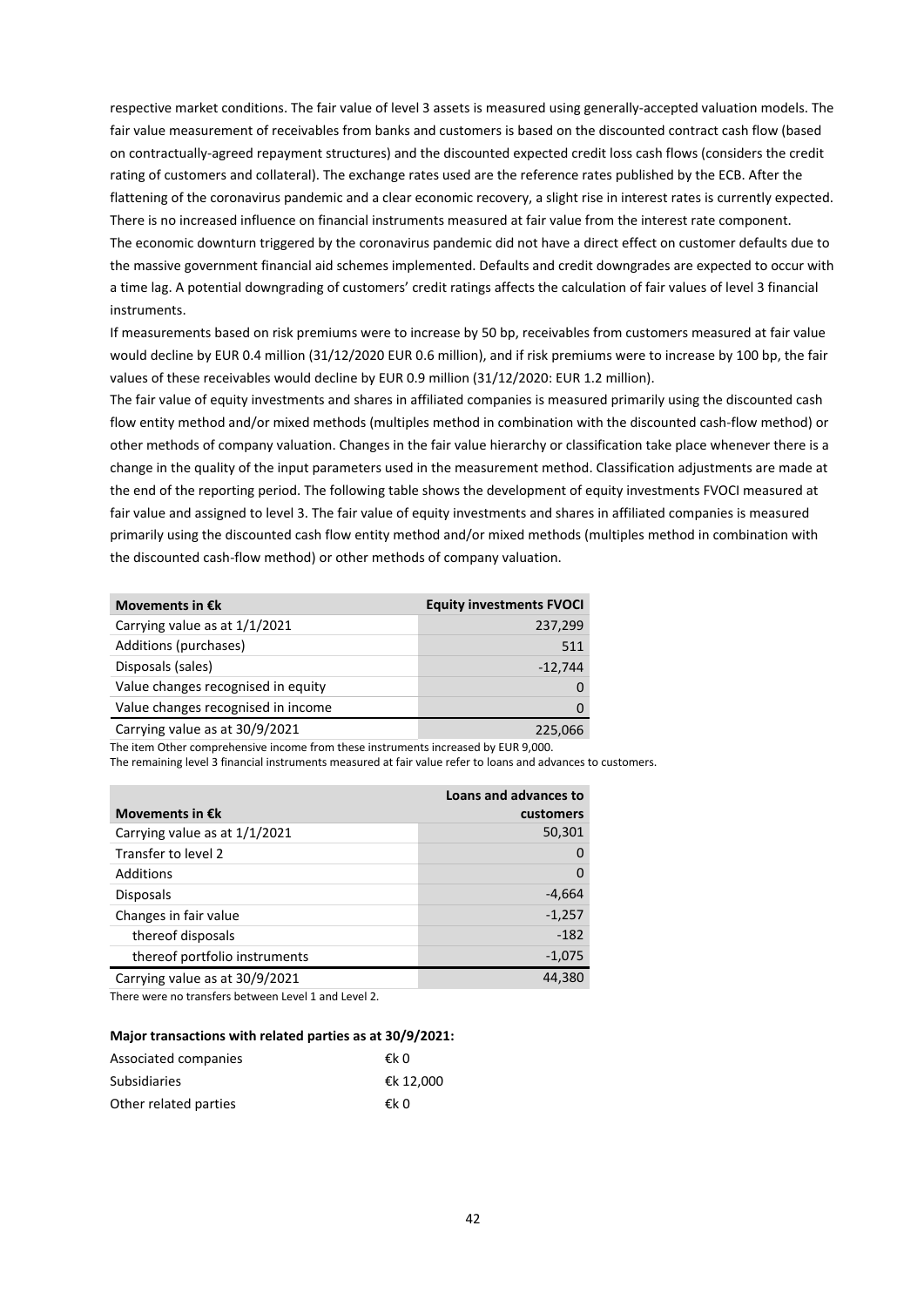respective market conditions. The fair value of level 3 assets is measured using generally-accepted valuation models. The fair value measurement of receivables from banks and customers is based on the discounted contract cash flow (based on contractually-agreed repayment structures) and the discounted expected credit loss cash flows (considers the credit rating of customers and collateral). The exchange rates used are the reference rates published by the ECB. After the flattening of the coronavirus pandemic and a clear economic recovery, a slight rise in interest rates is currently expected. There is no increased influence on financial instruments measured at fair value from the interest rate component.
The economic downturn triggered by the coronavirus pandemic did not have a direct effect on customer defaults due to the massive government financial aid schemes implemented. Defaults and credit downgrades are expected to occur with a time lag. A potential downgrading of customers' credit ratings affects the calculation of fair values of level 3 financial instruments.
If measurements based on risk premiums were to increase by 50 bp, receivables from customers measured at fair value would decline by EUR 0.4 million (31/12/2020 EUR 0.6 million), and if risk premiums were to increase by 100 bp, the fair values of these receivables would decline by EUR 0.9 million (31/12/2020: EUR 1.2 million).
The fair value of equity investments and shares in affiliated companies is measured primarily using the discounted cash flow entity method and/or mixed methods (multiples method in combination with the discounted cash-flow method) or other methods of company valuation. Changes in the fair value hierarchy or classification take place whenever there is a change in the quality of the input parameters used in the measurement method. Classification adjustments are made at the end of the reporting period. The following table shows the development of equity investments FVOCI measured at fair value and assigned to level 3. The fair value of equity investments and shares in affiliated companies is measured primarily using the discounted cash flow entity method and/or mixed methods (multiples method in combination with the discounted cash-flow method) or other methods of company valuation.

| Movements in €k | Equity investments FVOCI |
|---|---|
| Carrying value as at 1/1/2021 | 237,299 |
| Additions (purchases) | 511 |
| Disposals (sales) | -12,744 |
| Value changes recognised in equity | 0 |
| Value changes recognised in income | 0 |
| Carrying value as at 30/9/2021 | 225,066 |

The item Other comprehensive income from these instruments increased by EUR 9,000.
The remaining level 3 financial instruments measured at fair value refer to loans and advances to customers.

| Movements in €k | Loans and advances to customers |
|---|---|
| Carrying value as at 1/1/2021 | 50,301 |
| Transfer to level 2 | 0 |
| Additions | 0 |
| Disposals | -4,664 |
| Changes in fair value | -1,257 |
| thereof disposals | -182 |
| thereof portfolio instruments | -1,075 |
| Carrying value as at 30/9/2021 | 44,380 |

There were no transfers between Level 1 and Level 2.

**Major transactions with related parties as at 30/9/2021:**

| | |
|---|---|
| Associated companies | €k 0 |
| Subsidiaries | €k 12,000 |
| Other related parties | €k 0 |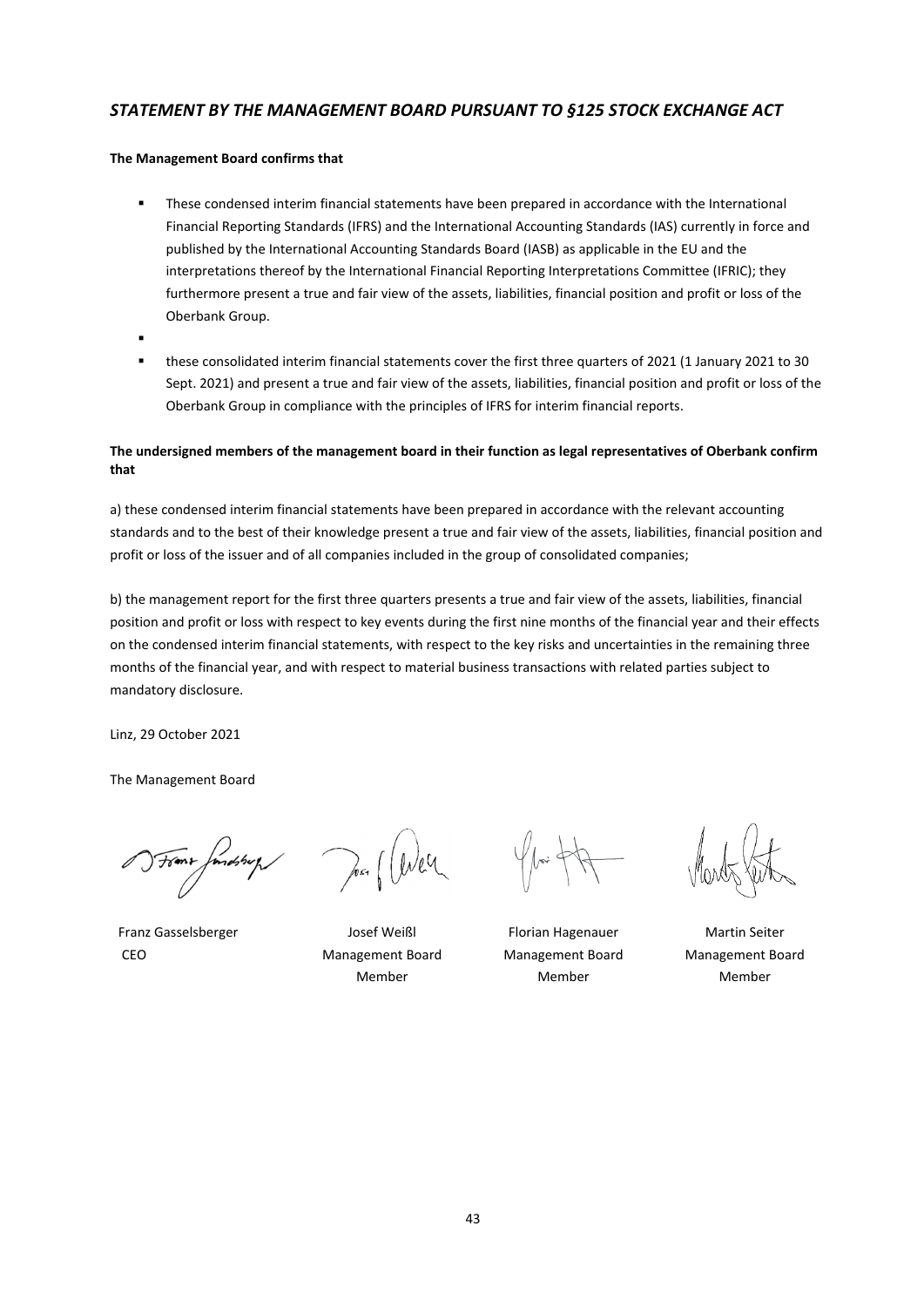## *STATEMENT BY THE MANAGEMENT BOARD PURSUANT TO §125 STOCK EXCHANGE ACT*

**The Management Board confirms that**

- These condensed interim financial statements have been prepared in accordance with the International Financial Reporting Standards (IFRS) and the International Accounting Standards (IAS) currently in force and published by the International Accounting Standards Board (IASB) as applicable in the EU and the interpretations thereof by the International Financial Reporting Interpretations Committee (IFRIC); they furthermore present a true and fair view of the assets, liabilities, financial position and profit or loss of the Oberbank Group.
- 
- these consolidated interim financial statements cover the first three quarters of 2021 (1 January 2021 to 30 Sept. 2021) and present a true and fair view of the assets, liabilities, financial position and profit or loss of the Oberbank Group in compliance with the principles of IFRS for interim financial reports.

**The undersigned members of the management board in their function as legal representatives of Oberbank confirm that**

a) these condensed interim financial statements have been prepared in accordance with the relevant accounting standards and to the best of their knowledge present a true and fair view of the assets, liabilities, financial position and profit or loss of the issuer and of all companies included in the group of consolidated companies;

b) the management report for the first three quarters presents a true and fair view of the assets, liabilities, financial position and profit or loss with respect to key events during the first nine months of the financial year and their effects on the condensed interim financial statements, with respect to the key risks and uncertainties in the remaining three months of the financial year, and with respect to material business transactions with related parties subject to mandatory disclosure.

Linz, 29 October 2021

The Management Board

| Franz Gasselsberger | Josef Weißl | Florian Hagenauer | Martin Seiter |
|---|---|---|---|
| CEO | Management Board Member | Management Board Member | Management Board Member |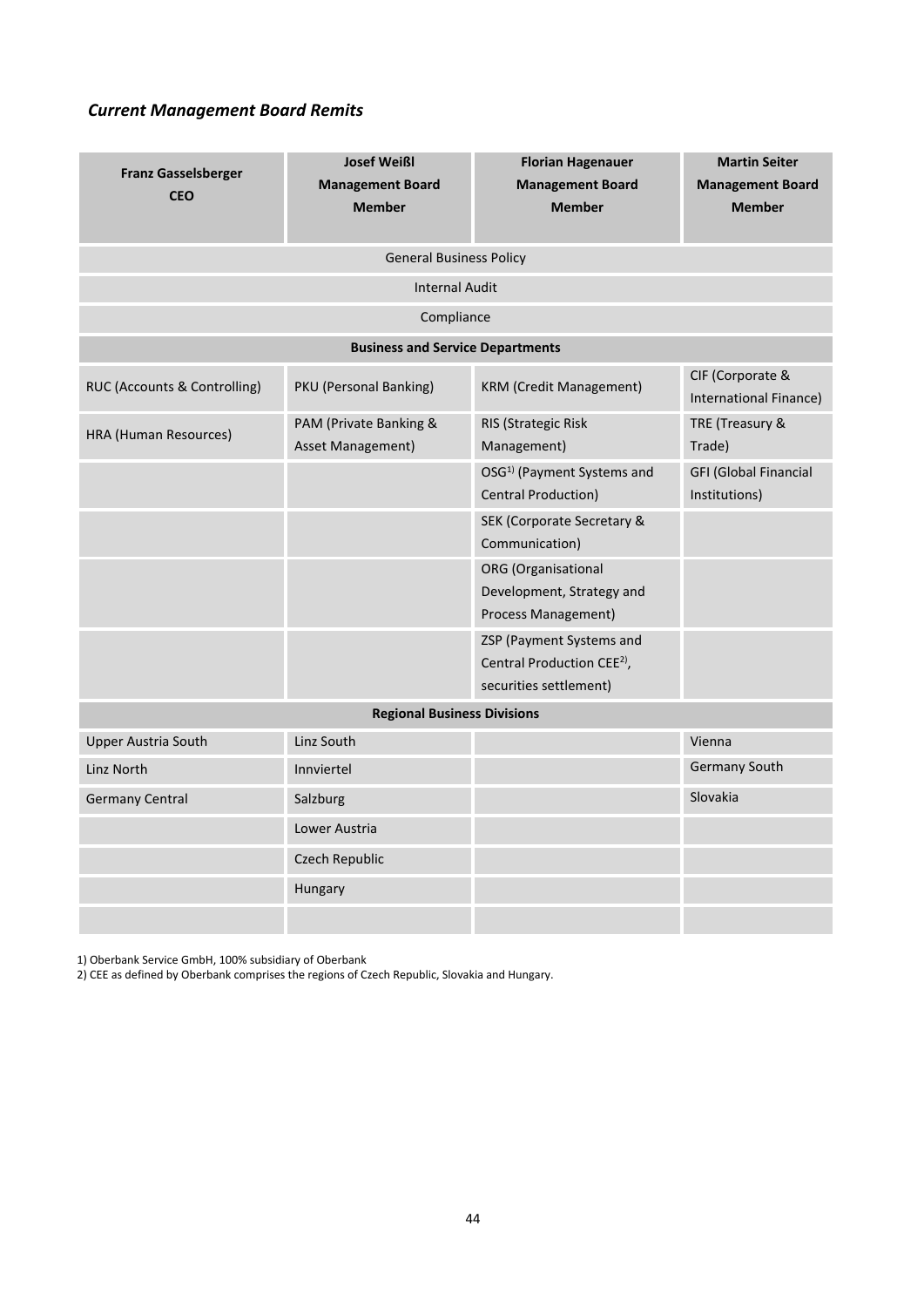### *Current Management Board Remits*

| **Franz Gasselsberger CEO** | **Josef Weißl Management Board Member** | **Florian Hagenauer Management Board Member** | **Martin Seiter Management Board Member** |
|---|---|---|---|
| General Business Policy | | | |
| Internal Audit | | | |
| Compliance | | | |
| **Business and Service Departments** | | | |
| RUC (Accounts & Controlling) | PKU (Personal Banking) | KRM (Credit Management) | CIF (Corporate & International Finance) |
| HRA (Human Resources) | PAM (Private Banking & Asset Management) | RIS (Strategic Risk Management) | TRE (Treasury & Trade) |
| | | OSG[1] (Payment Systems and Central Production) | GFI (Global Financial Institutions) |
| | | SEK (Corporate Secretary & Communication) | |
| | | ORG (Organisational Development, Strategy and Process Management) | |
| | | ZSP (Payment Systems and Central Production CEE[2]), securities settlement) | |
| **Regional Business Divisions** | | | |
| Upper Austria South | Linz South | | Vienna |
| Linz North | Innviertel | | Germany South |
| Germany Central | Salzburg | | Slovakia |
| | Lower Austria | | |
| | Czech Republic | | |
| | Hungary | | |
| | | | |

1) Oberbank Service GmbH, 100% subsidiary of Oberbank
2) CEE as defined by Oberbank comprises the regions of Czech Republic, Slovakia and Hungary.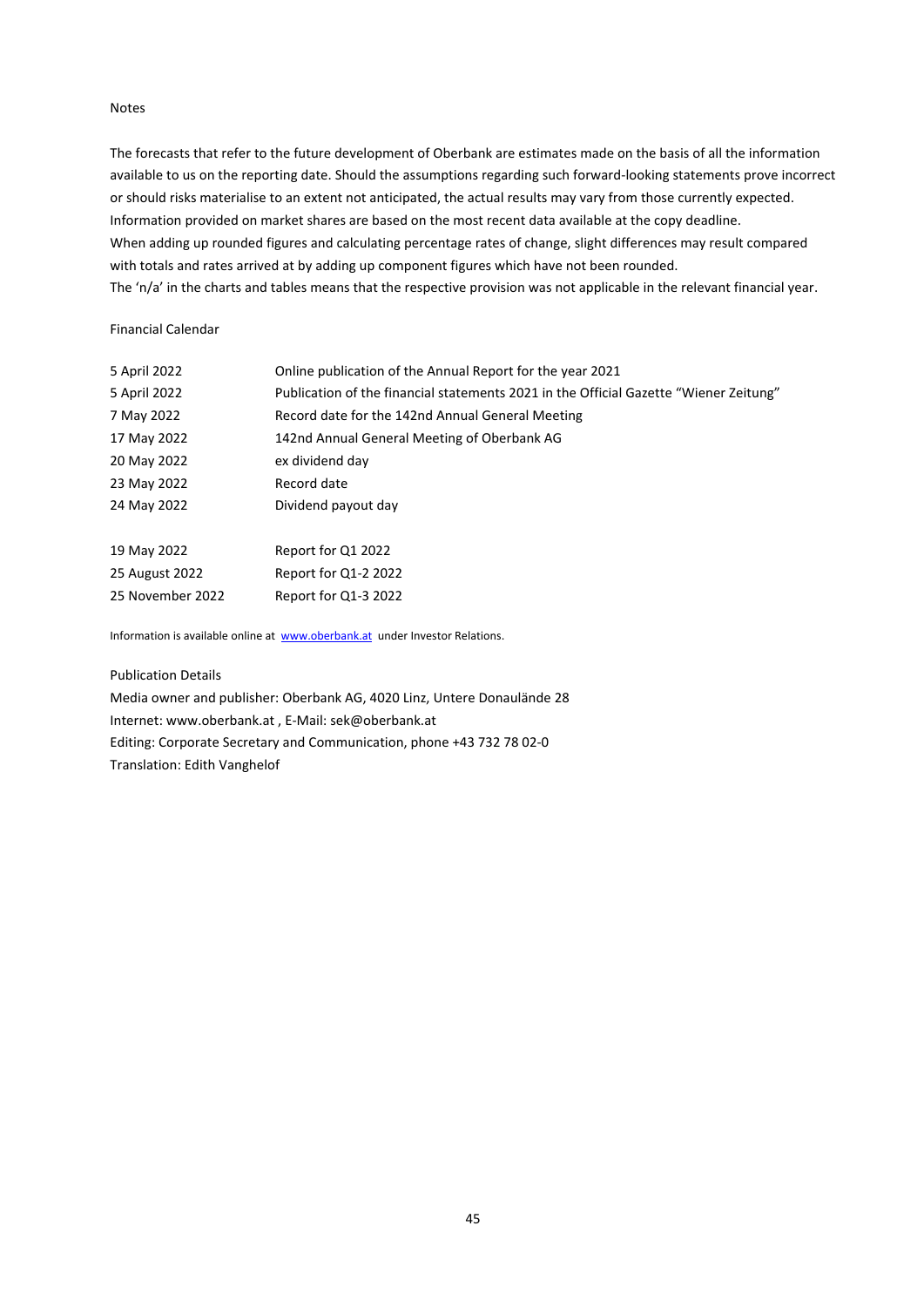## Notes

The forecasts that refer to the future development of Oberbank are estimates made on the basis of all the information available to us on the reporting date. Should the assumptions regarding such forward-looking statements prove incorrect or should risks materialise to an extent not anticipated, the actual results may vary from those currently expected. Information provided on market shares are based on the most recent data available at the copy deadline.
When adding up rounded figures and calculating percentage rates of change, slight differences may result compared with totals and rates arrived at by adding up component figures which have not been rounded.
The 'n/a' in the charts and tables means that the respective provision was not applicable in the relevant financial year.

## Financial Calendar

| | |
|---|---|
| 5 April 2022 | Online publication of the Annual Report for the year 2021 |
| 5 April 2022 | Publication of the financial statements 2021 in the Official Gazette "Wiener Zeitung" |
| 7 May 2022 | Record date for the 142nd Annual General Meeting |
| 17 May 2022 | 142nd Annual General Meeting of Oberbank AG |
| 20 May 2022 | ex dividend day |
| 23 May 2022 | Record date |
| 24 May 2022 | Dividend payout day |
| | |
| 19 May 2022 | Report for Q1 2022 |
| 25 August 2022 | Report for Q1-2 2022 |
| 25 November 2022 | Report for Q1-3 2022 |

Information is available online at www.oberbank.at under Investor Relations.

## Publication Details

Media owner and publisher: Oberbank AG, 4020 Linz, Untere Donaulände 28
Internet: www.oberbank.at , E-Mail: sek@oberbank.at
Editing: Corporate Secretary and Communication, phone +43 732 78 02-0
Translation: Edith Vanghelof